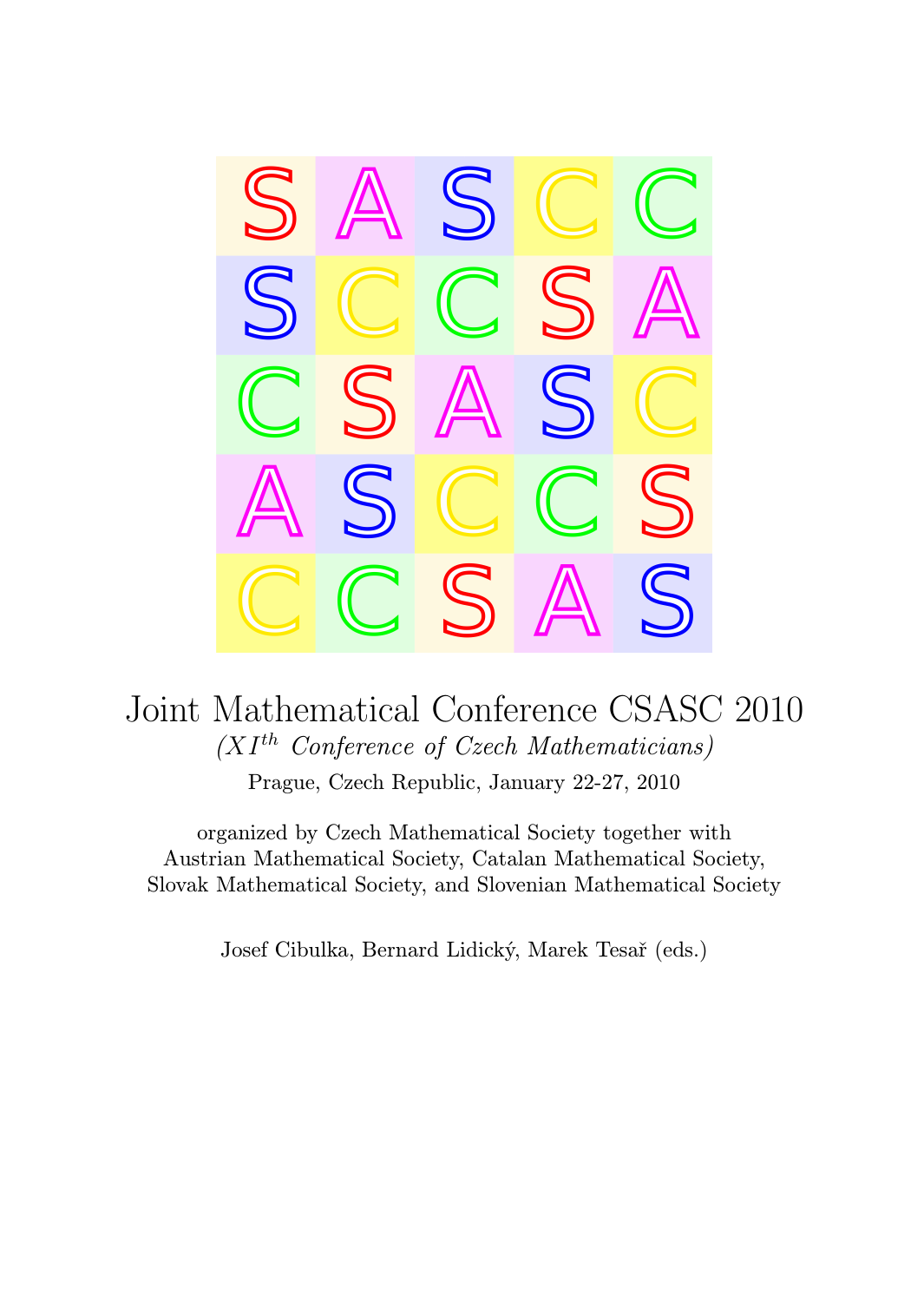# Joint Mathematical Conference CSASC 2010

*($XI^{th}$ Conference of Czech Mathematicians)*

Prague, Czech Republic, January 22-27, 2010

organized by Czech Mathematical Society together with
Austrian Mathematical Society, Catalan Mathematical Society,
Slovak Mathematical Society, and Slovenian Mathematical Society

Josef Cibulka, Bernard Lidický, Marek Tesař (eds.)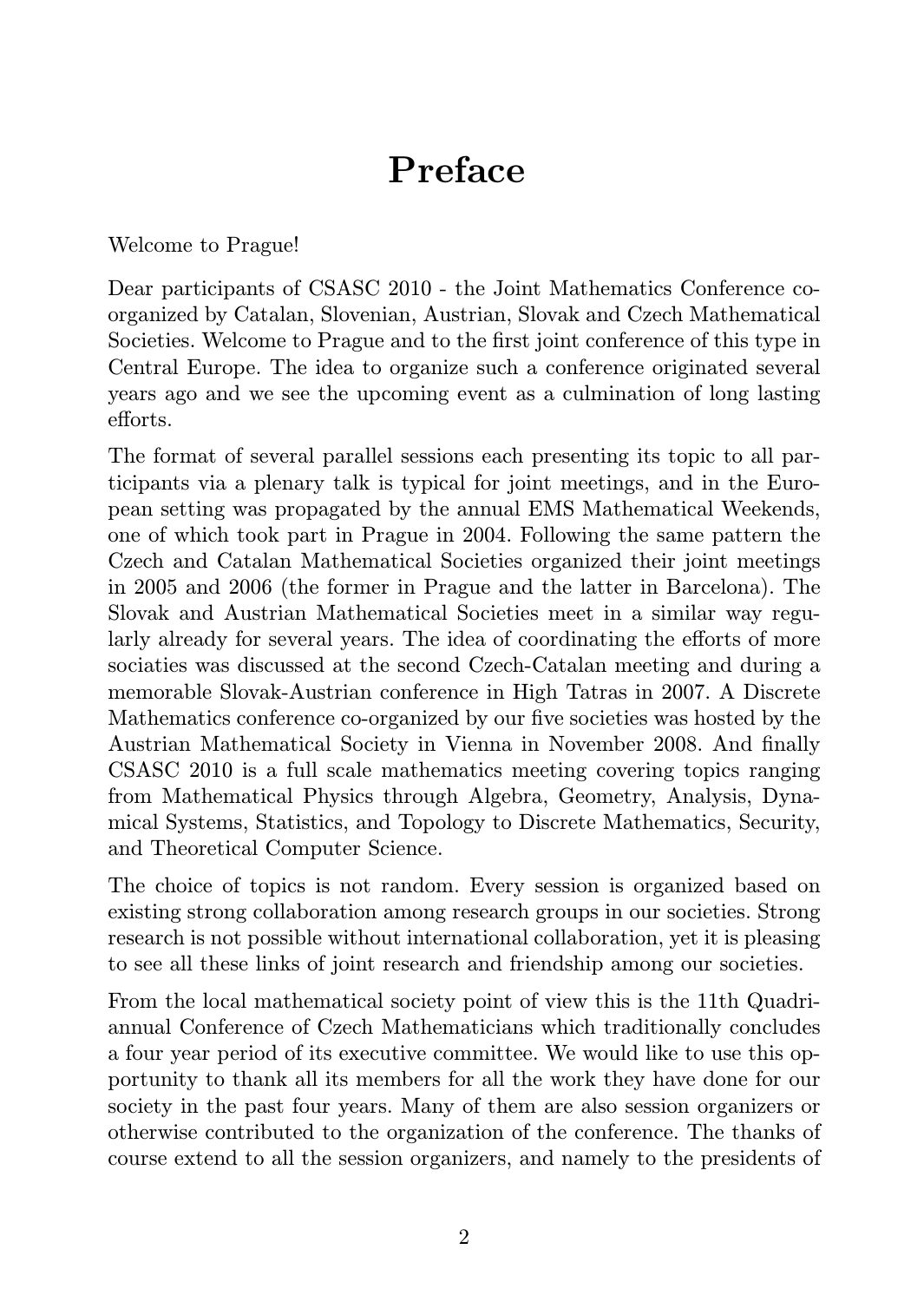# Preface

Welcome to Prague!

Dear participants of CSASC 2010 - the Joint Mathematics Conference co-organized by Catalan, Slovenian, Austrian, Slovak and Czech Mathematical Societies. Welcome to Prague and to the first joint conference of this type in Central Europe. The idea to organize such a conference originated several years ago and we see the upcoming event as a culmination of long lasting efforts.

The format of several parallel sessions each presenting its topic to all participants via a plenary talk is typical for joint meetings, and in the European setting was propagated by the annual EMS Mathematical Weekends, one of which took part in Prague in 2004. Following the same pattern the Czech and Catalan Mathematical Societies organized their joint meetings in 2005 and 2006 (the former in Prague and the latter in Barcelona). The Slovak and Austrian Mathematical Societies meet in a similar way regularly already for several years. The idea of coordinating the efforts of more sociaties was discussed at the second Czech-Catalan meeting and during a memorable Slovak-Austrian conference in High Tatras in 2007. A Discrete Mathematics conference co-organized by our five societies was hosted by the Austrian Mathematical Society in Vienna in November 2008. And finally CSASC 2010 is a full scale mathematics meeting covering topics ranging from Mathematical Physics through Algebra, Geometry, Analysis, Dynamical Systems, Statistics, and Topology to Discrete Mathematics, Security, and Theoretical Computer Science.

The choice of topics is not random. Every session is organized based on existing strong collaboration among research groups in our societies. Strong research is not possible without international collaboration, yet it is pleasing to see all these links of joint research and friendship among our societies.

From the local mathematical society point of view this is the 11th Quadriannual Conference of Czech Mathematicians which traditionally concludes a four year period of its executive committee. We would like to use this opportunity to thank all its members for all the work they have done for our society in the past four years. Many of them are also session organizers or otherwise contributed to the organization of the conference. The thanks of course extend to all the session organizers, and namely to the presidents of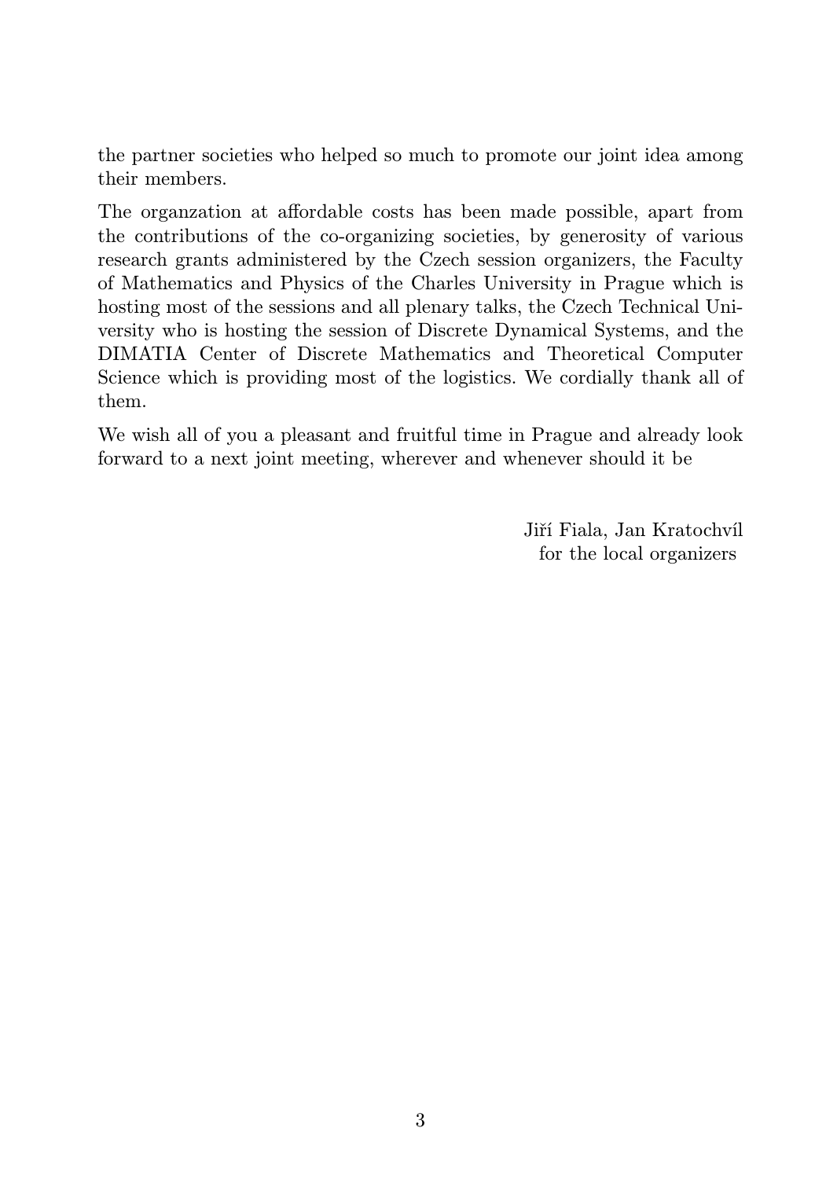the partner societies who helped so much to promote our joint idea among their members.

The organzation at affordable costs has been made possible, apart from the contributions of the co-organizing societies, by generosity of various research grants administered by the Czech session organizers, the Faculty of Mathematics and Physics of the Charles University in Prague which is hosting most of the sessions and all plenary talks, the Czech Technical University who is hosting the session of Discrete Dynamical Systems, and the DIMATIA Center of Discrete Mathematics and Theoretical Computer Science which is providing most of the logistics. We cordially thank all of them.

We wish all of you a pleasant and fruitful time in Prague and already look forward to a next joint meeting, wherever and whenever should it be

Jiří Fiala, Jan Kratochvíl
for the local organizers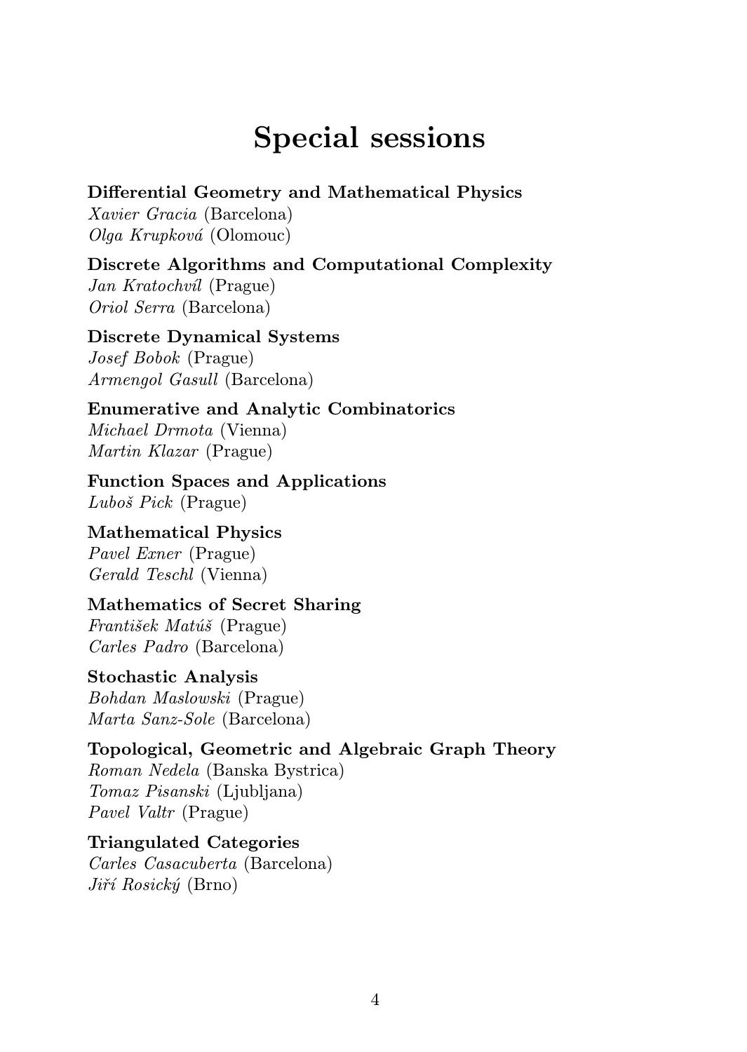# Special sessions

**Differential Geometry and Mathematical Physics**
*Xavier Gracia* (Barcelona)
*Olga Krupková* (Olomouc)

**Discrete Algorithms and Computational Complexity**
*Jan Kratochvíl* (Prague)
*Oriol Serra* (Barcelona)

**Discrete Dynamical Systems**
*Josef Bobok* (Prague)
*Armengol Gasull* (Barcelona)

**Enumerative and Analytic Combinatorics**
*Michael Drmota* (Vienna)
*Martin Klazar* (Prague)

**Function Spaces and Applications**
*Luboš Pick* (Prague)

**Mathematical Physics**
*Pavel Exner* (Prague)
*Gerald Teschl* (Vienna)

**Mathematics of Secret Sharing**
*František Matúš* (Prague)
*Carles Padro* (Barcelona)

**Stochastic Analysis**
*Bohdan Maslowski* (Prague)
*Marta Sanz-Sole* (Barcelona)

**Topological, Geometric and Algebraic Graph Theory**
*Roman Nedela* (Banska Bystrica)
*Tomaz Pisanski* (Ljubljana)
*Pavel Valtr* (Prague)

**Triangulated Categories**
*Carles Casacuberta* (Barcelona)
*Jiří Rosický* (Brno)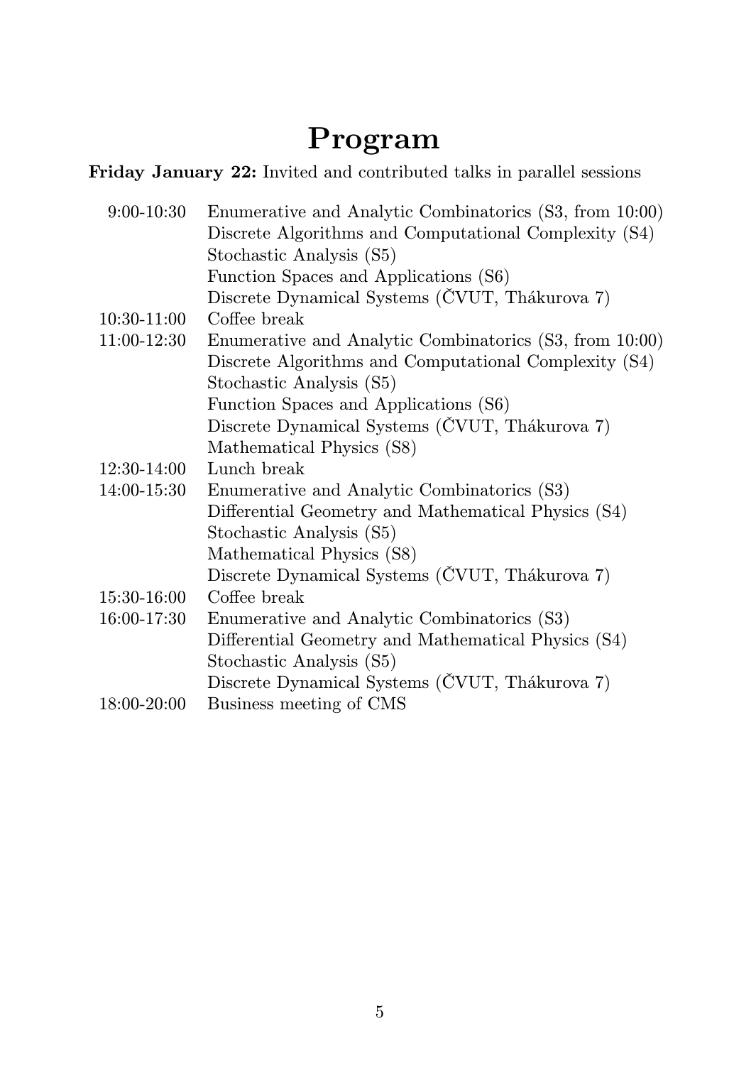# Program

**Friday January 22:** Invited and contributed talks in parallel sessions

| | |
|---|---|
| 9:00-10:30 | Enumerative and Analytic Combinatorics (S3, from 10:00) |
| | Discrete Algorithms and Computational Complexity (S4) |
| | Stochastic Analysis (S5) |
| | Function Spaces and Applications (S6) |
| | Discrete Dynamical Systems (ČVUT, Thákurova 7) |
| 10:30-11:00 | Coffee break |
| 11:00-12:30 | Enumerative and Analytic Combinatorics (S3, from 10:00) |
| | Discrete Algorithms and Computational Complexity (S4) |
| | Stochastic Analysis (S5) |
| | Function Spaces and Applications (S6) |
| | Discrete Dynamical Systems (ČVUT, Thákurova 7) |
| | Mathematical Physics (S8) |
| 12:30-14:00 | Lunch break |
| 14:00-15:30 | Enumerative and Analytic Combinatorics (S3) |
| | Differential Geometry and Mathematical Physics (S4) |
| | Stochastic Analysis (S5) |
| | Mathematical Physics (S8) |
| | Discrete Dynamical Systems (ČVUT, Thákurova 7) |
| 15:30-16:00 | Coffee break |
| 16:00-17:30 | Enumerative and Analytic Combinatorics (S3) |
| | Differential Geometry and Mathematical Physics (S4) |
| | Stochastic Analysis (S5) |
| | Discrete Dynamical Systems (ČVUT, Thákurova 7) |
| 18:00-20:00 | Business meeting of CMS |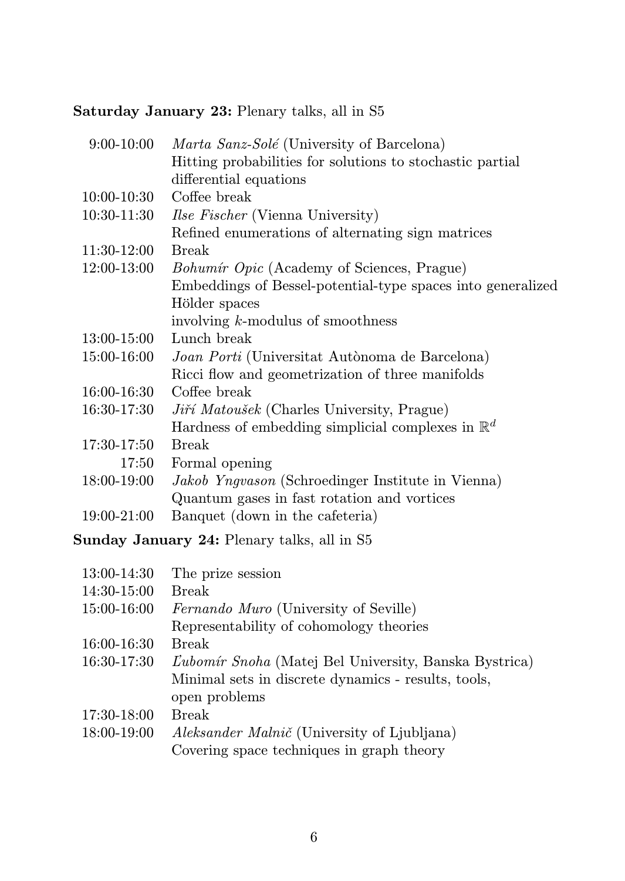**Saturday January 23:** Plenary talks, all in S5

| | |
|---|---|
| 9:00-10:00 | *Marta Sanz-Solé* (University of Barcelona)<br>Hitting probabilities for solutions to stochastic partial differential equations |
| 10:00-10:30 | Coffee break |
| 10:30-11:30 | *Ilse Fischer* (Vienna University)<br>Refined enumerations of alternating sign matrices |
| 11:30-12:00 | Break |
| 12:00-13:00 | *Bohumír Opic* (Academy of Sciences, Prague)<br>Embeddings of Bessel-potential-type spaces into generalized Hölder spaces<br>involving $k$-modulus of smoothness |
| 13:00-15:00 | Lunch break |
| 15:00-16:00 | *Joan Porti* (Universitat Autònoma de Barcelona)<br>Ricci flow and geometrization of three manifolds |
| 16:00-16:30 | Coffee break |
| 16:30-17:30 | *Jiří Matoušek* (Charles University, Prague)<br>Hardness of embedding simplicial complexes in $\mathbb{R}^d$ |
| 17:30-17:50 | Break |
| 17:50 | Formal opening |
| 18:00-19:00 | *Jakob Yngvason* (Schroedinger Institute in Vienna)<br>Quantum gases in fast rotation and vortices |
| 19:00-21:00 | Banquet (down in the cafeteria) |

**Sunday January 24:** Plenary talks, all in S5

| | |
|---|---|
| 13:00-14:30 | The prize session |
| 14:30-15:00 | Break |
| 15:00-16:00 | *Fernando Muro* (University of Seville)<br>Representability of cohomology theories |
| 16:00-16:30 | Break |
| 16:30-17:30 | *Ľubomír Snoha* (Matej Bel University, Banska Bystrica)<br>Minimal sets in discrete dynamics - results, tools, open problems |
| 17:30-18:00 | Break |
| 18:00-19:00 | *Aleksander Malnič* (University of Ljubljana)<br>Covering space techniques in graph theory |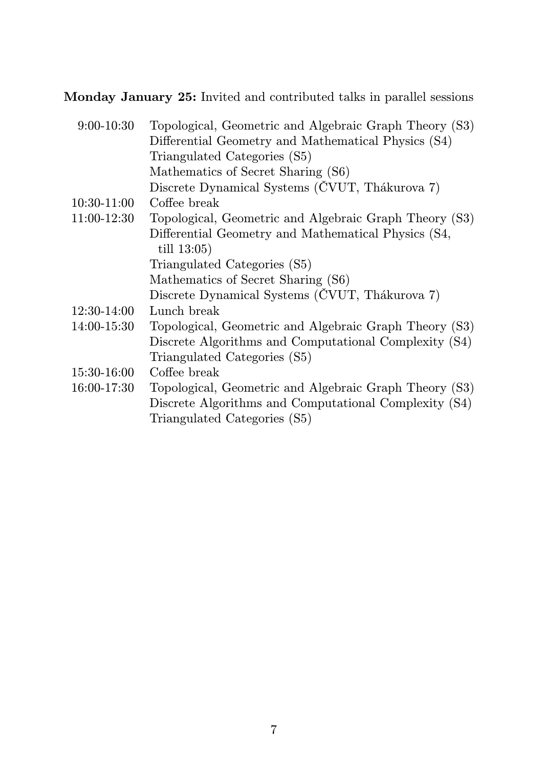**Monday January 25:** Invited and contributed talks in parallel sessions

| | |
|---|---|
| 9:00-10:30 | Topological, Geometric and Algebraic Graph Theory (S3) |
| | Differential Geometry and Mathematical Physics (S4) |
| | Triangulated Categories (S5) |
| | Mathematics of Secret Sharing (S6) |
| | Discrete Dynamical Systems (ČVUT, Thákurova 7) |
| 10:30-11:00 | Coffee break |
| 11:00-12:30 | Topological, Geometric and Algebraic Graph Theory (S3) |
| | Differential Geometry and Mathematical Physics (S4, till 13:05) |
| | Triangulated Categories (S5) |
| | Mathematics of Secret Sharing (S6) |
| | Discrete Dynamical Systems (ČVUT, Thákurova 7) |
| 12:30-14:00 | Lunch break |
| 14:00-15:30 | Topological, Geometric and Algebraic Graph Theory (S3) |
| | Discrete Algorithms and Computational Complexity (S4) |
| | Triangulated Categories (S5) |
| 15:30-16:00 | Coffee break |
| 16:00-17:30 | Topological, Geometric and Algebraic Graph Theory (S3) |
| | Discrete Algorithms and Computational Complexity (S4) |
| | Triangulated Categories (S5) |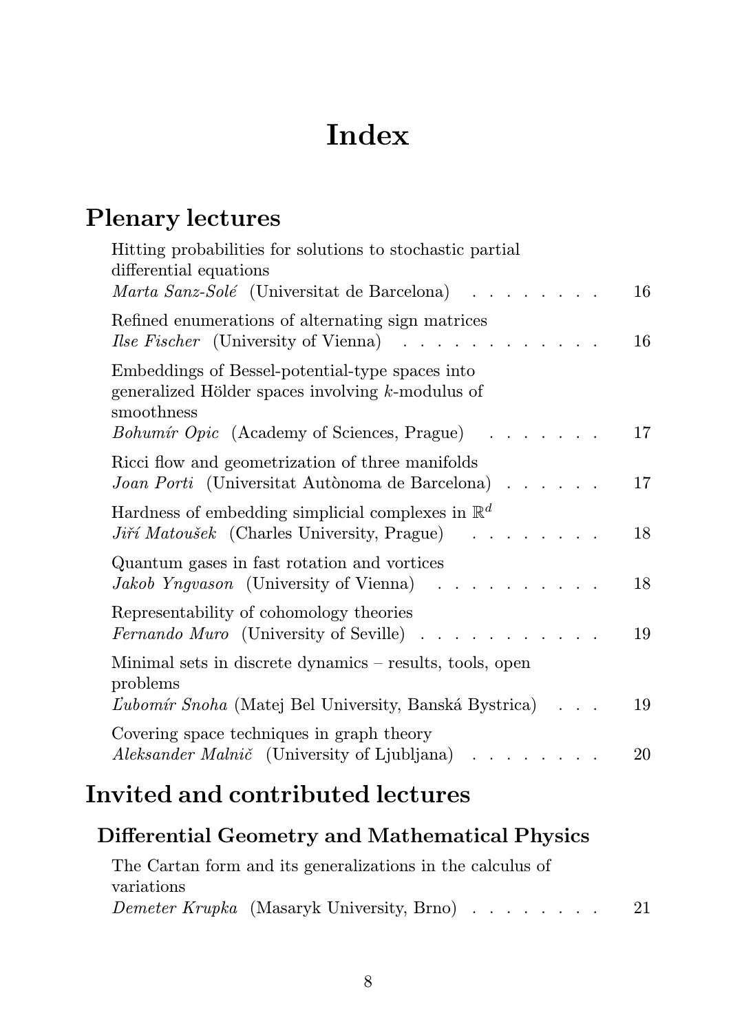# Index

## Plenary lectures

Hitting probabilities for solutions to stochastic partial differential equations
*Marta Sanz-Solé* (Universitat de Barcelona) . . . . . . . . 16

Refined enumerations of alternating sign matrices
*Ilse Fischer* (University of Vienna) . . . . . . . . . . . . 16

Embeddings of Bessel-potential-type spaces into generalized Hölder spaces involving $k$-modulus of smoothness
*Bohumír Opic* (Academy of Sciences, Prague) . . . . . . . 17

Ricci flow and geometrization of three manifolds
*Joan Porti* (Universitat Autònoma de Barcelona) . . . . . . 17

Hardness of embedding simplicial complexes in $\mathbb{R}^d$
*Jiří Matoušek* (Charles University, Prague) . . . . . . . . 18

Quantum gases in fast rotation and vortices
*Jakob Yngvason* (University of Vienna) . . . . . . . . . . 18

Representability of cohomology theories
*Fernando Muro* (University of Seville) . . . . . . . . . . . 19

Minimal sets in discrete dynamics – results, tools, open problems
*Ľubomír Snoha* (Matej Bel University, Banská Bystrica) . . . 19

Covering space techniques in graph theory
*Aleksander Malnič* (University of Ljubljana) . . . . . . . . 20

## Invited and contributed lectures

### Differential Geometry and Mathematical Physics

The Cartan form and its generalizations in the calculus of variations
*Demeter Krupka* (Masaryk University, Brno) . . . . . . . . 21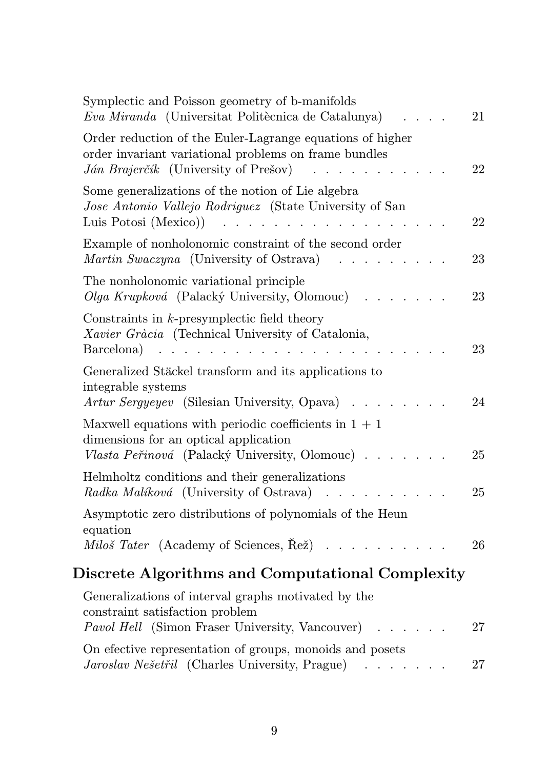Symplectic and Poisson geometry of b-manifolds  
*Eva Miranda* (Universitat Politècnica de Catalunya) . . . . 21

Order reduction of the Euler-Lagrange equations of higher order invariant variational problems on frame bundles  
*Ján Brajerčík* (University of Prešov) . . . . . . . . . . . 22

Some generalizations of the notion of Lie algebra  
*Jose Antonio Vallejo Rodriguez* (State University of San Luis Potosi (Mexico)) . . . . . . . . . . . . . . . . . 22

Example of nonholonomic constraint of the second order  
*Martin Swaczyna* (University of Ostrava) . . . . . . . . . 23

The nonholonomic variational principle  
*Olga Krupková* (Palacký University, Olomouc) . . . . . . . 23

Constraints in $k$-presymplectic field theory  
*Xavier Gràcia* (Technical University of Catalonia, Barcelona) . . . . . . . . . . . . . . . . . . . . . 23

Generalized Stäckel transform and its applications to integrable systems  
*Artur Sergyeyev* (Silesian University, Opava) . . . . . . . . 24

Maxwell equations with periodic coefficients in $1 + 1$ dimensions for an optical application  
*Vlasta Peřinová* (Palacký University, Olomouc) . . . . . . . 25

Helmholtz conditions and their generalizations  
*Radka Malíková* (University of Ostrava) . . . . . . . . . . 25

Asymptotic zero distributions of polynomials of the Heun equation  
*Miloš Tater* (Academy of Sciences, Řež) . . . . . . . . . . 26

## Discrete Algorithms and Computational Complexity

Generalizations of interval graphs motivated by the constraint satisfaction problem  
*Pavol Hell* (Simon Fraser University, Vancouver) . . . . . . 27

On efective representation of groups, monoids and posets  
*Jaroslav Nešetřil* (Charles University, Prague) . . . . . . . 27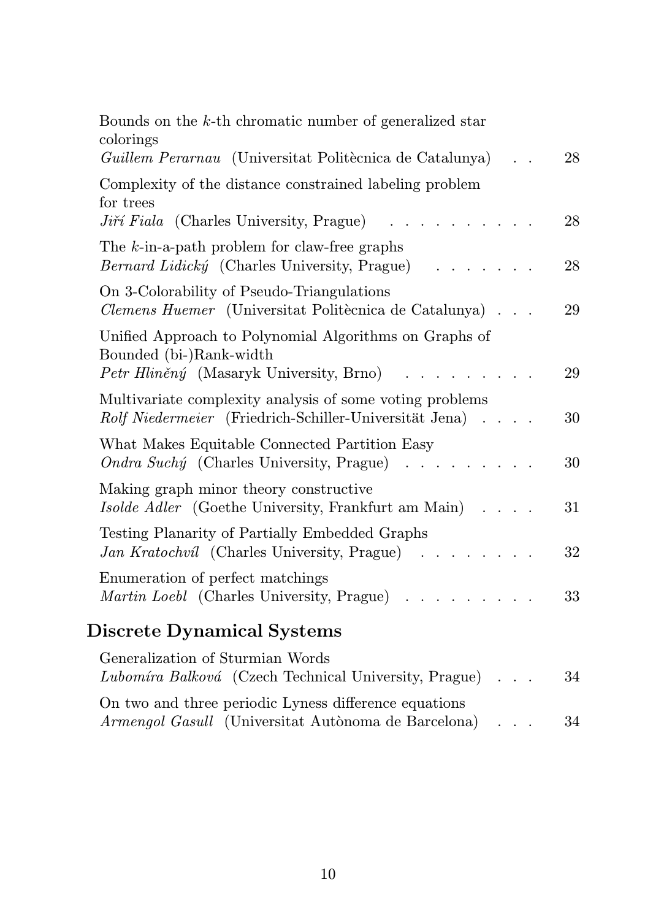Bounds on the $k$-th chromatic number of generalized star colorings
*Guillem Perarnau* (Universitat Politècnica de Catalunya) . . 28

Complexity of the distance constrained labeling problem for trees
*Jiří Fiala* (Charles University, Prague) . . . . . . . . . . 28

The $k$-in-a-path problem for claw-free graphs
*Bernard Lidický* (Charles University, Prague) . . . . . . . 28

On 3-Colorability of Pseudo-Triangulations
*Clemens Huemer* (Universitat Politècnica de Catalunya) . . . 29

Unified Approach to Polynomial Algorithms on Graphs of Bounded (bi-)Rank-width
*Petr Hliněný* (Masaryk University, Brno) . . . . . . . . . 29

Multivariate complexity analysis of some voting problems
*Rolf Niedermeier* (Friedrich-Schiller-Universität Jena) . . . . 30

What Makes Equitable Connected Partition Easy
*Ondra Suchý* (Charles University, Prague) . . . . . . . . . 30

Making graph minor theory constructive
*Isolde Adler* (Goethe University, Frankfurt am Main) . . . . 31

Testing Planarity of Partially Embedded Graphs
*Jan Kratochvíl* (Charles University, Prague) . . . . . . . . 32

Enumeration of perfect matchings
*Martin Loebl* (Charles University, Prague) . . . . . . . . . 33

## Discrete Dynamical Systems

Generalization of Sturmian Words
*Lubomíra Balková* (Czech Technical University, Prague) . . . 34

On two and three periodic Lyness difference equations
*Armengol Gasull* (Universitat Autònoma de Barcelona) . . . 34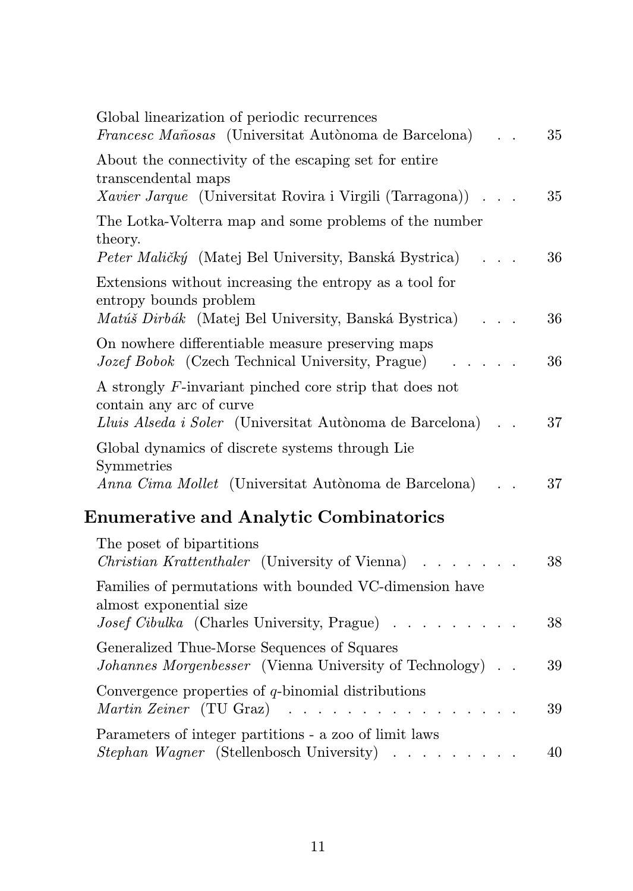Global linearization of periodic recurrences
*Francesc Mañosas* (Universitat Autònoma de Barcelona) . . 35

About the connectivity of the escaping set for entire transcendental maps
*Xavier Jarque* (Universitat Rovira i Virgili (Tarragona)) . . . 35

The Lotka-Volterra map and some problems of the number theory.
*Peter Maličký* (Matej Bel University, Banská Bystrica) . . . 36

Extensions without increasing the entropy as a tool for entropy bounds problem
*Matúš Dirbák* (Matej Bel University, Banská Bystrica) . . . 36

On nowhere differentiable measure preserving maps
*Jozef Bobok* (Czech Technical University, Prague) . . . . . 36

A strongly $F$-invariant pinched core strip that does not contain any arc of curve
*Lluis Alseda i Soler* (Universitat Autònoma de Barcelona) . . 37

Global dynamics of discrete systems through Lie Symmetries
*Anna Cima Mollet* (Universitat Autònoma de Barcelona) . . 37

## Enumerative and Analytic Combinatorics

The poset of bipartitions
*Christian Krattenthaler* (University of Vienna) . . . . . . . 38

Families of permutations with bounded VC-dimension have almost exponential size
*Josef Cibulka* (Charles University, Prague) . . . . . . . . . 38

Generalized Thue-Morse Sequences of Squares
*Johannes Morgenbesser* (Vienna University of Technology) . . 39

Convergence properties of $q$-binomial distributions
*Martin Zeiner* (TU Graz) . . . . . . . . . . . . . . . . 39

Parameters of integer partitions - a zoo of limit laws
*Stephan Wagner* (Stellenbosch University) . . . . . . . . . 40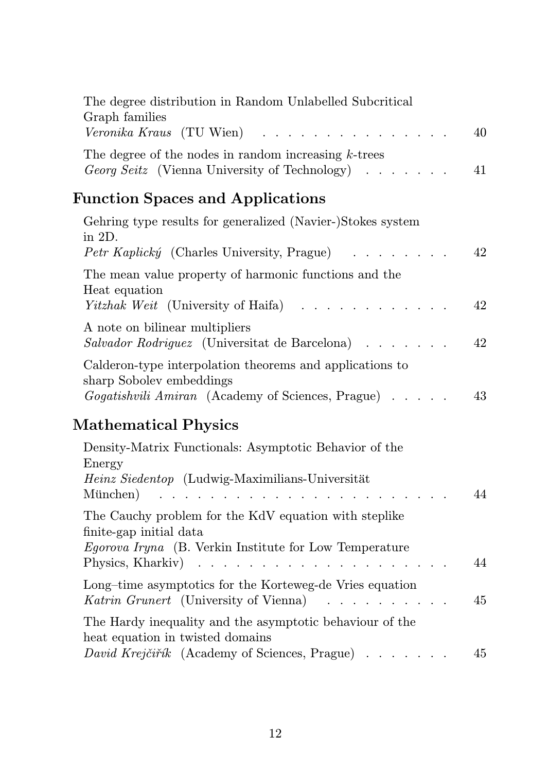The degree distribution in Random Unlabelled Subcritical Graph families
*Veronika Kraus* (TU Wien) . . . . . . . . . . . . . . . 40

The degree of the nodes in random increasing $k$-trees
*Georg Seitz* (Vienna University of Technology) . . . . . . . 41

## Function Spaces and Applications

Gehring type results for generalized (Navier-)Stokes system in 2D.
*Petr Kaplický* (Charles University, Prague) . . . . . . . . 42

The mean value property of harmonic functions and the Heat equation
*Yitzhak Weit* (University of Haifa) . . . . . . . . . . . . 42

A note on bilinear multipliers
*Salvador Rodriguez* (Universitat de Barcelona) . . . . . . . 42

Calderon-type interpolation theorems and applications to sharp Sobolev embeddings
*Gogatishvili Amiran* (Academy of Sciences, Prague) . . . . . 43

## Mathematical Physics

Density-Matrix Functionals: Asymptotic Behavior of the Energy
*Heinz Siedentop* (Ludwig-Maximilians-Universität München) . . . . . . . . . . . . . . . . . . . . . . 44

The Cauchy problem for the KdV equation with steplike finite-gap initial data
*Egorova Iryna* (B. Verkin Institute for Low Temperature Physics, Kharkiv) . . . . . . . . . . . . . . . . . . . . 44

Long–time asymptotics for the Korteweg-de Vries equation
*Katrin Grunert* (University of Vienna) . . . . . . . . . . 45

The Hardy inequality and the asymptotic behaviour of the heat equation in twisted domains
*David Krejčiřík* (Academy of Sciences, Prague) . . . . . . . 45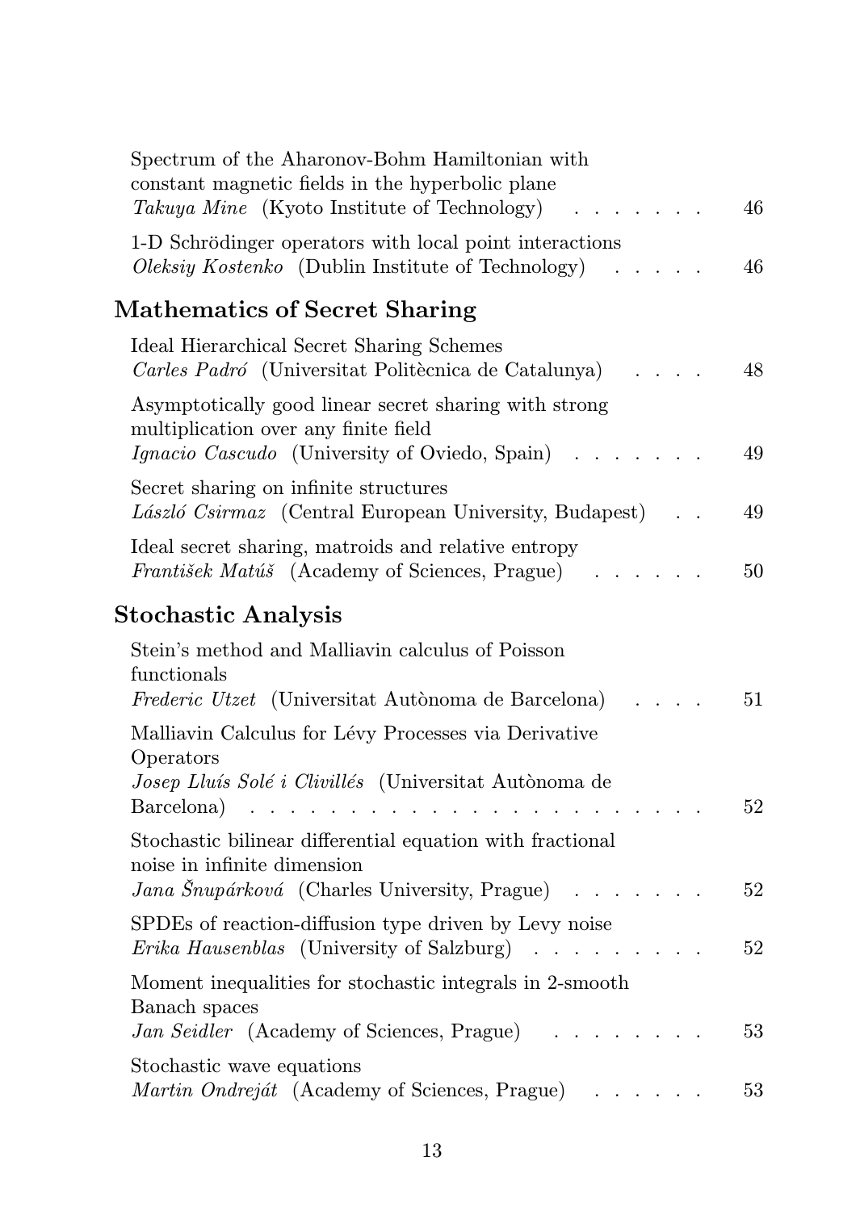Spectrum of the Aharonov-Bohm Hamiltonian with constant magnetic fields in the hyperbolic plane
*Takuya Mine* (Kyoto Institute of Technology) . . . . . . . 46

1-D Schrödinger operators with local point interactions
*Oleksiy Kostenko* (Dublin Institute of Technology) . . . . . 46

## Mathematics of Secret Sharing

Ideal Hierarchical Secret Sharing Schemes
*Carles Padró* (Universitat Politècnica de Catalunya) . . . . 48

Asymptotically good linear secret sharing with strong multiplication over any finite field
*Ignacio Cascudo* (University of Oviedo, Spain) . . . . . . . 49

Secret sharing on infinite structures
*László Csirmaz* (Central European University, Budapest) . . 49

Ideal secret sharing, matroids and relative entropy
*František Matúš* (Academy of Sciences, Prague) . . . . . . 50

## Stochastic Analysis

Stein's method and Malliavin calculus of Poisson functionals
*Frederic Utzet* (Universitat Autònoma de Barcelona) . . . . 51

Malliavin Calculus for Lévy Processes via Derivative Operators
*Josep Lluís Solé i Clivillés* (Universitat Autònoma de Barcelona) . . . . . . . . . . . . . . . . . . . . . . . 52

Stochastic bilinear differential equation with fractional noise in infinite dimension
*Jana Šnupárková* (Charles University, Prague) . . . . . . . 52

SPDEs of reaction-diffusion type driven by Levy noise
*Erika Hausenblas* (University of Salzburg) . . . . . . . . . 52

Moment inequalities for stochastic integrals in 2-smooth Banach spaces
*Jan Seidler* (Academy of Sciences, Prague) . . . . . . . . 53

Stochastic wave equations
*Martin Ondreját* (Academy of Sciences, Prague) . . . . . . 53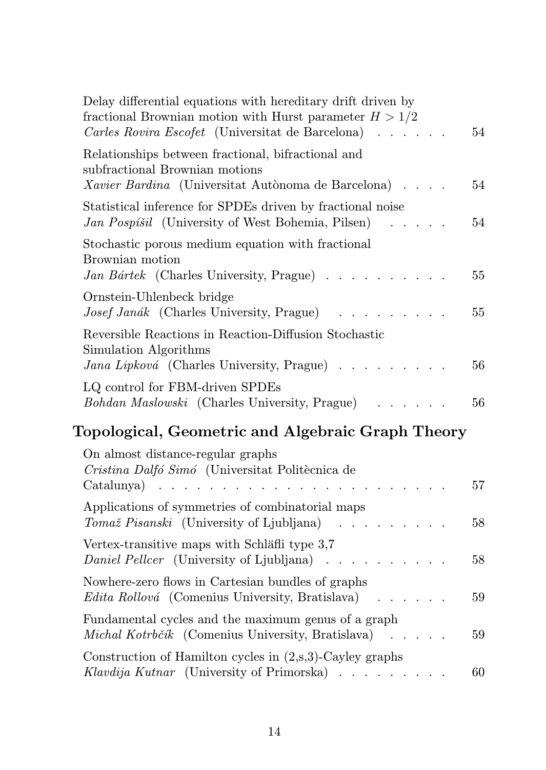Delay differential equations with hereditary drift driven by fractional Brownian motion with Hurst parameter $H > 1/2$
*Carles Rovira Escofet* (Universitat de Barcelona) . . . . . . 54

Relationships between fractional, bifractional and subfractional Brownian motions
*Xavier Bardina* (Universitat Autònoma de Barcelona) . . . . 54

Statistical inference for SPDEs driven by fractional noise
*Jan Pospíšil* (University of West Bohemia, Pilsen) . . . . . 54

Stochastic porous medium equation with fractional Brownian motion
*Jan Bártek* (Charles University, Prague) . . . . . . . . . . 55

Ornstein-Uhlenbeck bridge
*Josef Janák* (Charles University, Prague) . . . . . . . . . . 55

Reversible Reactions in Reaction-Diffusion Stochastic Simulation Algorithms
*Jana Lipková* (Charles University, Prague) . . . . . . . . . 56

LQ control for FBM-driven SPDEs
*Bohdan Maslowski* (Charles University, Prague) . . . . . . 56

## Topological, Geometric and Algebraic Graph Theory

On almost distance-regular graphs
*Cristina Dalfó Simó* (Universitat Politècnica de Catalunya) . . . . . . . . . . . . . . . . . . . . . . . 57

Applications of symmetries of combinatorial maps
*Tomaž Pisanski* (University of Ljubljana) . . . . . . . . . 58

Vertex-transitive maps with Schläfli type 3,7
*Daniel Pellcer* (University of Ljubljana) . . . . . . . . . . 58

Nowhere-zero flows in Cartesian bundles of graphs
*Edita Rollová* (Comenius University, Bratislava) . . . . . . 59

Fundamental cycles and the maximum genus of a graph
*Michal Kotrbčík* (Comenius University, Bratislava) . . . . . 59

Construction of Hamilton cycles in (2,s,3)-Cayley graphs
*Klavdija Kutnar* (University of Primorska) . . . . . . . . . 60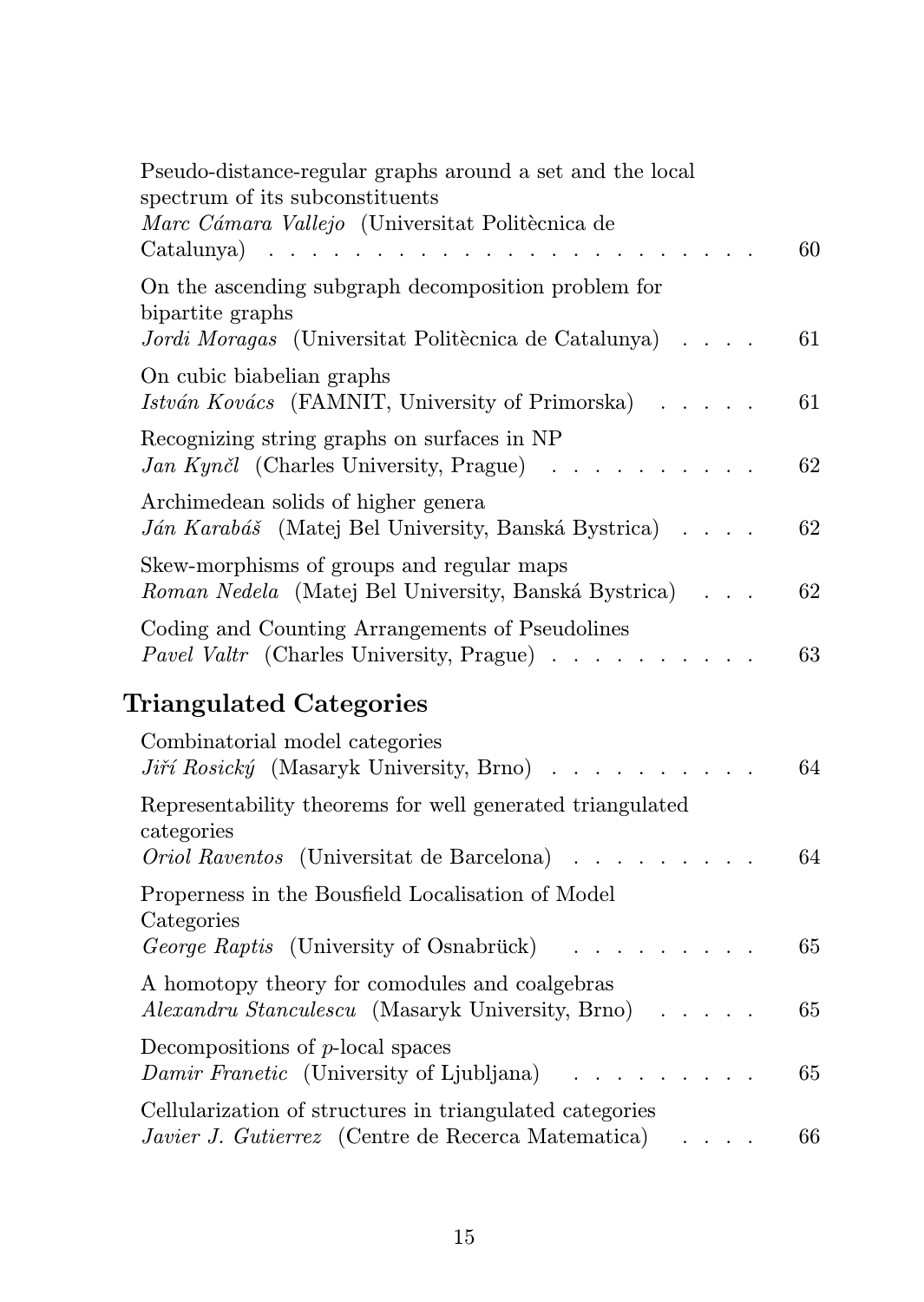Pseudo-distance-regular graphs around a set and the local spectrum of its subconstituents
*Marc Cámara Vallejo* (Universitat Politècnica de Catalunya) . . . . . . . . . . . . . . . . . . . . . . . 60

On the ascending subgraph decomposition problem for bipartite graphs
*Jordi Moragas* (Universitat Politècnica de Catalunya) . . . . 61

On cubic biabelian graphs
*István Kovács* (FAMNIT, University of Primorska) . . . . . 61

Recognizing string graphs on surfaces in NP
*Jan Kynčl* (Charles University, Prague) . . . . . . . . . . 62

Archimedean solids of higher genera
*Ján Karabáš* (Matej Bel University, Banská Bystrica) . . . . 62

Skew-morphisms of groups and regular maps
*Roman Nedela* (Matej Bel University, Banská Bystrica) . . . 62

Coding and Counting Arrangements of Pseudolines
*Pavel Valtr* (Charles University, Prague) . . . . . . . . . . 63

## Triangulated Categories

Combinatorial model categories
*Jiří Rosický* (Masaryk University, Brno) . . . . . . . . . . 64

Representability theorems for well generated triangulated categories
*Oriol Raventos* (Universitat de Barcelona) . . . . . . . . . 64

Properness in the Bousfield Localisation of Model Categories
*George Raptis* (University of Osnabrück) . . . . . . . . . 65

A homotopy theory for comodules and coalgebras
*Alexandru Stanculescu* (Masaryk University, Brno) . . . . . 65

Decompositions of $p$-local spaces
*Damir Franetic* (University of Ljubljana) . . . . . . . . . 65

Cellularization of structures in triangulated categories
*Javier J. Gutierrez* (Centre de Recerca Matematica) . . . . 66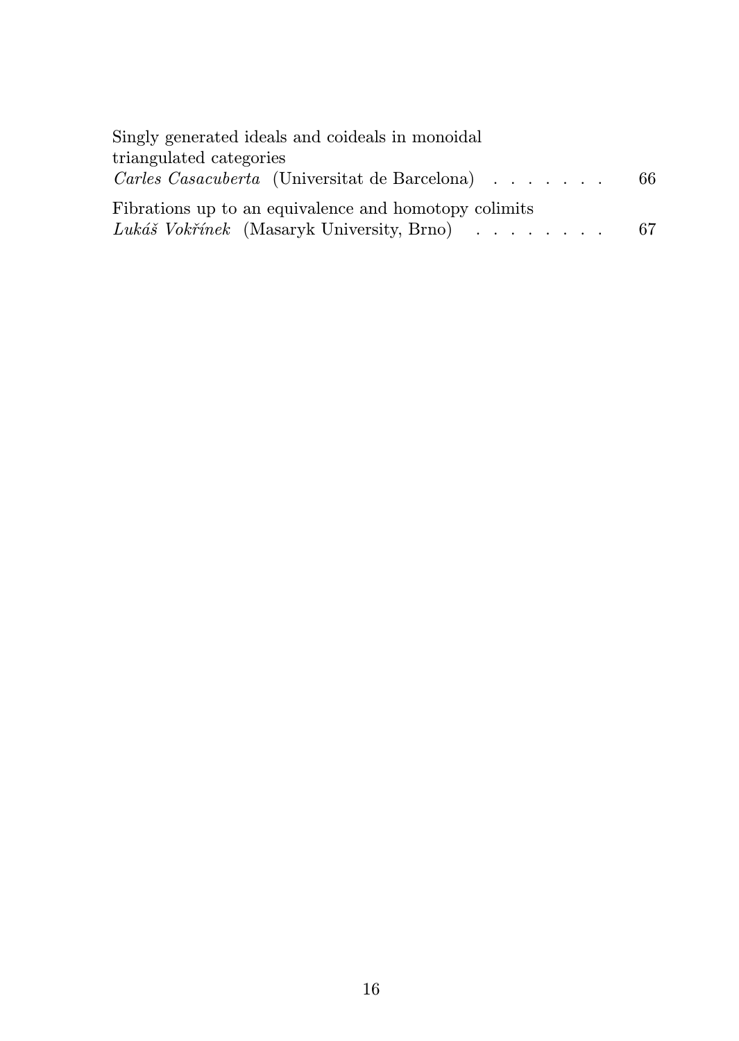Singly generated ideals and coideals in monoidal triangulated categories
*Carles Casacuberta* (Universitat de Barcelona) . . . . . . . 66

Fibrations up to an equivalence and homotopy colimits
*Lukáš Vokřínek* (Masaryk University, Brno) . . . . . . . . 67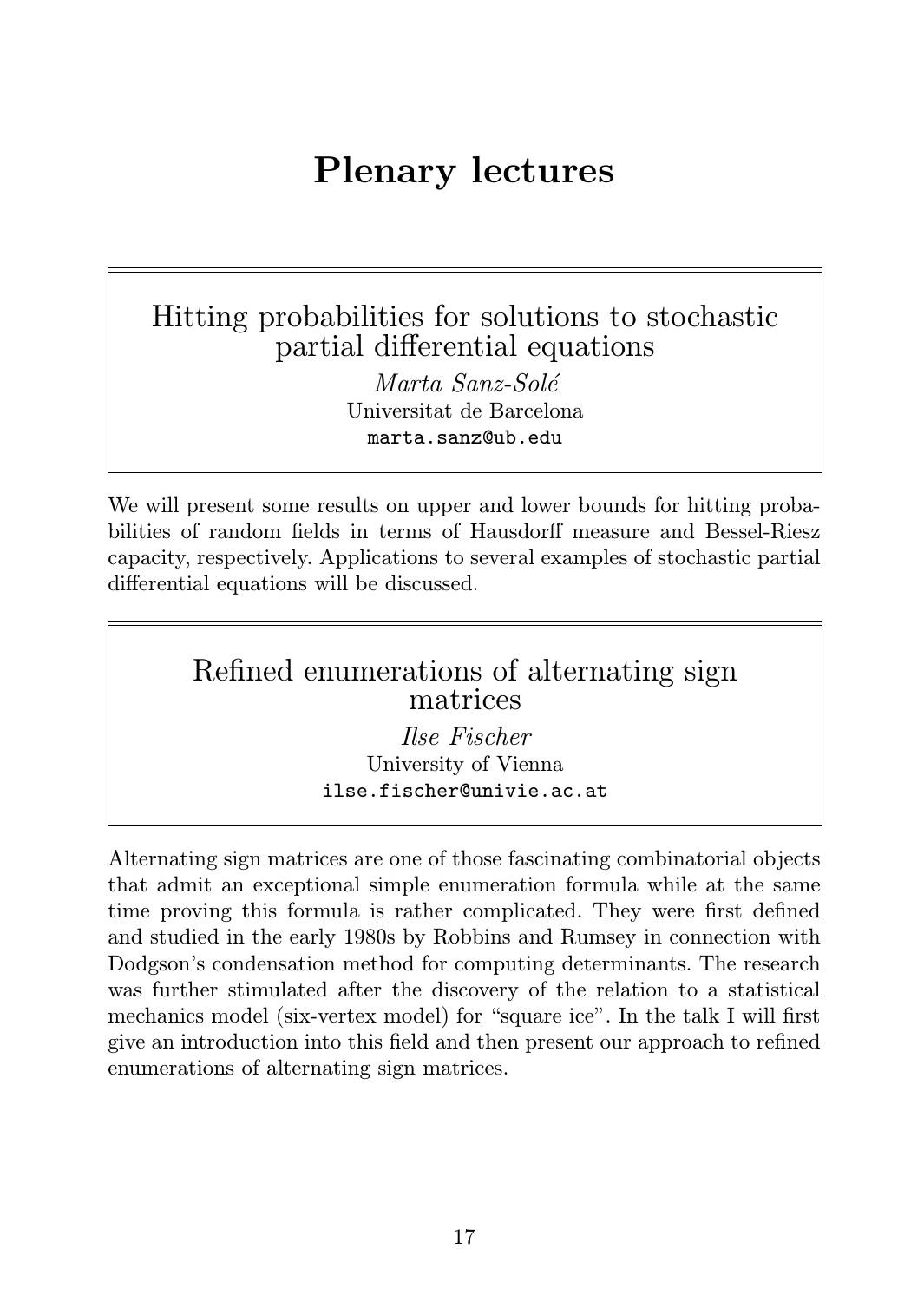# Plenary lectures

## Hitting probabilities for solutions to stochastic partial differential equations

*Marta Sanz-Solé*
Universitat de Barcelona
marta.sanz@ub.edu

We will present some results on upper and lower bounds for hitting probabilities of random fields in terms of Hausdorff measure and Bessel-Riesz capacity, respectively. Applications to several examples of stochastic partial differential equations will be discussed.

## Refined enumerations of alternating sign matrices

*Ilse Fischer*
University of Vienna
ilse.fischer@univie.ac.at

Alternating sign matrices are one of those fascinating combinatorial objects that admit an exceptional simple enumeration formula while at the same time proving this formula is rather complicated. They were first defined and studied in the early 1980s by Robbins and Rumsey in connection with Dodgson's condensation method for computing determinants. The research was further stimulated after the discovery of the relation to a statistical mechanics model (six-vertex model) for "square ice". In the talk I will first give an introduction into this field and then present our approach to refined enumerations of alternating sign matrices.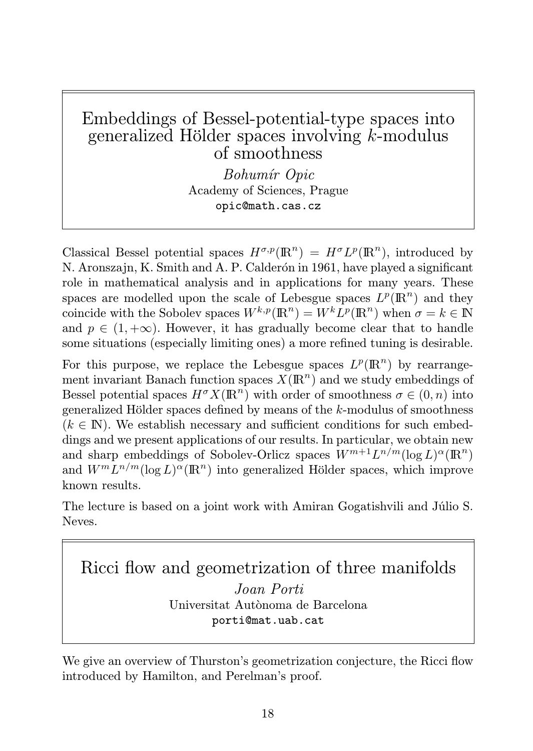## Embeddings of Bessel-potential-type spaces into generalized Hölder spaces involving $k$-modulus of smoothness

*Bohumír Opic*
Academy of Sciences, Prague
opic@math.cas.cz

Classical Bessel potential spaces $H^{\sigma,p}(\mathbb{R}^n) = H^\sigma L^p(\mathbb{R}^n)$, introduced by N. Aronszajn, K. Smith and A. P. Calderón in 1961, have played a significant role in mathematical analysis and in applications for many years. These spaces are modelled upon the scale of Lebesgue spaces $L^p(\mathbb{R}^n)$ and they coincide with the Sobolev spaces $W^{k,p}(\mathbb{R}^n) = W^k L^p(\mathbb{R}^n)$ when $\sigma = k \in \mathbb{N}$ and $p \in (1, +\infty)$. However, it has gradually become clear that to handle some situations (especially limiting ones) a more refined tuning is desirable.

For this purpose, we replace the Lebesgue spaces $L^p(\mathbb{R}^n)$ by rearrangement invariant Banach function spaces $X(\mathbb{R}^n)$ and we study embeddings of Bessel potential spaces $H^\sigma X(\mathbb{R}^n)$ with order of smoothness $\sigma \in (0, n)$ into generalized Hölder spaces defined by means of the $k$-modulus of smoothness ($k \in \mathbb{N}$). We establish necessary and sufficient conditions for such embeddings and we present applications of our results. In particular, we obtain new and sharp embeddings of Sobolev-Orlicz spaces $W^{m+1} L^{n/m} (\log L)^\alpha(\mathbb{R}^n)$ and $W^m L^{n/m} (\log L)^\alpha(\mathbb{R}^n)$ into generalized Hölder spaces, which improve known results.

The lecture is based on a joint work with Amiran Gogatishvili and Júlio S. Neves.

## Ricci flow and geometrization of three manifolds

*Joan Porti*
Universitat Autònoma de Barcelona
porti@mat.uab.cat

We give an overview of Thurston's geometrization conjecture, the Ricci flow introduced by Hamilton, and Perelman's proof.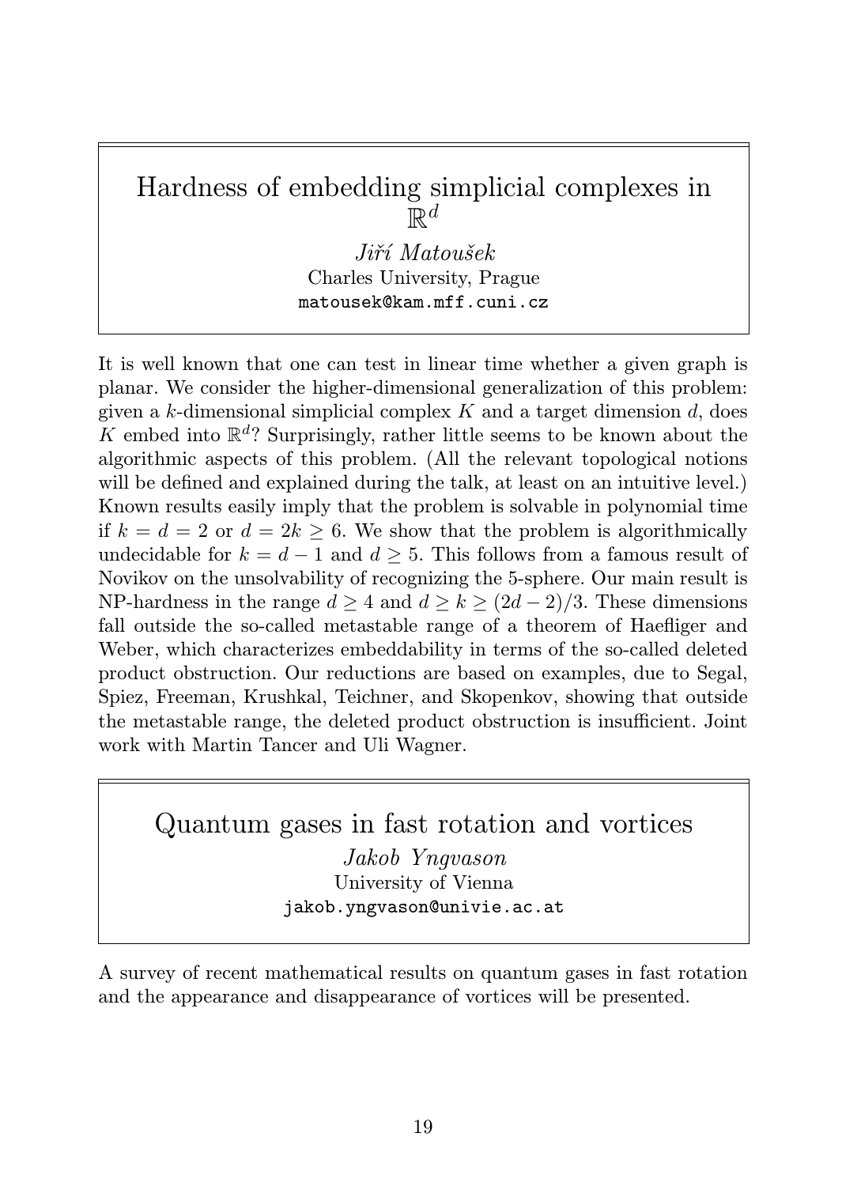## Hardness of embedding simplicial complexes in $\mathbb{R}^d$

*Jiří Matoušek*
Charles University, Prague
matousek@kam.mff.cuni.cz

It is well known that one can test in linear time whether a given graph is planar. We consider the higher-dimensional generalization of this problem: given a $k$-dimensional simplicial complex $K$ and a target dimension $d$, does $K$ embed into $\mathbb{R}^d$? Surprisingly, rather little seems to be known about the algorithmic aspects of this problem. (All the relevant topological notions will be defined and explained during the talk, at least on an intuitive level.) Known results easily imply that the problem is solvable in polynomial time if $k = d = 2$ or $d = 2k \geq 6$. We show that the problem is algorithmically undecidable for $k = d - 1$ and $d \geq 5$. This follows from a famous result of Novikov on the unsolvability of recognizing the 5-sphere. Our main result is NP-hardness in the range $d \geq 4$ and $d \geq k \geq (2d - 2)/3$. These dimensions fall outside the so-called metastable range of a theorem of Haefliger and Weber, which characterizes embeddability in terms of the so-called deleted product obstruction. Our reductions are based on examples, due to Segal, Spiez, Freeman, Krushkal, Teichner, and Skopenkov, showing that outside the metastable range, the deleted product obstruction is insufficient. Joint work with Martin Tancer and Uli Wagner.

## Quantum gases in fast rotation and vortices

*Jakob Yngvason*
University of Vienna
jakob.yngvason@univie.ac.at

A survey of recent mathematical results on quantum gases in fast rotation and the appearance and disappearance of vortices will be presented.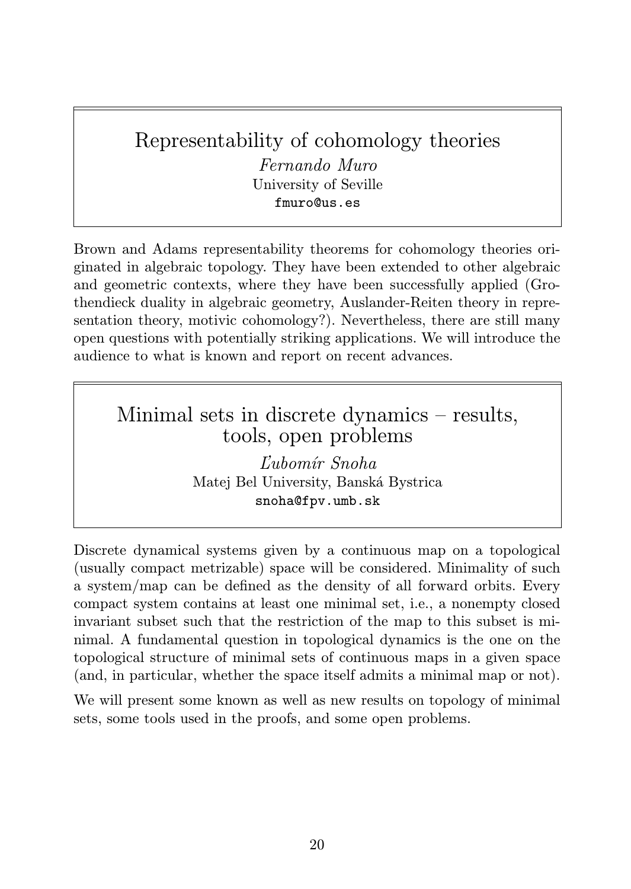## Representability of cohomology theories

*Fernando Muro*
University of Seville
fmuro@us.es

Brown and Adams representability theorems for cohomology theories originated in algebraic topology. They have been extended to other algebraic and geometric contexts, where they have been successfully applied (Grothendieck duality in algebraic geometry, Auslander-Reiten theory in representation theory, motivic cohomology?). Nevertheless, there are still many open questions with potentially striking applications. We will introduce the audience to what is known and report on recent advances.

## Minimal sets in discrete dynamics – results, tools, open problems

*Ľubomír Snoha*
Matej Bel University, Banská Bystrica
snoha@fpv.umb.sk

Discrete dynamical systems given by a continuous map on a topological (usually compact metrizable) space will be considered. Minimality of such a system/map can be defined as the density of all forward orbits. Every compact system contains at least one minimal set, i.e., a nonempty closed invariant subset such that the restriction of the map to this subset is minimal. A fundamental question in topological dynamics is the one on the topological structure of minimal sets of continuous maps in a given space (and, in particular, whether the space itself admits a minimal map or not).

We will present some known as well as new results on topology of minimal sets, some tools used in the proofs, and some open problems.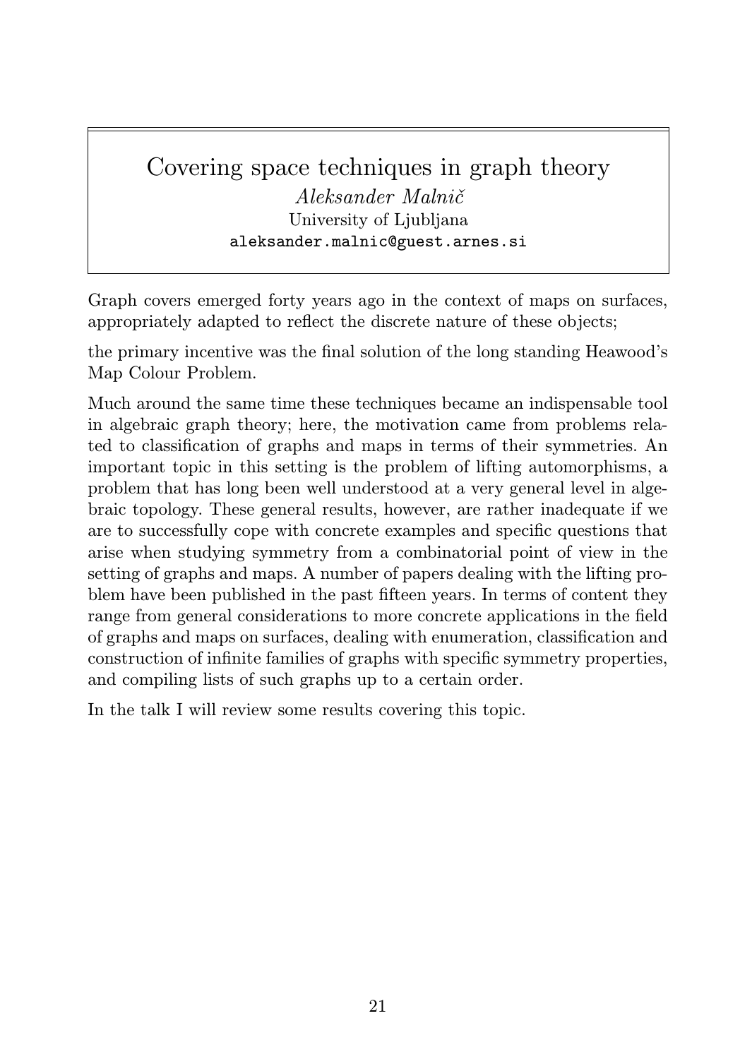# Covering space techniques in graph theory

*Aleksander Malnič*
University of Ljubljana
aleksander.malnic@guest.arnes.si

Graph covers emerged forty years ago in the context of maps on surfaces, appropriately adapted to reflect the discrete nature of these objects;

the primary incentive was the final solution of the long standing Heawood's Map Colour Problem.

Much around the same time these techniques became an indispensable tool in algebraic graph theory; here, the motivation came from problems related to classification of graphs and maps in terms of their symmetries. An important topic in this setting is the problem of lifting automorphisms, a problem that has long been well understood at a very general level in algebraic topology. These general results, however, are rather inadequate if we are to successfully cope with concrete examples and specific questions that arise when studying symmetry from a combinatorial point of view in the setting of graphs and maps. A number of papers dealing with the lifting problem have been published in the past fifteen years. In terms of content they range from general considerations to more concrete applications in the field of graphs and maps on surfaces, dealing with enumeration, classification and construction of infinite families of graphs with specific symmetry properties, and compiling lists of such graphs up to a certain order.

In the talk I will review some results covering this topic.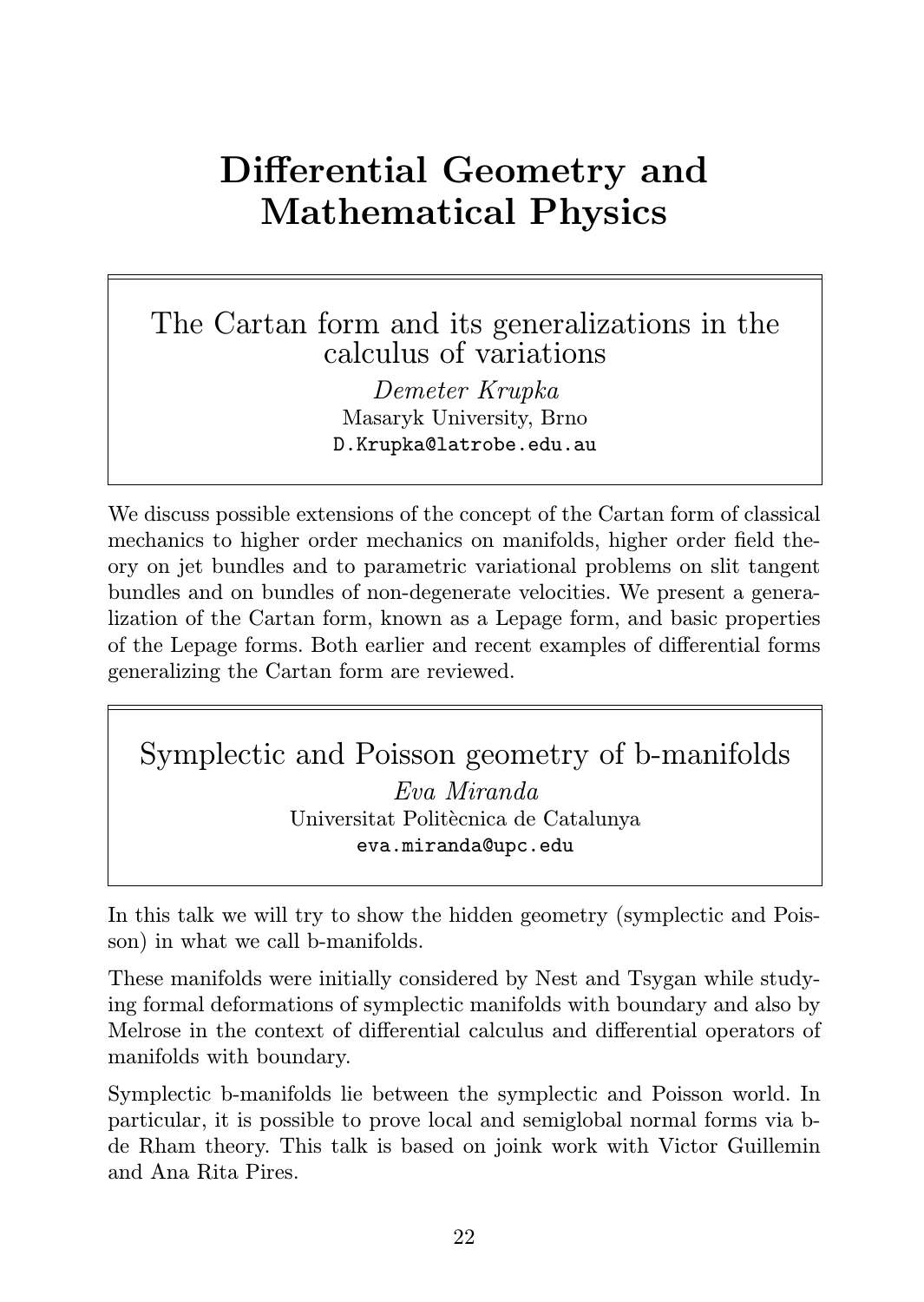# Differential Geometry and Mathematical Physics

## The Cartan form and its generalizations in the calculus of variations

*Demeter Krupka*
Masaryk University, Brno
D.Krupka@latrobe.edu.au

We discuss possible extensions of the concept of the Cartan form of classical mechanics to higher order mechanics on manifolds, higher order field theory on jet bundles and to parametric variational problems on slit tangent bundles and on bundles of non-degenerate velocities. We present a generalization of the Cartan form, known as a Lepage form, and basic properties of the Lepage forms. Both earlier and recent examples of differential forms generalizing the Cartan form are reviewed.

## Symplectic and Poisson geometry of b-manifolds

*Eva Miranda*
Universitat Politècnica de Catalunya
eva.miranda@upc.edu

In this talk we will try to show the hidden geometry (symplectic and Poisson) in what we call b-manifolds.

These manifolds were initially considered by Nest and Tsygan while studying formal deformations of symplectic manifolds with boundary and also by Melrose in the context of differential calculus and differential operators of manifolds with boundary.

Symplectic b-manifolds lie between the symplectic and Poisson world. In particular, it is possible to prove local and semiglobal normal forms via b-de Rham theory. This talk is based on joink work with Victor Guillemin and Ana Rita Pires.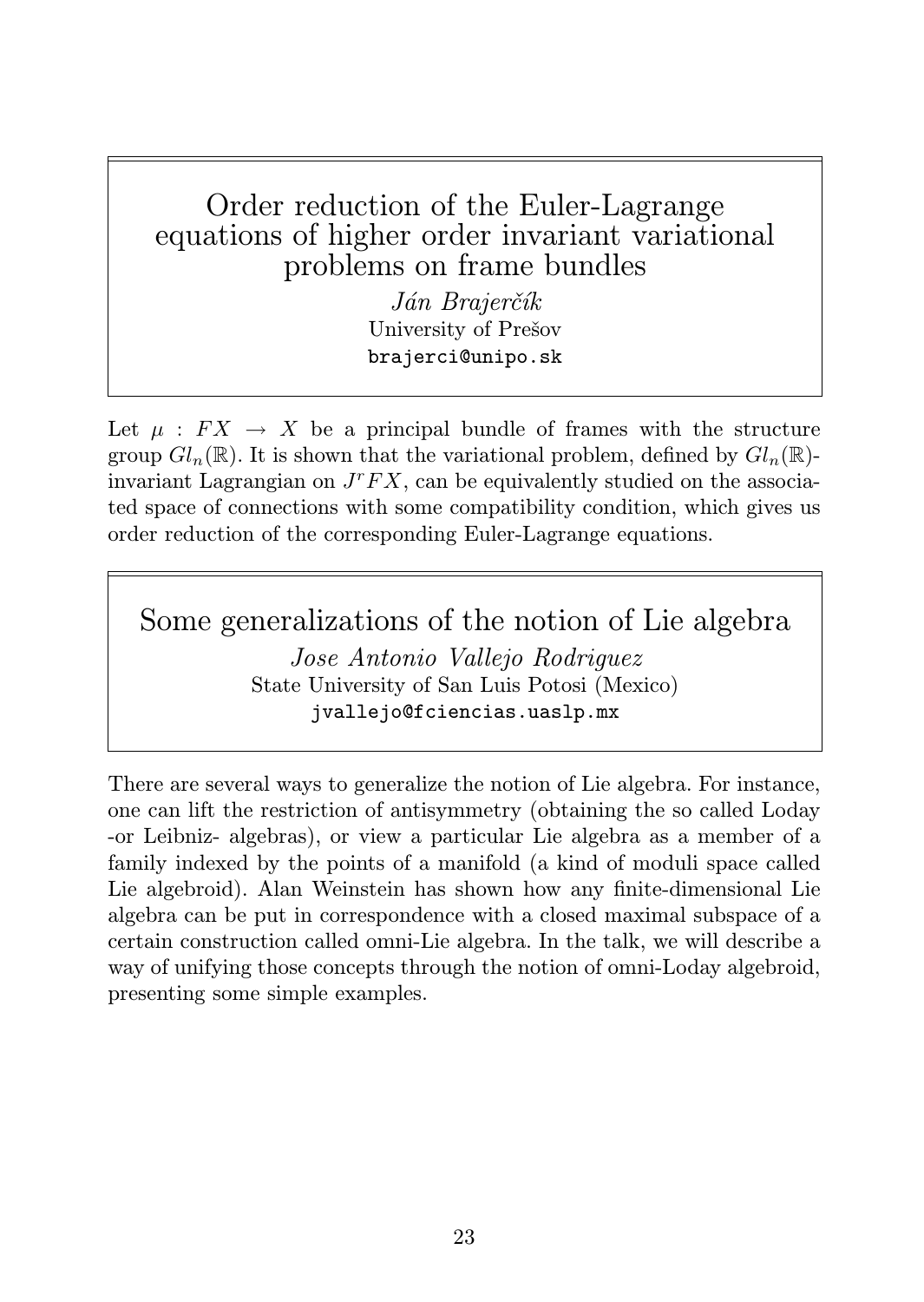## Order reduction of the Euler-Lagrange equations of higher order invariant variational problems on frame bundles

*Ján Brajerčík*
University of Prešov
brajerci@unipo.sk

Let $\mu : FX \to X$ be a principal bundle of frames with the structure group $Gl_n(\mathbb{R})$. It is shown that the variational problem, defined by $Gl_n(\mathbb{R})$-invariant Lagrangian on $J^r FX$, can be equivalently studied on the associated space of connections with some compatibility condition, which gives us order reduction of the corresponding Euler-Lagrange equations.

## Some generalizations of the notion of Lie algebra

*Jose Antonio Vallejo Rodriguez*
State University of San Luis Potosi (Mexico)
jvallejo@fciencias.uaslp.mx

There are several ways to generalize the notion of Lie algebra. For instance, one can lift the restriction of antisymmetry (obtaining the so called Loday -or Leibniz- algebras), or view a particular Lie algebra as a member of a family indexed by the points of a manifold (a kind of moduli space called Lie algebroid). Alan Weinstein has shown how any finite-dimensional Lie algebra can be put in correspondence with a closed maximal subspace of a certain construction called omni-Lie algebra. In the talk, we will describe a way of unifying those concepts through the notion of omni-Loday algebroid, presenting some simple examples.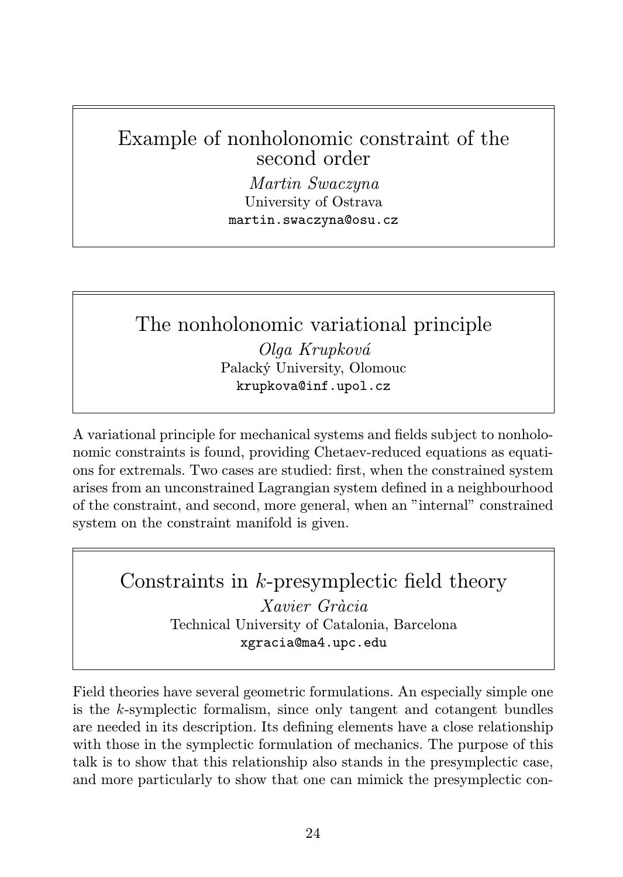## Example of nonholonomic constraint of the second order

*Martin Swaczyna*
University of Ostrava
martin.swaczyna@osu.cz

## The nonholonomic variational principle

*Olga Krupková*
Palacký University, Olomouc
krupkova@inf.upol.cz

A variational principle for mechanical systems and fields subject to nonholonomic constraints is found, providing Chetaev-reduced equations as equations for extremals. Two cases are studied: first, when the constrained system arises from an unconstrained Lagrangian system defined in a neighbourhood of the constraint, and second, more general, when an "internal" constrained system on the constraint manifold is given.

## Constraints in $k$-presymplectic field theory

*Xavier Gràcia*
Technical University of Catalonia, Barcelona
xgracia@ma4.upc.edu

Field theories have several geometric formulations. An especially simple one is the $k$-symplectic formalism, since only tangent and cotangent bundles are needed in its description. Its defining elements have a close relationship with those in the symplectic formulation of mechanics. The purpose of this talk is to show that this relationship also stands in the presymplectic case, and more particularly to show that one can mimick the presymplectic con-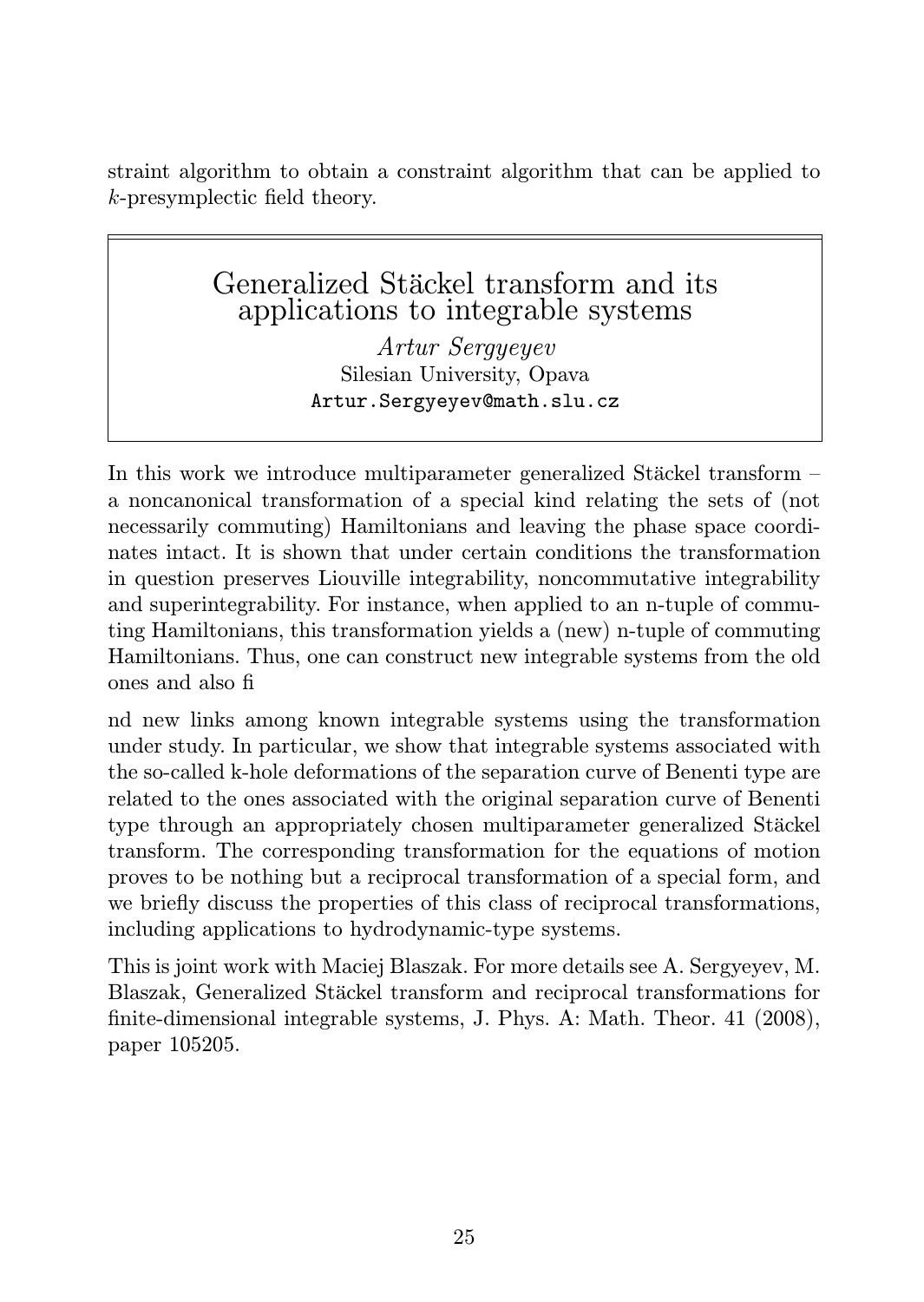straint algorithm to obtain a constraint algorithm that can be applied to $k$-presymplectic field theory.

## Generalized Stäckel transform and its applications to integrable systems

*Artur Sergyeyev*
Silesian University, Opava
Artur.Sergyeyev@math.slu.cz

In this work we introduce multiparameter generalized Stäckel transform – a noncanonical transformation of a special kind relating the sets of (not necessarily commuting) Hamiltonians and leaving the phase space coordinates intact. It is shown that under certain conditions the transformation in question preserves Liouville integrability, noncommutative integrability and superintegrability. For instance, when applied to an n-tuple of commuting Hamiltonians, this transformation yields a (new) n-tuple of commuting Hamiltonians. Thus, one can construct new integrable systems from the old ones and also fi

nd new links among known integrable systems using the transformation under study. In particular, we show that integrable systems associated with the so-called k-hole deformations of the separation curve of Benenti type are related to the ones associated with the original separation curve of Benenti type through an appropriately chosen multiparameter generalized Stäckel transform. The corresponding transformation for the equations of motion proves to be nothing but a reciprocal transformation of a special form, and we briefly discuss the properties of this class of reciprocal transformations, including applications to hydrodynamic-type systems.

This is joint work with Maciej Blaszak. For more details see A. Sergyeyev, M. Blaszak, Generalized Stäckel transform and reciprocal transformations for finite-dimensional integrable systems, J. Phys. A: Math. Theor. 41 (2008), paper 105205.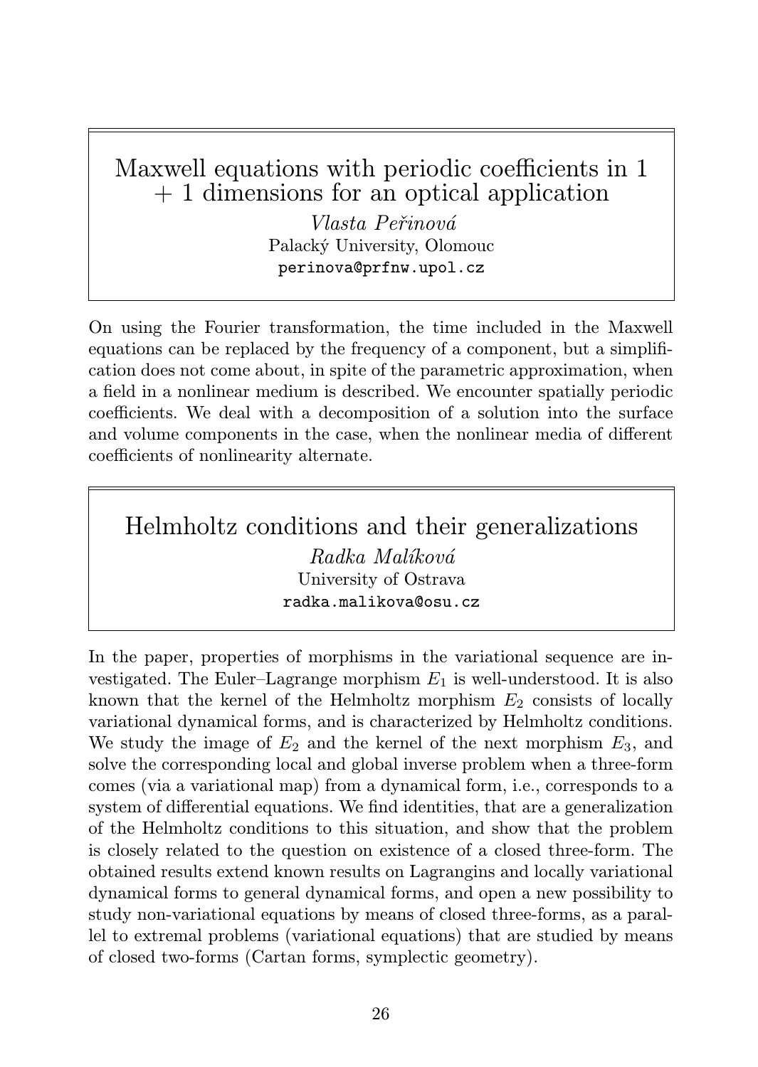## Maxwell equations with periodic coefficients in 1 + 1 dimensions for an optical application

*Vlasta Peřinová*
Palacký University, Olomouc
perinova@prfnw.upol.cz

On using the Fourier transformation, the time included in the Maxwell equations can be replaced by the frequency of a component, but a simplification does not come about, in spite of the parametric approximation, when a field in a nonlinear medium is described. We encounter spatially periodic coefficients. We deal with a decomposition of a solution into the surface and volume components in the case, when the nonlinear media of different coefficients of nonlinearity alternate.

## Helmholtz conditions and their generalizations

*Radka Malíková*
University of Ostrava
radka.malikova@osu.cz

In the paper, properties of morphisms in the variational sequence are investigated. The Euler–Lagrange morphism $E_1$ is well-understood. It is also known that the kernel of the Helmholtz morphism $E_2$ consists of locally variational dynamical forms, and is characterized by Helmholtz conditions. We study the image of $E_2$ and the kernel of the next morphism $E_3$, and solve the corresponding local and global inverse problem when a three-form comes (via a variational map) from a dynamical form, i.e., corresponds to a system of differential equations. We find identities, that are a generalization of the Helmholtz conditions to this situation, and show that the problem is closely related to the question on existence of a closed three-form. The obtained results extend known results on Lagrangins and locally variational dynamical forms to general dynamical forms, and open a new possibility to study non-variational equations by means of closed three-forms, as a parallel to extremal problems (variational equations) that are studied by means of closed two-forms (Cartan forms, symplectic geometry).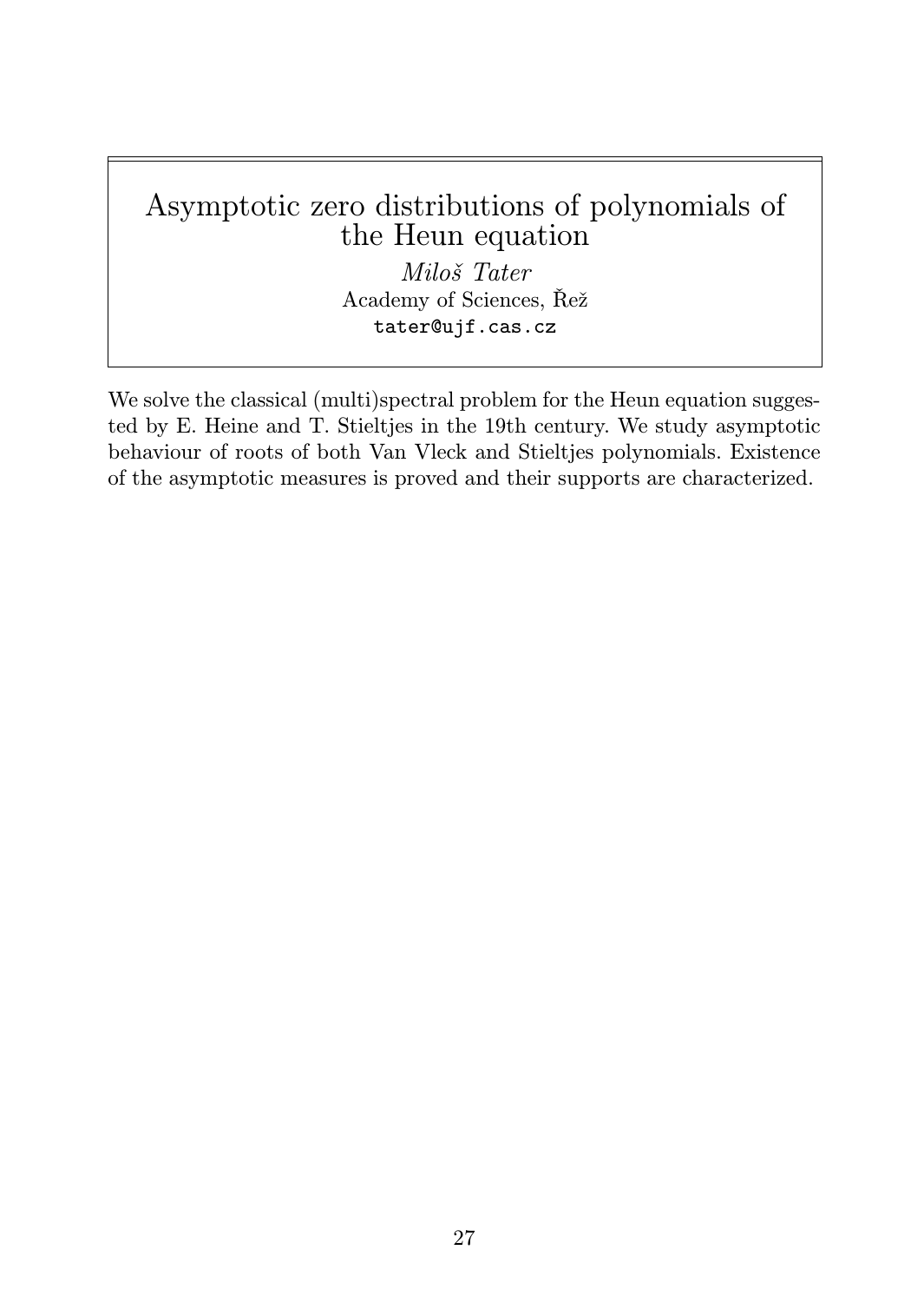# Asymptotic zero distributions of polynomials of the Heun equation

*Miloš Tater*
Academy of Sciences, Řež
tater@ujf.cas.cz

We solve the classical (multi)spectral problem for the Heun equation suggested by E. Heine and T. Stieltjes in the 19th century. We study asymptotic behaviour of roots of both Van Vleck and Stieltjes polynomials. Existence of the asymptotic measures is proved and their supports are characterized.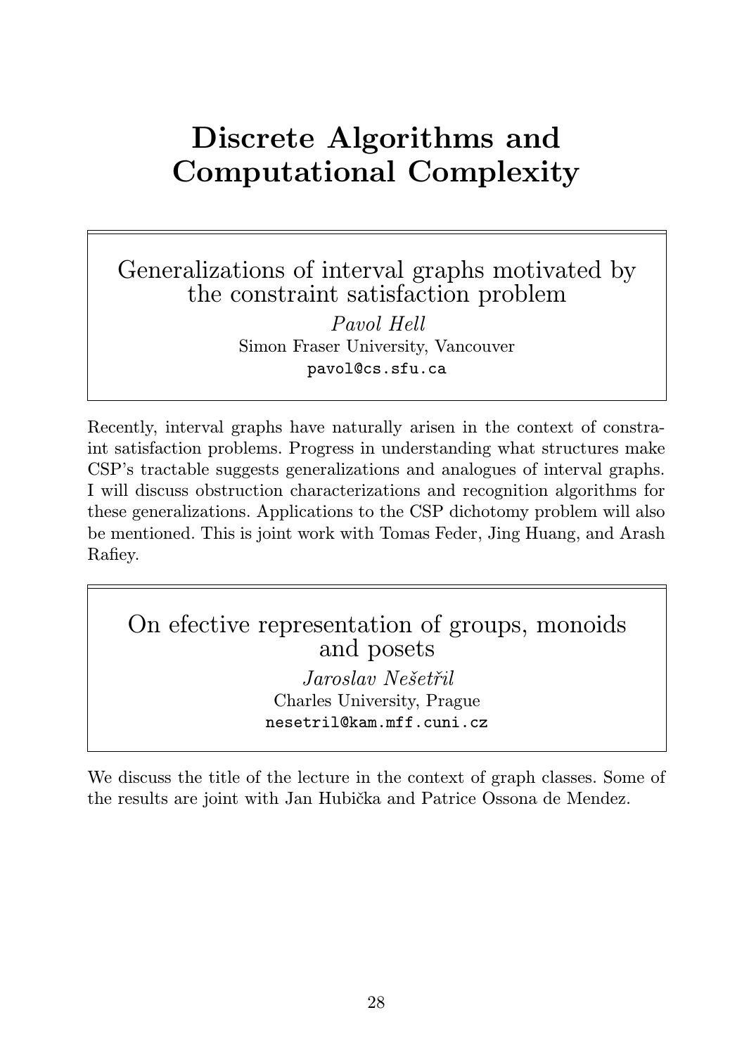# Discrete Algorithms and Computational Complexity

## Generalizations of interval graphs motivated by the constraint satisfaction problem

*Pavol Hell*
Simon Fraser University, Vancouver
pavol@cs.sfu.ca

Recently, interval graphs have naturally arisen in the context of constraint satisfaction problems. Progress in understanding what structures make CSP's tractable suggests generalizations and analogues of interval graphs. I will discuss obstruction characterizations and recognition algorithms for these generalizations. Applications to the CSP dichotomy problem will also be mentioned. This is joint work with Tomas Feder, Jing Huang, and Arash Rafiey.

## On efective representation of groups, monoids and posets

*Jaroslav Nešetřil*
Charles University, Prague
nesetril@kam.mff.cuni.cz

We discuss the title of the lecture in the context of graph classes. Some of the results are joint with Jan Hubička and Patrice Ossona de Mendez.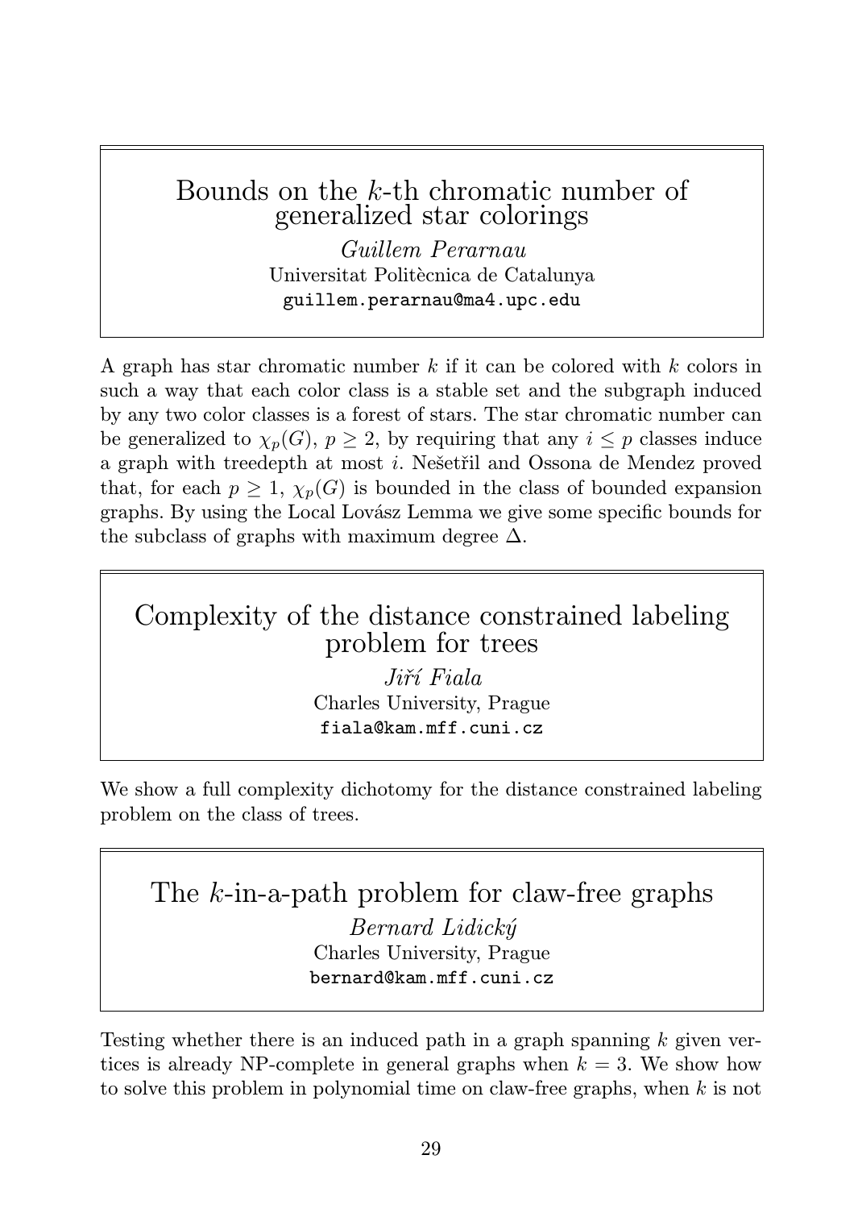## Bounds on the $k$-th chromatic number of generalized star colorings

*Guillem Perarnau*
Universitat Politècnica de Catalunya
guillem.perarnau@ma4.upc.edu

A graph has star chromatic number $k$ if it can be colored with $k$ colors in such a way that each color class is a stable set and the subgraph induced by any two color classes is a forest of stars. The star chromatic number can be generalized to $\chi_p(G)$, $p \geq 2$, by requiring that any $i \leq p$ classes induce a graph with treedepth at most $i$. Nešetřil and Ossona de Mendez proved that, for each $p \geq 1$, $\chi_p(G)$ is bounded in the class of bounded expansion graphs. By using the Local Lovász Lemma we give some specific bounds for the subclass of graphs with maximum degree $\Delta$.

## Complexity of the distance constrained labeling problem for trees

*Jiří Fiala*
Charles University, Prague
fiala@kam.mff.cuni.cz

We show a full complexity dichotomy for the distance constrained labeling problem on the class of trees.

## The $k$-in-a-path problem for claw-free graphs

*Bernard Lidický*
Charles University, Prague
bernard@kam.mff.cuni.cz

Testing whether there is an induced path in a graph spanning $k$ given vertices is already NP-complete in general graphs when $k = 3$. We show how to solve this problem in polynomial time on claw-free graphs, when $k$ is not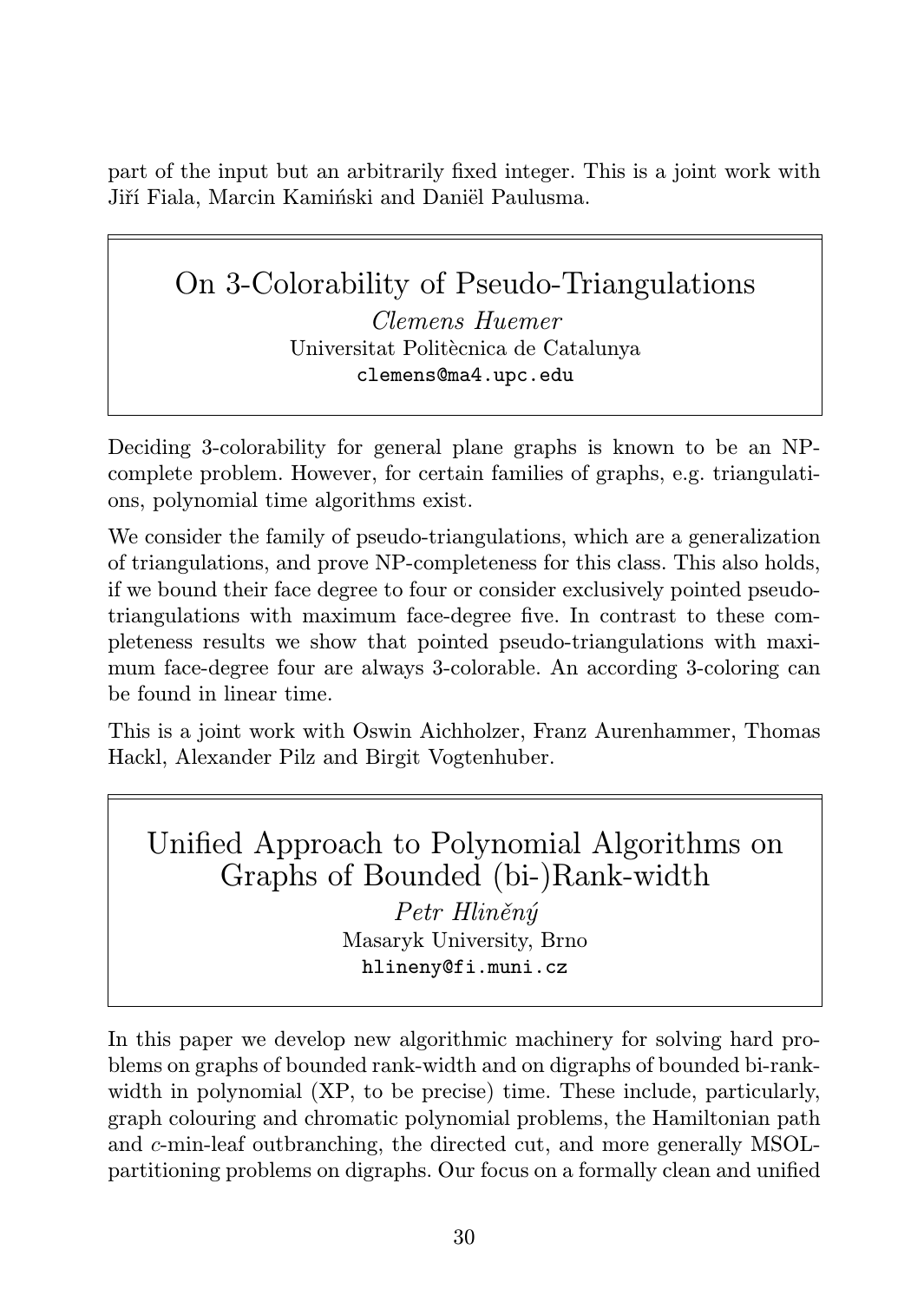part of the input but an arbitrarily fixed integer. This is a joint work with Jiří Fiala, Marcin Kamiński and Daniël Paulusma.

## On 3-Colorability of Pseudo-Triangulations

*Clemens Huemer*
Universitat Politècnica de Catalunya
clemens@ma4.upc.edu

Deciding 3-colorability for general plane graphs is known to be an NP-complete problem. However, for certain families of graphs, e.g. triangulations, polynomial time algorithms exist.

We consider the family of pseudo-triangulations, which are a generalization of triangulations, and prove NP-completeness for this class. This also holds, if we bound their face degree to four or consider exclusively pointed pseudo-triangulations with maximum face-degree five. In contrast to these completeness results we show that pointed pseudo-triangulations with maximum face-degree four are always 3-colorable. An according 3-coloring can be found in linear time.

This is a joint work with Oswin Aichholzer, Franz Aurenhammer, Thomas Hackl, Alexander Pilz and Birgit Vogtenhuber.

## Unified Approach to Polynomial Algorithms on Graphs of Bounded (bi-)Rank-width

*Petr Hliněný*
Masaryk University, Brno
hlineny@fi.muni.cz

In this paper we develop new algorithmic machinery for solving hard problems on graphs of bounded rank-width and on digraphs of bounded bi-rank-width in polynomial (XP, to be precise) time. These include, particularly, graph colouring and chromatic polynomial problems, the Hamiltonian path and $c$-min-leaf outbranching, the directed cut, and more generally MSOL-partitioning problems on digraphs. Our focus on a formally clean and unified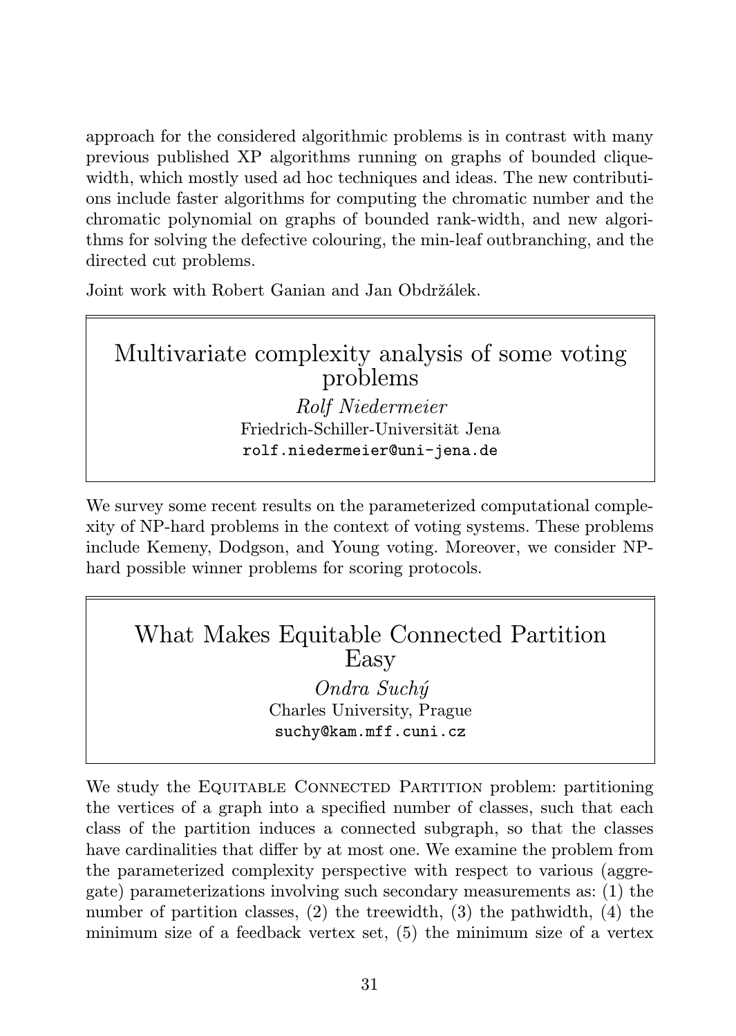approach for the considered algorithmic problems is in contrast with many previous published XP algorithms running on graphs of bounded clique-width, which mostly used ad hoc techniques and ideas. The new contributions include faster algorithms for computing the chromatic number and the chromatic polynomial on graphs of bounded rank-width, and new algorithms for solving the defective colouring, the min-leaf outbranching, and the directed cut problems.

Joint work with Robert Ganian and Jan Obdržálek.

## Multivariate complexity analysis of some voting problems

*Rolf Niedermeier*
Friedrich-Schiller-Universität Jena
`rolf.niedermeier@uni-jena.de`

We survey some recent results on the parameterized computational complexity of NP-hard problems in the context of voting systems. These problems include Kemeny, Dodgson, and Young voting. Moreover, we consider NP-hard possible winner problems for scoring protocols.

## What Makes Equitable Connected Partition Easy

*Ondra Suchý*
Charles University, Prague
`suchy@kam.mff.cuni.cz`

We study the Equitable Connected Partition problem: partitioning the vertices of a graph into a specified number of classes, such that each class of the partition induces a connected subgraph, so that the classes have cardinalities that differ by at most one. We examine the problem from the parameterized complexity perspective with respect to various (aggregate) parameterizations involving such secondary measurements as: (1) the number of partition classes, (2) the treewidth, (3) the pathwidth, (4) the minimum size of a feedback vertex set, (5) the minimum size of a vertex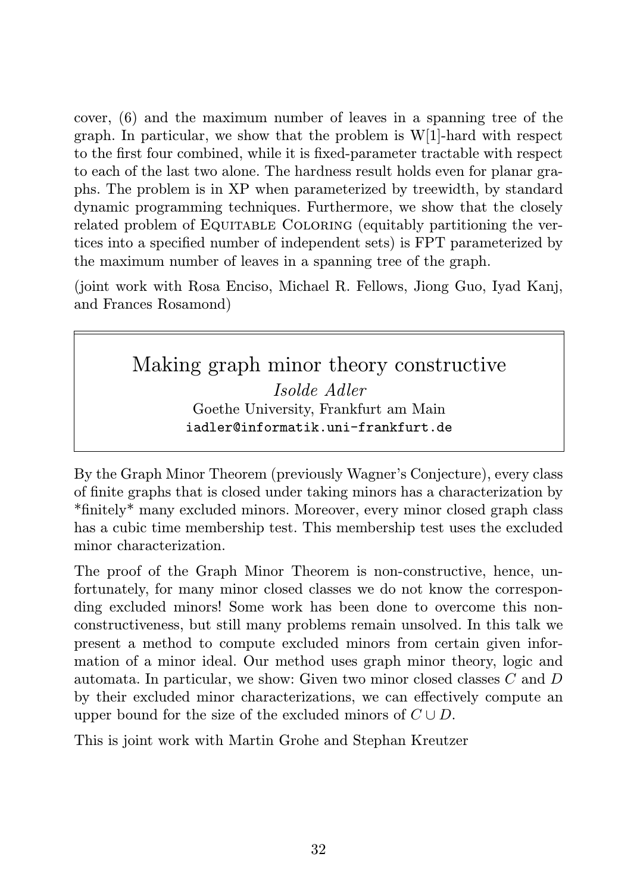cover, (6) and the maximum number of leaves in a spanning tree of the graph. In particular, we show that the problem is W[1]-hard with respect to the first four combined, while it is fixed-parameter tractable with respect to each of the last two alone. The hardness result holds even for planar graphs. The problem is in XP when parameterized by treewidth, by standard dynamic programming techniques. Furthermore, we show that the closely related problem of EQUITABLE COLORING (equitably partitioning the vertices into a specified number of independent sets) is FPT parameterized by the maximum number of leaves in a spanning tree of the graph.

(joint work with Rosa Enciso, Michael R. Fellows, Jiong Guo, Iyad Kanj, and Frances Rosamond)

## Making graph minor theory constructive

*Isolde Adler*
Goethe University, Frankfurt am Main
`iadler@informatik.uni-frankfurt.de`

By the Graph Minor Theorem (previously Wagner's Conjecture), every class of finite graphs that is closed under taking minors has a characterization by *finitely* many excluded minors. Moreover, every minor closed graph class has a cubic time membership test. This membership test uses the excluded minor characterization.

The proof of the Graph Minor Theorem is non-constructive, hence, unfortunately, for many minor closed classes we do not know the corresponding excluded minors! Some work has been done to overcome this non-constructiveness, but still many problems remain unsolved. In this talk we present a method to compute excluded minors from certain given information of a minor ideal. Our method uses graph minor theory, logic and automata. In particular, we show: Given two minor closed classes $C$ and $D$ by their excluded minor characterizations, we can effectively compute an upper bound for the size of the excluded minors of $C \cup D$.

This is joint work with Martin Grohe and Stephan Kreutzer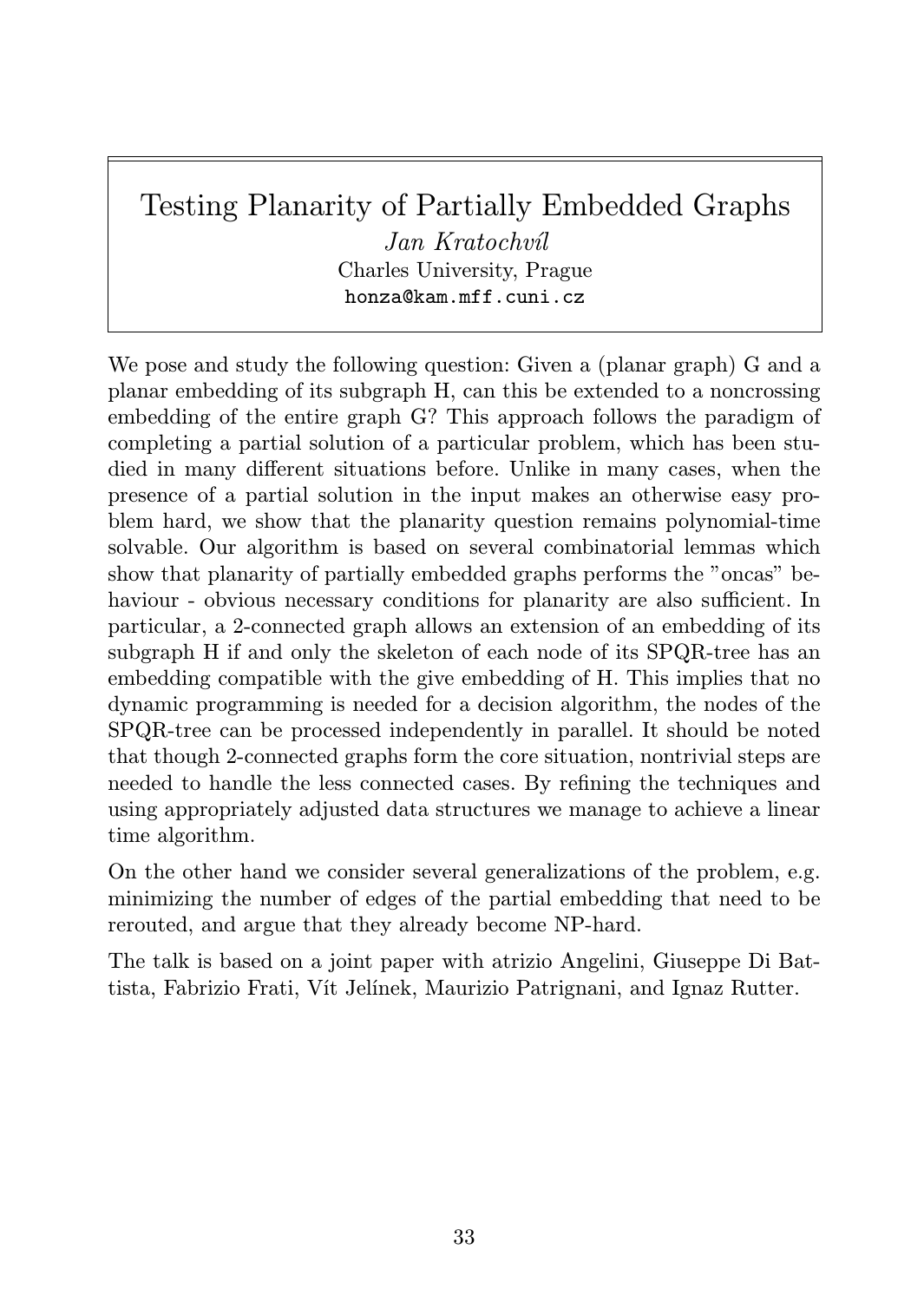# Testing Planarity of Partially Embedded Graphs

*Jan Kratochvíl*
Charles University, Prague
honza@kam.mff.cuni.cz

We pose and study the following question: Given a (planar graph) G and a planar embedding of its subgraph H, can this be extended to a noncrossing embedding of the entire graph G? This approach follows the paradigm of completing a partial solution of a particular problem, which has been studied in many different situations before. Unlike in many cases, when the presence of a partial solution in the input makes an otherwise easy problem hard, we show that the planarity question remains polynomial-time solvable. Our algorithm is based on several combinatorial lemmas which show that planarity of partially embedded graphs performs the "oncas" behaviour - obvious necessary conditions for planarity are also sufficient. In particular, a 2-connected graph allows an extension of an embedding of its subgraph H if and only the skeleton of each node of its SPQR-tree has an embedding compatible with the give embedding of H. This implies that no dynamic programming is needed for a decision algorithm, the nodes of the SPQR-tree can be processed independently in parallel. It should be noted that though 2-connected graphs form the core situation, nontrivial steps are needed to handle the less connected cases. By refining the techniques and using appropriately adjusted data structures we manage to achieve a linear time algorithm.

On the other hand we consider several generalizations of the problem, e.g. minimizing the number of edges of the partial embedding that need to be rerouted, and argue that they already become NP-hard.

The talk is based on a joint paper with atrizio Angelini, Giuseppe Di Battista, Fabrizio Frati, Vít Jelínek, Maurizio Patrignani, and Ignaz Rutter.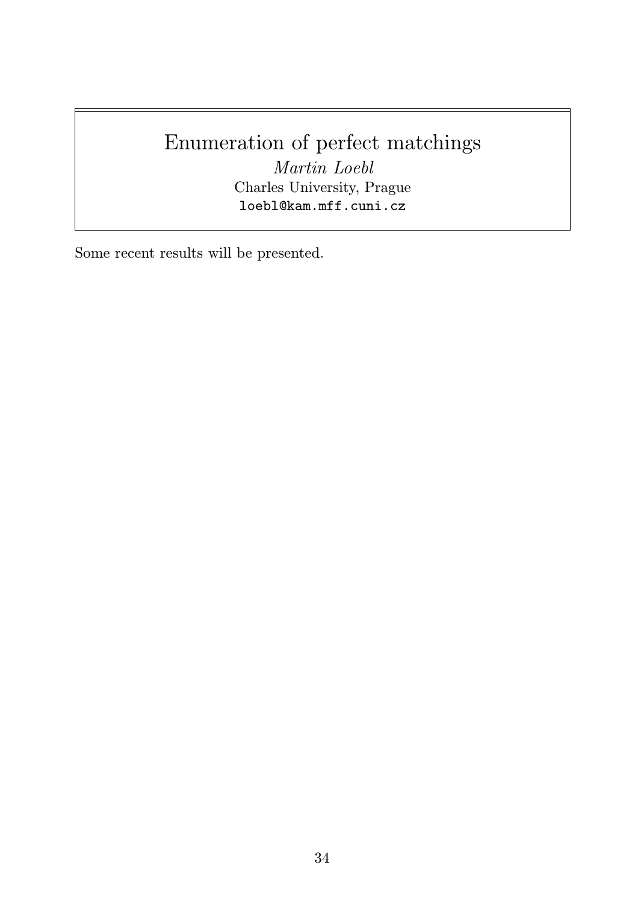# Enumeration of perfect matchings

*Martin Loebl*

Charles University, Prague

loebl@kam.mff.cuni.cz

Some recent results will be presented.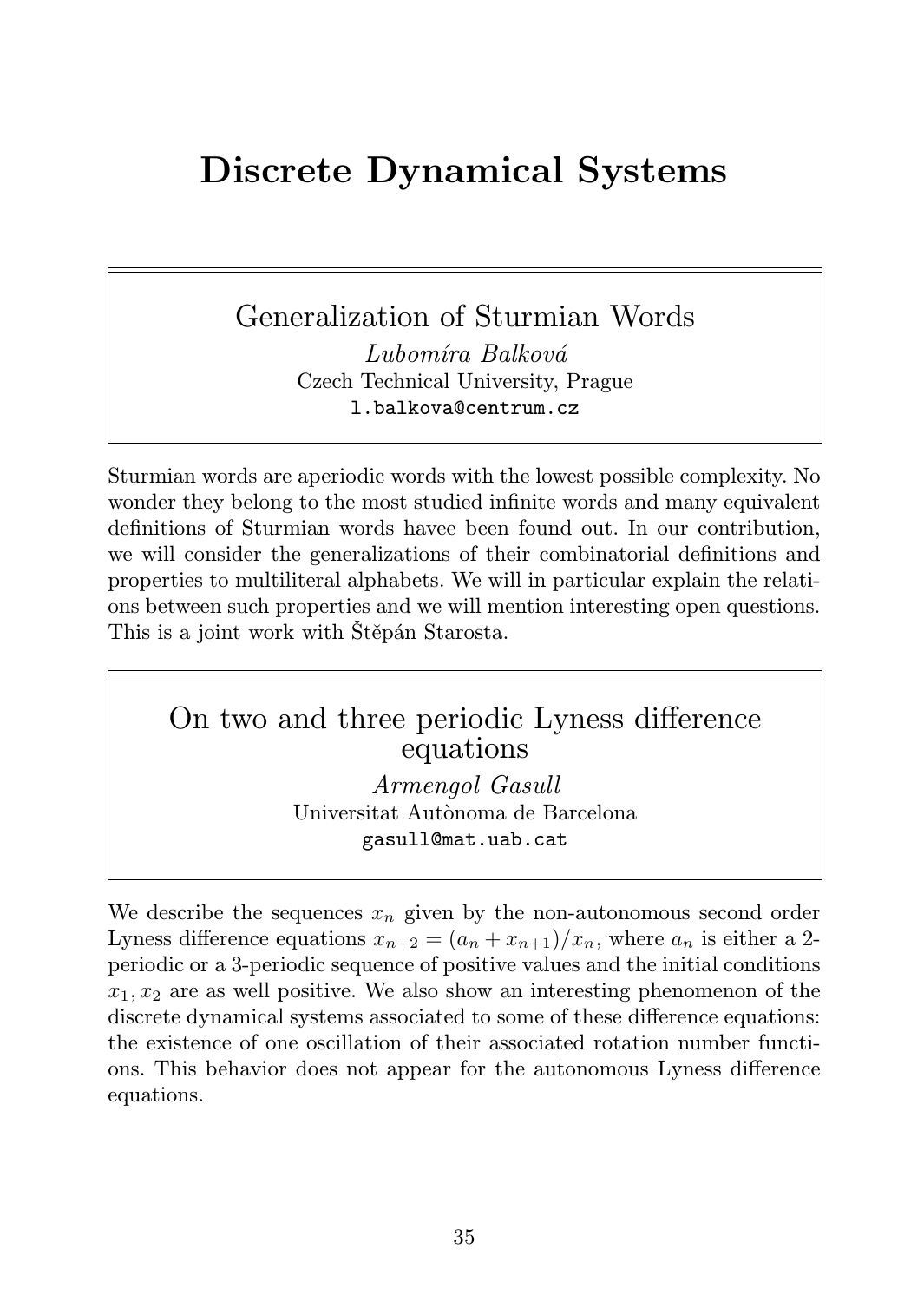# Discrete Dynamical Systems

## Generalization of Sturmian Words

*Lubomíra Balková*
Czech Technical University, Prague
l.balkova@centrum.cz

Sturmian words are aperiodic words with the lowest possible complexity. No wonder they belong to the most studied infinite words and many equivalent definitions of Sturmian words havee been found out. In our contribution, we will consider the generalizations of their combinatorial definitions and properties to multiliteral alphabets. We will in particular explain the relations between such properties and we will mention interesting open questions. This is a joint work with Štěpán Starosta.

## On two and three periodic Lyness difference equations

*Armengol Gasull*
Universitat Autònoma de Barcelona
gasull@mat.uab.cat

We describe the sequences $x_n$ given by the non-autonomous second order Lyness difference equations $x_{n+2} = (a_n + x_{n+1})/x_n$, where $a_n$ is either a 2-periodic or a 3-periodic sequence of positive values and the initial conditions $x_1, x_2$ are as well positive. We also show an interesting phenomenon of the discrete dynamical systems associated to some of these difference equations: the existence of one oscillation of their associated rotation number functions. This behavior does not appear for the autonomous Lyness difference equations.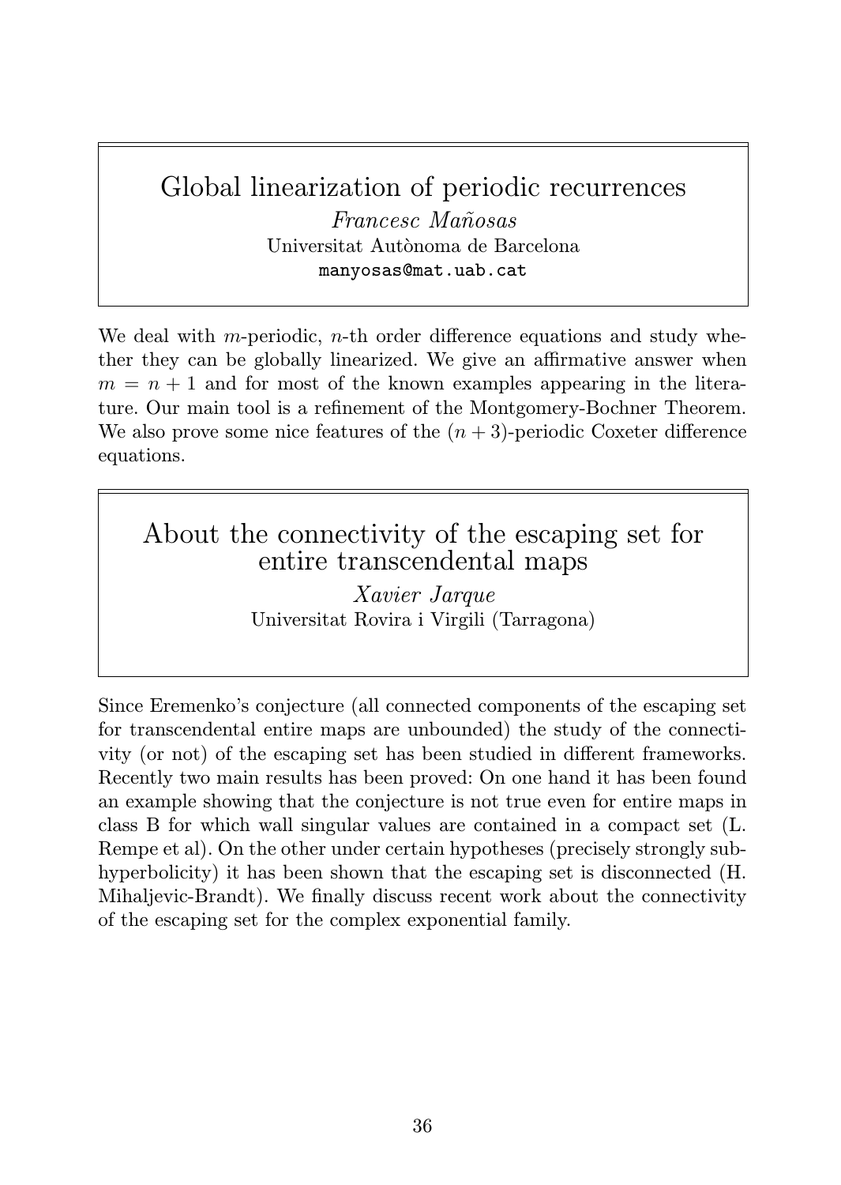## Global linearization of periodic recurrences

*Francesc Mañosas*
Universitat Autònoma de Barcelona
manyosas@mat.uab.cat

We deal with $m$-periodic, $n$-th order difference equations and study whether they can be globally linearized. We give an affirmative answer when $m = n + 1$ and for most of the known examples appearing in the literature. Our main tool is a refinement of the Montgomery-Bochner Theorem. We also prove some nice features of the $(n + 3)$-periodic Coxeter difference equations.

## About the connectivity of the escaping set for entire transcendental maps

*Xavier Jarque*
Universitat Rovira i Virgili (Tarragona)

Since Eremenko's conjecture (all connected components of the escaping set for transcendental entire maps are unbounded) the study of the connectivity (or not) of the escaping set has been studied in different frameworks. Recently two main results has been proved: On one hand it has been found an example showing that the conjecture is not true even for entire maps in class B for which wall singular values are contained in a compact set (L. Rempe et al). On the other under certain hypotheses (precisely strongly subhyperbolicity) it has been shown that the escaping set is disconnected (H. Mihaljevic-Brandt). We finally discuss recent work about the connectivity of the escaping set for the complex exponential family.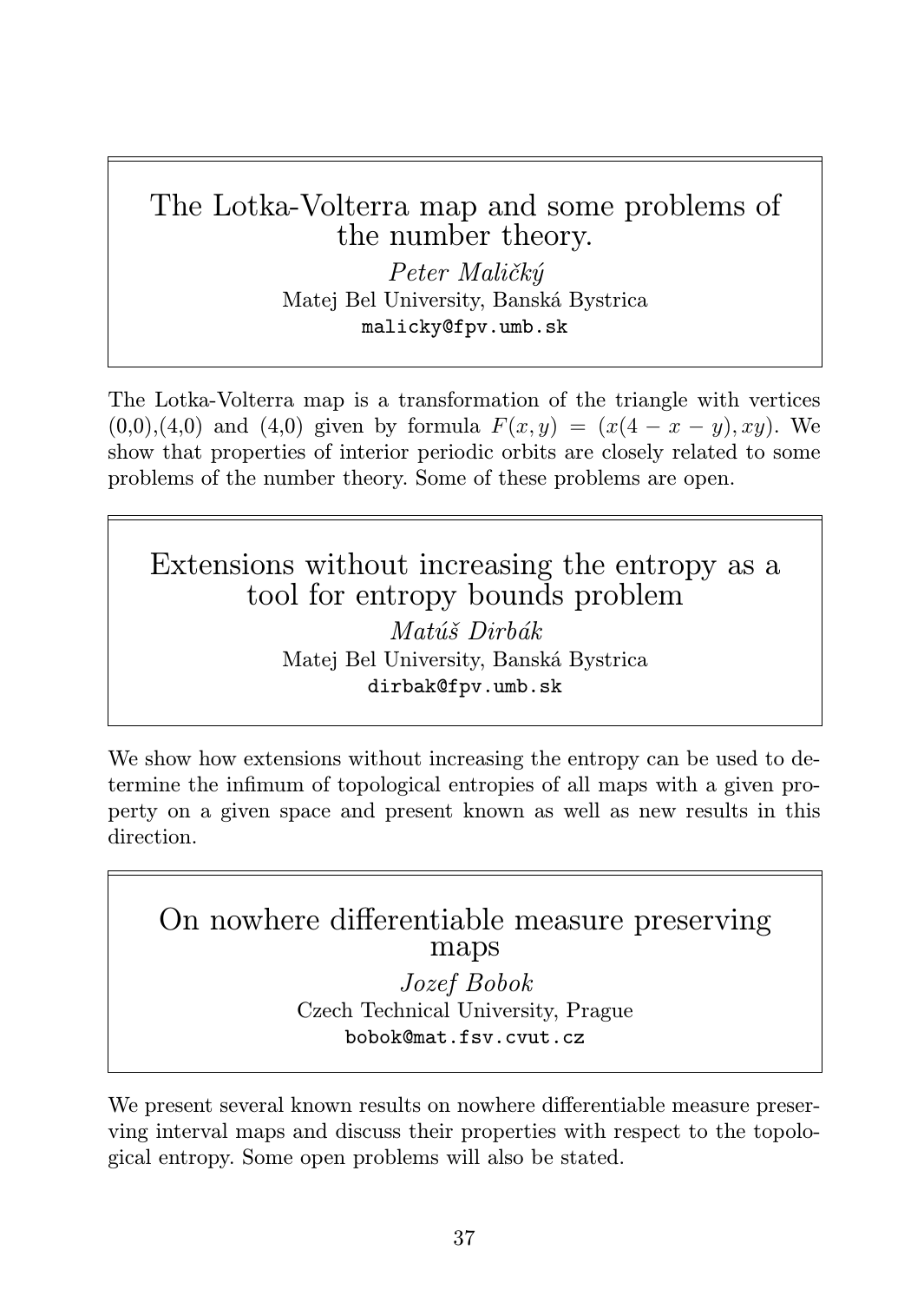## The Lotka-Volterra map and some problems of the number theory.

*Peter Maličký*
Matej Bel University, Banská Bystrica
`malicky@fpv.umb.sk`

The Lotka-Volterra map is a transformation of the triangle with vertices (0,0),(4,0) and (4,0) given by formula $F(x, y) = (x(4 - x - y), xy)$. We show that properties of interior periodic orbits are closely related to some problems of the number theory. Some of these problems are open.

## Extensions without increasing the entropy as a tool for entropy bounds problem

*Matúš Dirbák*
Matej Bel University, Banská Bystrica
`dirbak@fpv.umb.sk`

We show how extensions without increasing the entropy can be used to determine the infimum of topological entropies of all maps with a given property on a given space and present known as well as new results in this direction.

## On nowhere differentiable measure preserving maps

*Jozef Bobok*
Czech Technical University, Prague
`bobok@mat.fsv.cvut.cz`

We present several known results on nowhere differentiable measure preserving interval maps and discuss their properties with respect to the topological entropy. Some open problems will also be stated.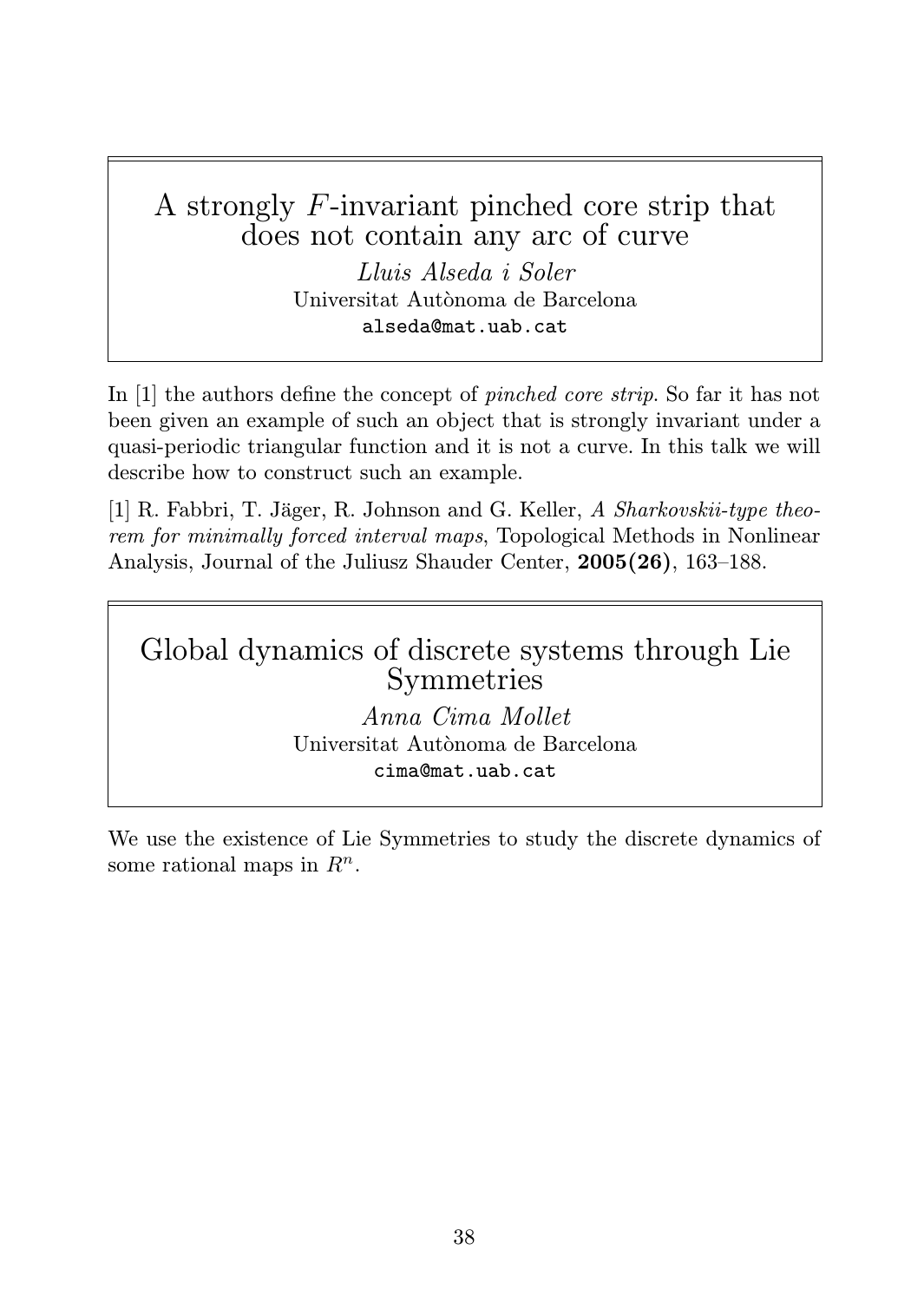## A strongly $F$-invariant pinched core strip that does not contain any arc of curve

*Lluis Alseda i Soler*
Universitat Autònoma de Barcelona
alseda@mat.uab.cat

In [1] the authors define the concept of *pinched core strip*. So far it has not been given an example of such an object that is strongly invariant under a quasi-periodic triangular function and it is not a curve. In this talk we will describe how to construct such an example.

[1] R. Fabbri, T. Jäger, R. Johnson and G. Keller, *A Sharkovskii-type theorem for minimally forced interval maps*, Topological Methods in Nonlinear Analysis, Journal of the Juliusz Shauder Center, **2005(26)**, 163–188.

## Global dynamics of discrete systems through Lie Symmetries

*Anna Cima Mollet*
Universitat Autònoma de Barcelona
cima@mat.uab.cat

We use the existence of Lie Symmetries to study the discrete dynamics of some rational maps in $R^n$.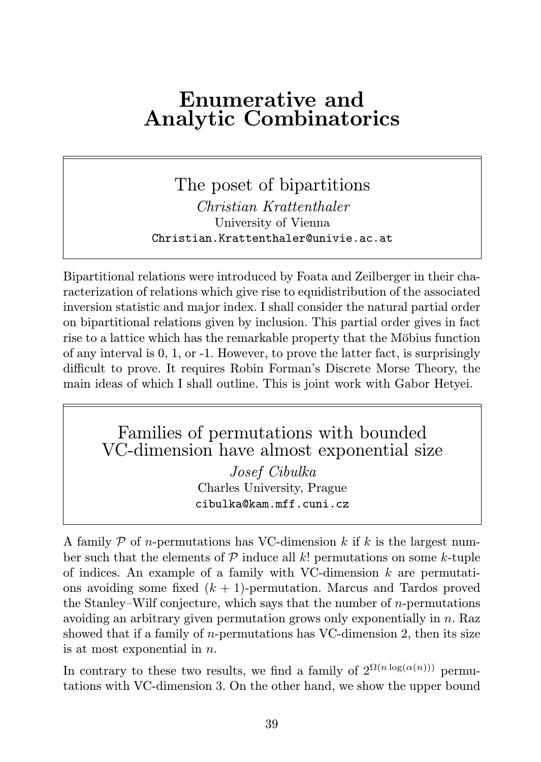# Enumerative and Analytic Combinatorics

## The poset of bipartitions

*Christian Krattenthaler*
University of Vienna
Christian.Krattenthaler@univie.ac.at

Bipartitional relations were introduced by Foata and Zeilberger in their characterization of relations which give rise to equidistribution of the associated inversion statistic and major index. I shall consider the natural partial order on bipartitional relations given by inclusion. This partial order gives in fact rise to a lattice which has the remarkable property that the Möbius function of any interval is 0, 1, or -1. However, to prove the latter fact, is surprisingly difficult to prove. It requires Robin Forman's Discrete Morse Theory, the main ideas of which I shall outline. This is joint work with Gabor Hetyei.

## Families of permutations with bounded VC-dimension have almost exponential size

*Josef Cibulka*
Charles University, Prague
cibulka@kam.mff.cuni.cz

A family $\mathcal{P}$ of $n$-permutations has VC-dimension $k$ if $k$ is the largest number such that the elements of $\mathcal{P}$ induce all $k!$ permutations on some $k$-tuple of indices. An example of a family with VC-dimension $k$ are permutations avoiding some fixed $(k+1)$-permutation. Marcus and Tardos proved the Stanley–Wilf conjecture, which says that the number of $n$-permutations avoiding an arbitrary given permutation grows only exponentially in $n$. Raz showed that if a family of $n$-permutations has VC-dimension 2, then its size is at most exponential in $n$.

In contrary to these two results, we find a family of $2^{\Omega(n \log(\alpha(n)))}$ permutations with VC-dimension 3. On the other hand, we show the upper bound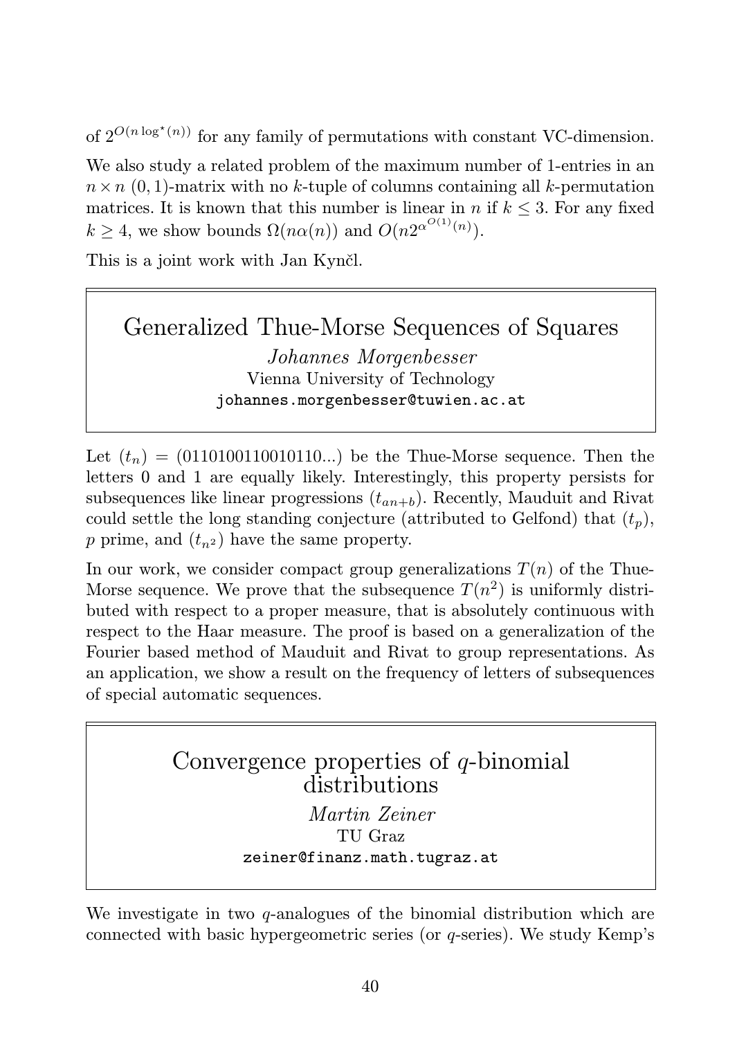of $2^{O(n \log^\star(n))}$ for any family of permutations with constant VC-dimension.

We also study a related problem of the maximum number of 1-entries in an $n \times n$ $(0,1)$-matrix with no $k$-tuple of columns containing all $k$-permutation matrices. It is known that this number is linear in $n$ if $k \leq 3$. For any fixed $k \geq 4$, we show bounds $\Omega(n\alpha(n))$ and $O(n 2^{\alpha^{O(1)}(n)})$.

This is a joint work with Jan Kynčl.

## Generalized Thue-Morse Sequences of Squares

*Johannes Morgenbesser*
Vienna University of Technology
`johannes.morgenbesser@tuwien.ac.at`

Let $(t_n) = (0110100110010110...)$ be the Thue-Morse sequence. Then the letters 0 and 1 are equally likely. Interestingly, this property persists for subsequences like linear progressions $(t_{an+b})$. Recently, Mauduit and Rivat could settle the long standing conjecture (attributed to Gelfond) that $(t_p)$, $p$ prime, and $(t_{n^2})$ have the same property.

In our work, we consider compact group generalizations $T(n)$ of the Thue-Morse sequence. We prove that the subsequence $T(n^2)$ is uniformly distributed with respect to a proper measure, that is absolutely continuous with respect to the Haar measure. The proof is based on a generalization of the Fourier based method of Mauduit and Rivat to group representations. As an application, we show a result on the frequency of letters of subsequences of special automatic sequences.

## Convergence properties of $q$-binomial distributions

*Martin Zeiner*
TU Graz
`zeiner@finanz.math.tugraz.at`

We investigate in two $q$-analogues of the binomial distribution which are connected with basic hypergeometric series (or $q$-series). We study Kemp's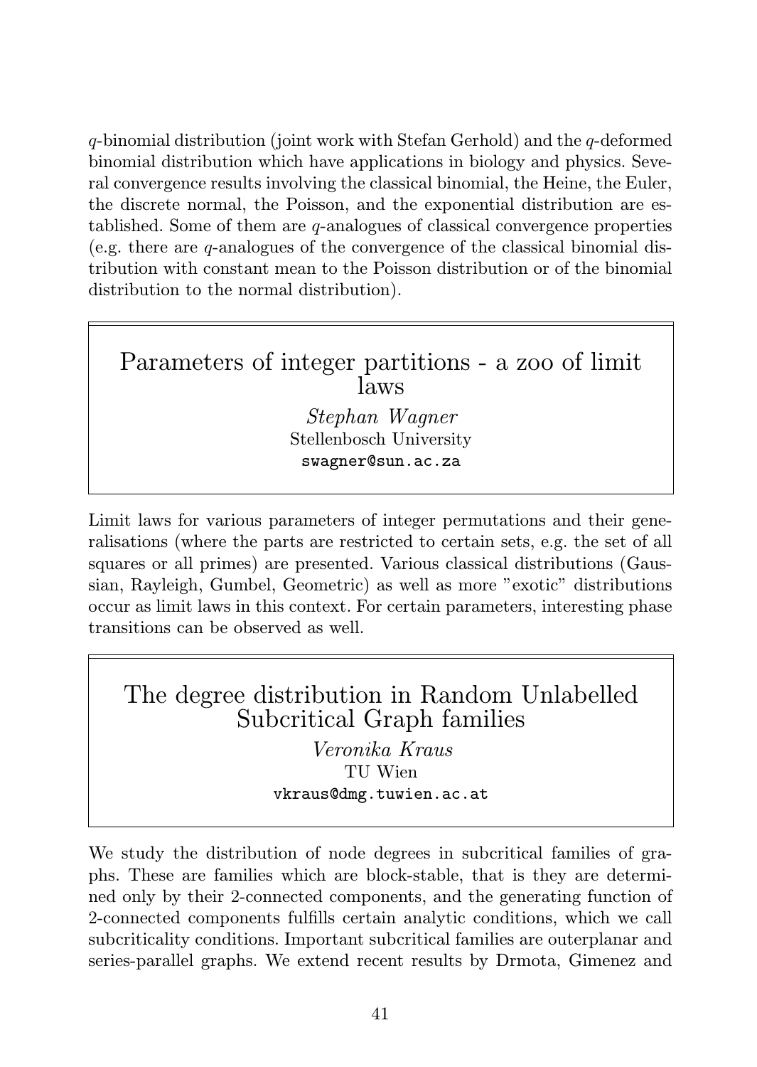$q$-binomial distribution (joint work with Stefan Gerhold) and the $q$-deformed binomial distribution which have applications in biology and physics. Several convergence results involving the classical binomial, the Heine, the Euler, the discrete normal, the Poisson, and the exponential distribution are established. Some of them are $q$-analogues of classical convergence properties (e.g. there are $q$-analogues of the convergence of the classical binomial distribution with constant mean to the Poisson distribution or of the binomial distribution to the normal distribution).

## Parameters of integer partitions - a zoo of limit laws

*Stephan Wagner*
Stellenbosch University
`swagner@sun.ac.za`

Limit laws for various parameters of integer permutations and their generalisations (where the parts are restricted to certain sets, e.g. the set of all squares or all primes) are presented. Various classical distributions (Gaussian, Rayleigh, Gumbel, Geometric) as well as more "exotic" distributions occur as limit laws in this context. For certain parameters, interesting phase transitions can be observed as well.

## The degree distribution in Random Unlabelled Subcritical Graph families

*Veronika Kraus*
TU Wien
`vkraus@dmg.tuwien.ac.at`

We study the distribution of node degrees in subcritical families of graphs. These are families which are block-stable, that is they are determined only by their 2-connected components, and the generating function of 2-connected components fulfills certain analytic conditions, which we call subcriticality conditions. Important subcritical families are outerplanar and series-parallel graphs. We extend recent results by Drmota, Gimenez and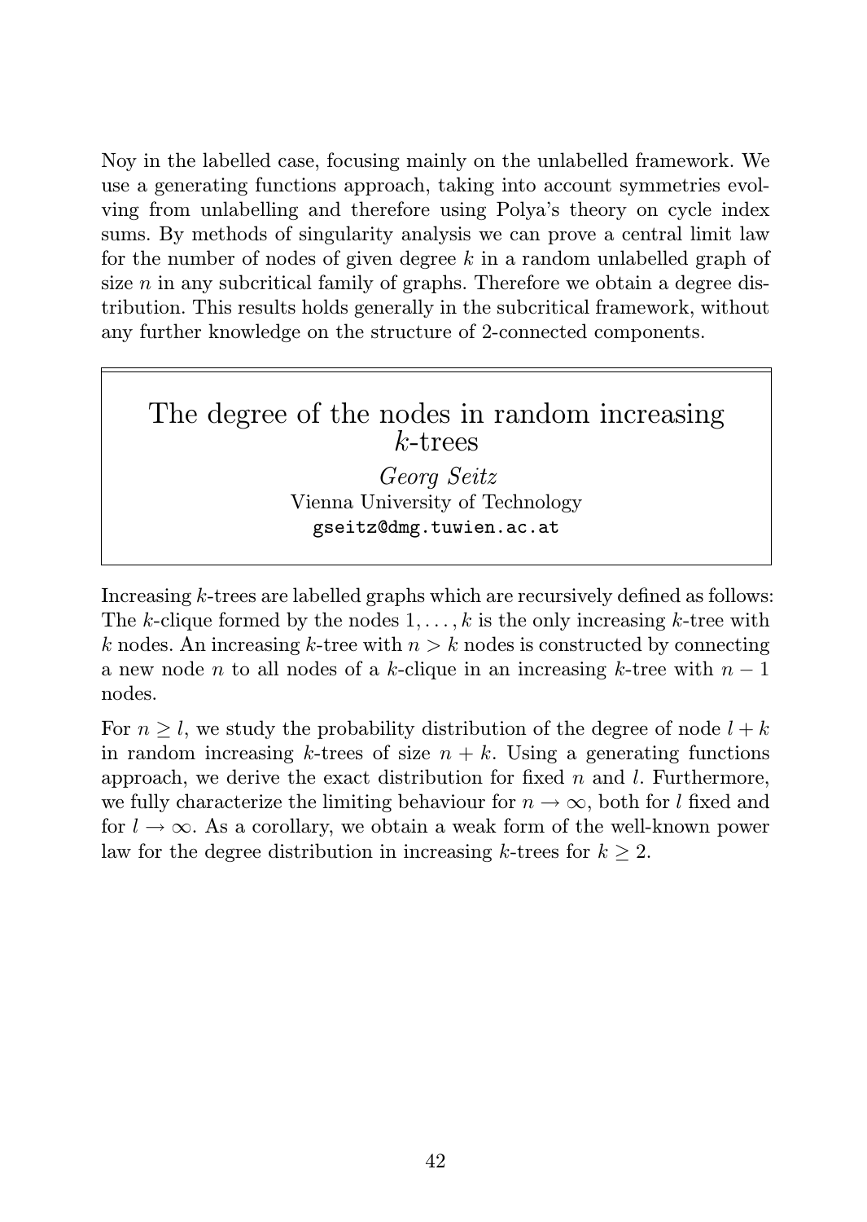Noy in the labelled case, focusing mainly on the unlabelled framework. We use a generating functions approach, taking into account symmetries evolving from unlabelling and therefore using Polya's theory on cycle index sums. By methods of singularity analysis we can prove a central limit law for the number of nodes of given degree $k$ in a random unlabelled graph of size $n$ in any subcritical family of graphs. Therefore we obtain a degree distribution. This results holds generally in the subcritical framework, without any further knowledge on the structure of 2-connected components.

## The degree of the nodes in random increasing $k$-trees

*Georg Seitz*
Vienna University of Technology
`gseitz@dmg.tuwien.ac.at`

Increasing $k$-trees are labelled graphs which are recursively defined as follows: The $k$-clique formed by the nodes $1, \ldots, k$ is the only increasing $k$-tree with $k$ nodes. An increasing $k$-tree with $n > k$ nodes is constructed by connecting a new node $n$ to all nodes of a $k$-clique in an increasing $k$-tree with $n-1$ nodes.

For $n \geq l$, we study the probability distribution of the degree of node $l+k$ in random increasing $k$-trees of size $n+k$. Using a generating functions approach, we derive the exact distribution for fixed $n$ and $l$. Furthermore, we fully characterize the limiting behaviour for $n \to \infty$, both for $l$ fixed and for $l \to \infty$. As a corollary, we obtain a weak form of the well-known power law for the degree distribution in increasing $k$-trees for $k \geq 2$.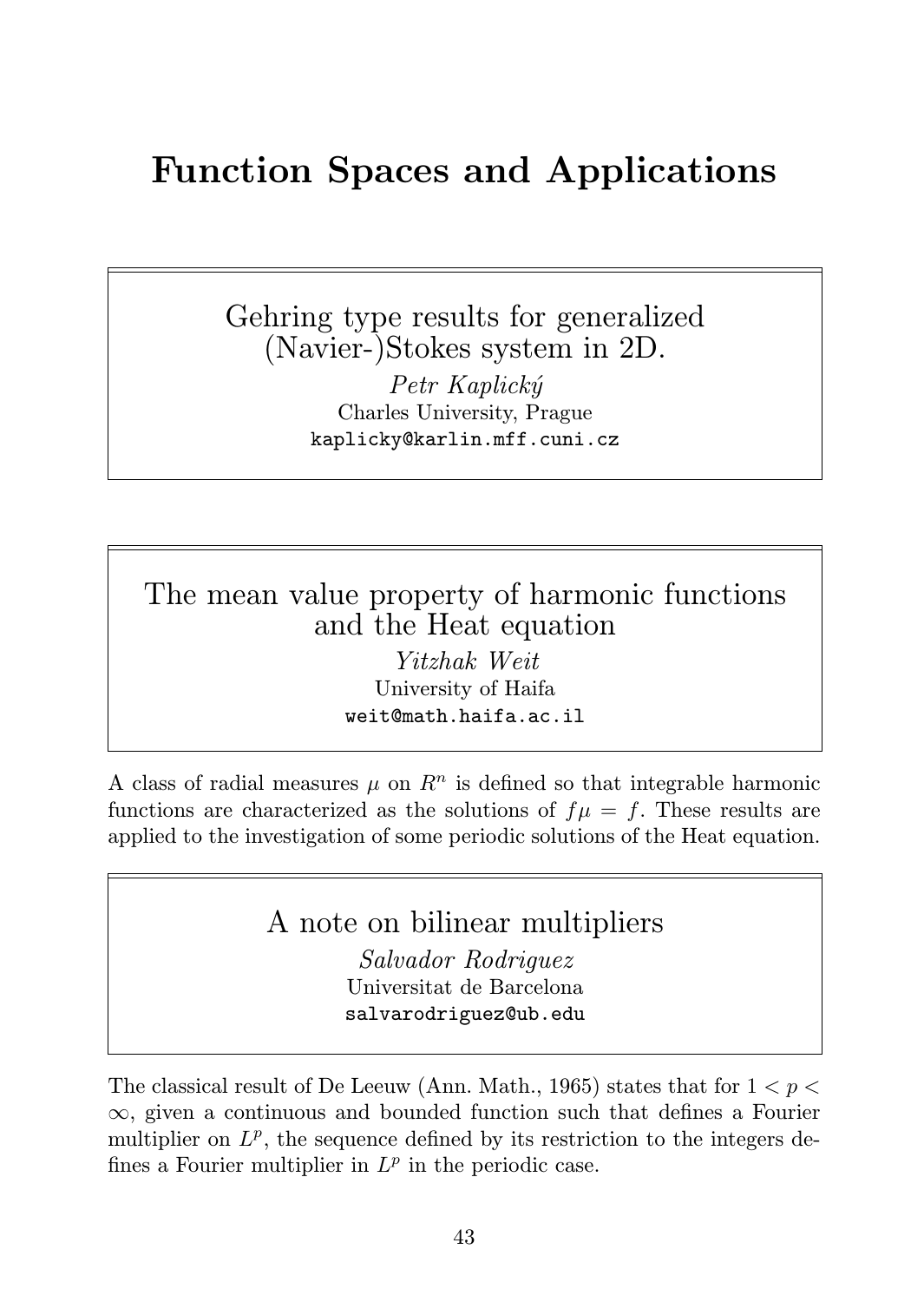# Function Spaces and Applications

## Gehring type results for generalized (Navier-)Stokes system in 2D.

*Petr Kaplický*
Charles University, Prague
kaplicky@karlin.mff.cuni.cz

## The mean value property of harmonic functions and the Heat equation

*Yitzhak Weit*
University of Haifa
weit@math.haifa.ac.il

A class of radial measures $\mu$ on $R^n$ is defined so that integrable harmonic functions are characterized as the solutions of $f\mu = f$. These results are applied to the investigation of some periodic solutions of the Heat equation.

## A note on bilinear multipliers

*Salvador Rodriguez*
Universitat de Barcelona
salvarodriguez@ub.edu

The classical result of De Leeuw (Ann. Math., 1965) states that for $1 < p < \infty$, given a continuous and bounded function such that defines a Fourier multiplier on $L^p$, the sequence defined by its restriction to the integers defines a Fourier multiplier in $L^p$ in the periodic case.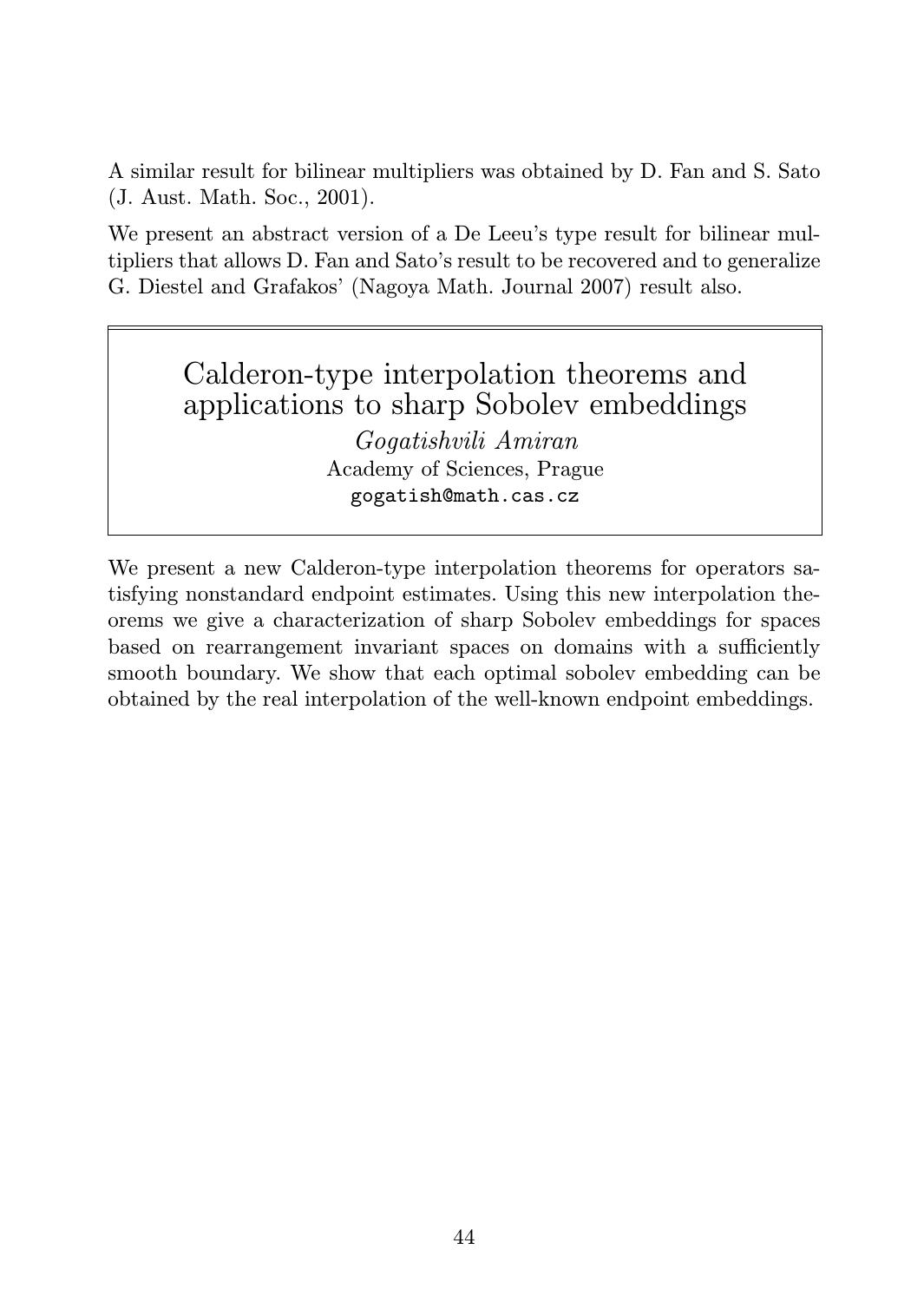A similar result for bilinear multipliers was obtained by D. Fan and S. Sato (J. Aust. Math. Soc., 2001).

We present an abstract version of a De Leeu's type result for bilinear multipliers that allows D. Fan and Sato's result to be recovered and to generalize G. Diestel and Grafakos' (Nagoya Math. Journal 2007) result also.

## Calderon-type interpolation theorems and applications to sharp Sobolev embeddings

*Gogatishvili Amiran*
Academy of Sciences, Prague
gogatish@math.cas.cz

We present a new Calderon-type interpolation theorems for operators satisfying nonstandard endpoint estimates. Using this new interpolation theorems we give a characterization of sharp Sobolev embeddings for spaces based on rearrangement invariant spaces on domains with a sufficiently smooth boundary. We show that each optimal sobolev embedding can be obtained by the real interpolation of the well-known endpoint embeddings.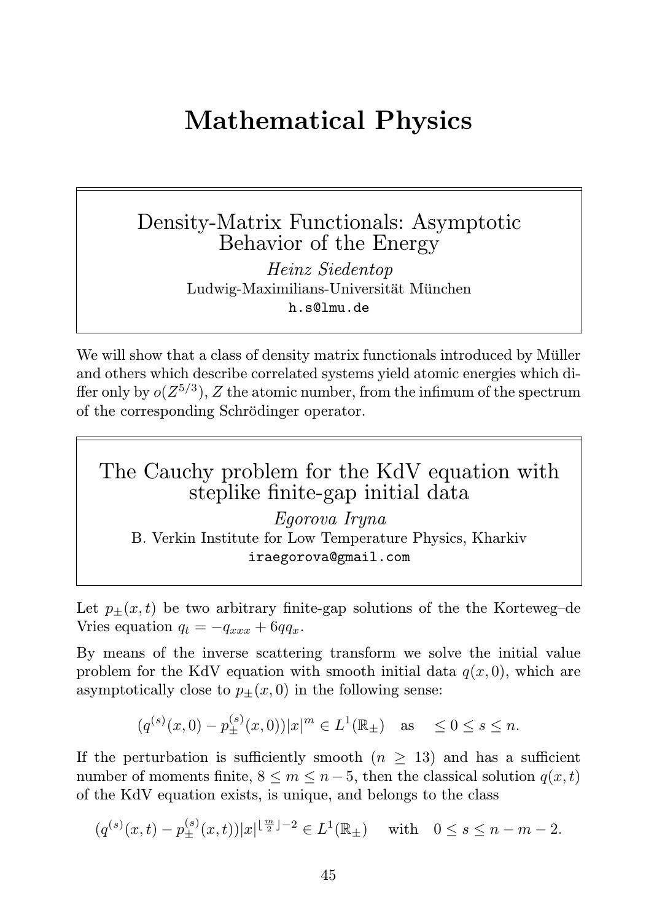# Mathematical Physics

## Density-Matrix Functionals: Asymptotic Behavior of the Energy

*Heinz Siedentop*
Ludwig-Maximilians-Universität München
h.s@lmu.de

We will show that a class of density matrix functionals introduced by Müller and others which describe correlated systems yield atomic energies which differ only by $o(Z^{5/3})$, $Z$ the atomic number, from the infimum of the spectrum of the corresponding Schrödinger operator.

## The Cauchy problem for the KdV equation with steplike finite-gap initial data

*Egorova Iryna*
B. Verkin Institute for Low Temperature Physics, Kharkiv
iraegorova@gmail.com

Let $p_\pm(x,t)$ be two arbitrary finite-gap solutions of the the Korteweg–de Vries equation $q_t = -q_{xxx} + 6qq_x$.

By means of the inverse scattering transform we solve the initial value problem for the KdV equation with smooth initial data $q(x,0)$, which are asymptotically close to $p_\pm(x,0)$ in the following sense:

$$(q^{(s)}(x,0) - p_\pm^{(s)}(x,0))|x|^m \in L^1(\mathbb{R}_\pm) \quad \text{as} \quad \leq 0 \leq s \leq n.$$

If the perturbation is sufficiently smooth ($n \geq 13$) and has a sufficient number of moments finite, $8 \leq m \leq n-5$, then the classical solution $q(x,t)$ of the KdV equation exists, is unique, and belongs to the class

$$(q^{(s)}(x,t) - p_\pm^{(s)}(x,t))|x|^{\lfloor \frac{m}{2} \rfloor - 2} \in L^1(\mathbb{R}_\pm) \quad \text{with} \quad 0 \leq s \leq n-m-2.$$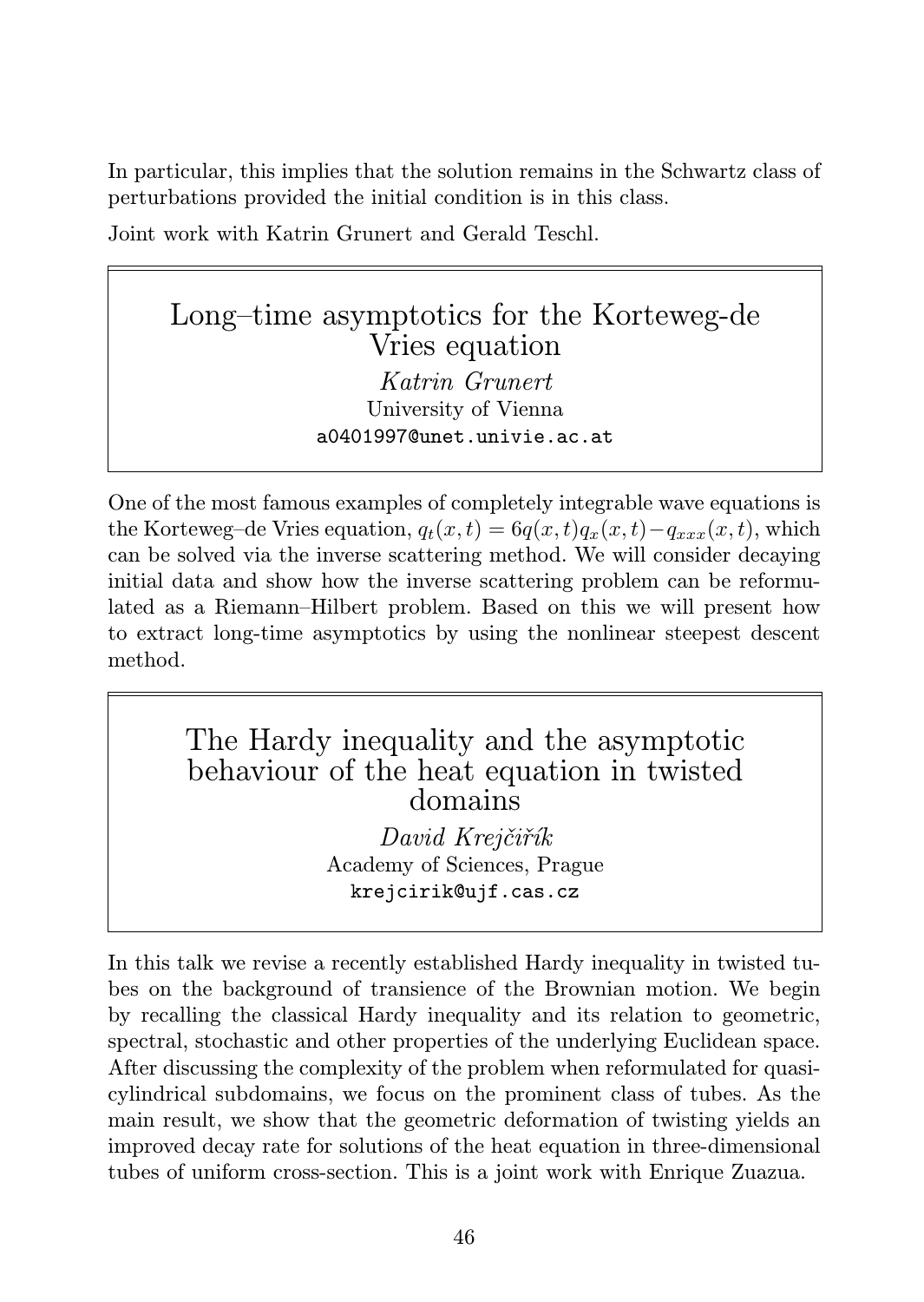In particular, this implies that the solution remains in the Schwartz class of perturbations provided the initial condition is in this class.

Joint work with Katrin Grunert and Gerald Teschl.

## Long–time asymptotics for the Korteweg-de Vries equation

*Katrin Grunert*
University of Vienna
a0401997@unet.univie.ac.at

One of the most famous examples of completely integrable wave equations is the Korteweg–de Vries equation, $q_t(x,t) = 6q(x,t)q_x(x,t) - q_{xxx}(x,t)$, which can be solved via the inverse scattering method. We will consider decaying initial data and show how the inverse scattering problem can be reformulated as a Riemann–Hilbert problem. Based on this we will present how to extract long-time asymptotics by using the nonlinear steepest descent method.

## The Hardy inequality and the asymptotic behaviour of the heat equation in twisted domains

*David Krejčiřík*
Academy of Sciences, Prague
krejcirik@ujf.cas.cz

In this talk we revise a recently established Hardy inequality in twisted tubes on the background of transience of the Brownian motion. We begin by recalling the classical Hardy inequality and its relation to geometric, spectral, stochastic and other properties of the underlying Euclidean space. After discussing the complexity of the problem when reformulated for quasi-cylindrical subdomains, we focus on the prominent class of tubes. As the main result, we show that the geometric deformation of twisting yields an improved decay rate for solutions of the heat equation in three-dimensional tubes of uniform cross-section. This is a joint work with Enrique Zuazua.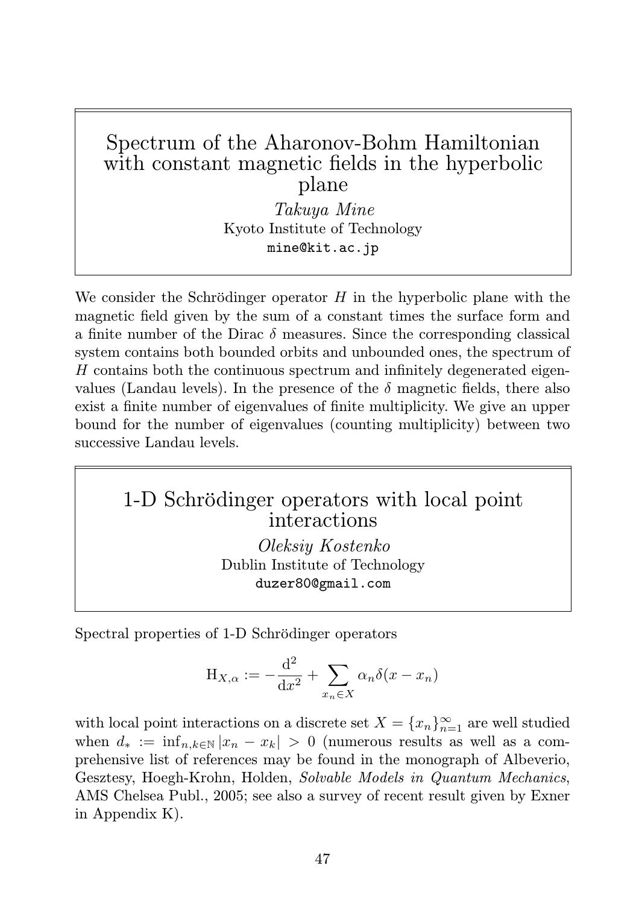## Spectrum of the Aharonov-Bohm Hamiltonian with constant magnetic fields in the hyperbolic plane

*Takuya Mine*
Kyoto Institute of Technology
mine@kit.ac.jp

We consider the Schrödinger operator $H$ in the hyperbolic plane with the magnetic field given by the sum of a constant times the surface form and a finite number of the Dirac $\delta$ measures. Since the corresponding classical system contains both bounded orbits and unbounded ones, the spectrum of $H$ contains both the continuous spectrum and infinitely degenerated eigenvalues (Landau levels). In the presence of the $\delta$ magnetic fields, there also exist a finite number of eigenvalues of finite multiplicity. We give an upper bound for the number of eigenvalues (counting multiplicity) between two successive Landau levels.

## 1-D Schrödinger operators with local point interactions

*Oleksiy Kostenko*
Dublin Institute of Technology
duzer80@gmail.com

Spectral properties of 1-D Schrödinger operators

$$\mathrm{H}_{X,\alpha} := -\frac{\mathrm{d}^2}{\mathrm{d}x^2} + \sum_{x_n \in X} \alpha_n \delta(x - x_n)$$

with local point interactions on a discrete set $X = \{x_n\}_{n=1}^{\infty}$ are well studied when $d_* := \inf_{n,k \in \mathbb{N}} |x_n - x_k| > 0$ (numerous results as well as a comprehensive list of references may be found in the monograph of Albeverio, Gesztesy, Hoegh-Krohn, Holden, *Solvable Models in Quantum Mechanics*, AMS Chelsea Publ., 2005; see also a survey of recent result given by Exner in Appendix K).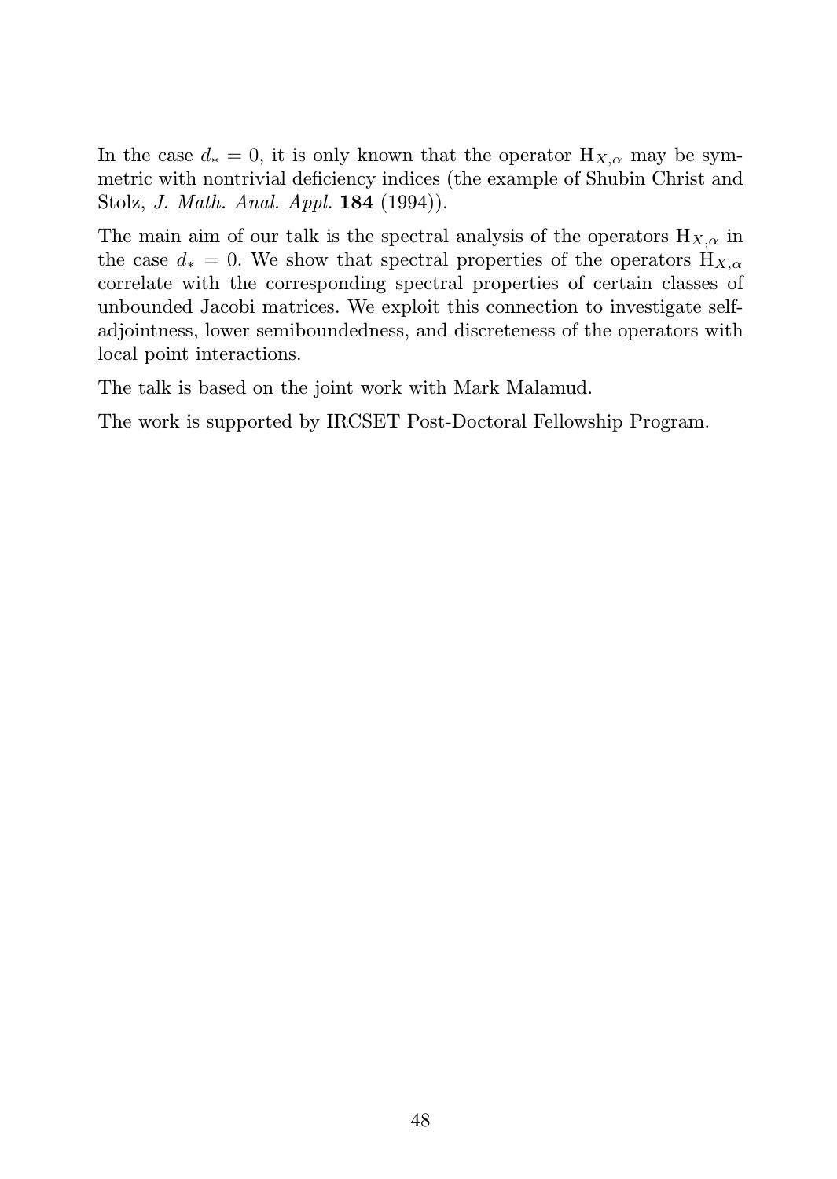In the case $d_* = 0$, it is only known that the operator $\mathrm{H}_{X,\alpha}$ may be symmetric with nontrivial deficiency indices (the example of Shubin Christ and Stolz, *J. Math. Anal. Appl.* **184** (1994)).

The main aim of our talk is the spectral analysis of the operators $\mathrm{H}_{X,\alpha}$ in the case $d_* = 0$. We show that spectral properties of the operators $\mathrm{H}_{X,\alpha}$ correlate with the corresponding spectral properties of certain classes of unbounded Jacobi matrices. We exploit this connection to investigate self-adjointness, lower semiboundedness, and discreteness of the operators with local point interactions.

The talk is based on the joint work with Mark Malamud.

The work is supported by IRCSET Post-Doctoral Fellowship Program.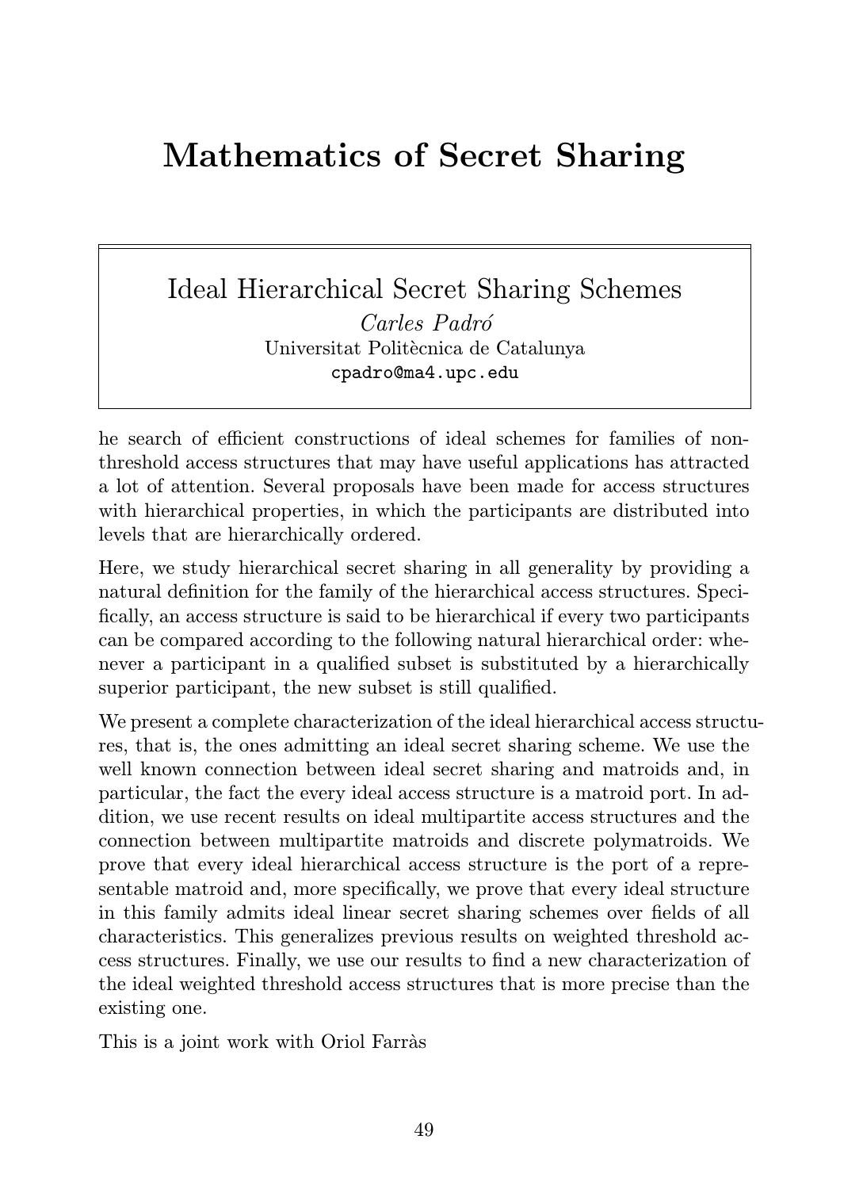# Mathematics of Secret Sharing

## Ideal Hierarchical Secret Sharing Schemes

*Carles Padró*
Universitat Politècnica de Catalunya
cpadro@ma4.upc.edu

he search of efficient constructions of ideal schemes for families of non-threshold access structures that may have useful applications has attracted a lot of attention. Several proposals have been made for access structures with hierarchical properties, in which the participants are distributed into levels that are hierarchically ordered.

Here, we study hierarchical secret sharing in all generality by providing a natural definition for the family of the hierarchical access structures. Specifically, an access structure is said to be hierarchical if every two participants can be compared according to the following natural hierarchical order: whenever a participant in a qualified subset is substituted by a hierarchically superior participant, the new subset is still qualified.

We present a complete characterization of the ideal hierarchical access structures, that is, the ones admitting an ideal secret sharing scheme. We use the well known connection between ideal secret sharing and matroids and, in particular, the fact the every ideal access structure is a matroid port. In addition, we use recent results on ideal multipartite access structures and the connection between multipartite matroids and discrete polymatroids. We prove that every ideal hierarchical access structure is the port of a representable matroid and, more specifically, we prove that every ideal structure in this family admits ideal linear secret sharing schemes over fields of all characteristics. This generalizes previous results on weighted threshold access structures. Finally, we use our results to find a new characterization of the ideal weighted threshold access structures that is more precise than the existing one.

This is a joint work with Oriol Farràs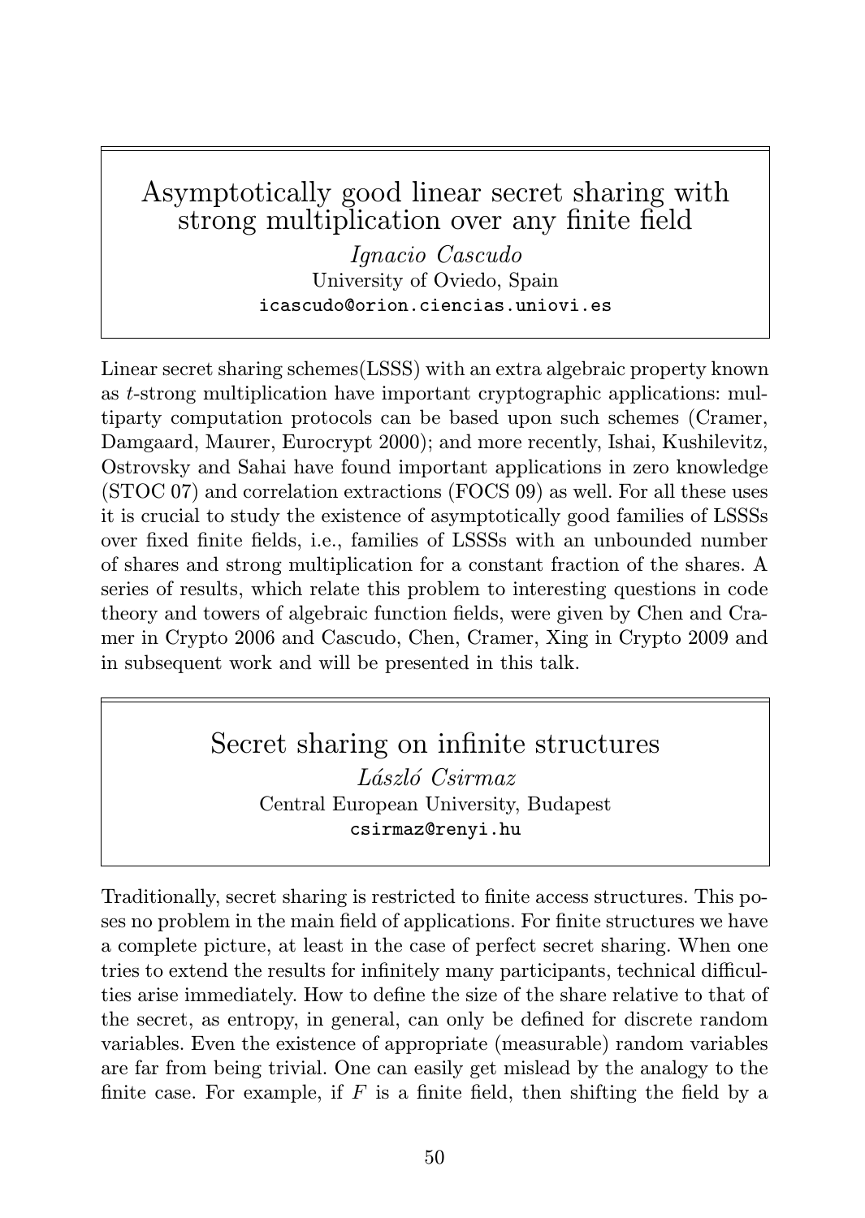## Asymptotically good linear secret sharing with strong multiplication over any finite field

*Ignacio Cascudo*
University of Oviedo, Spain
icascudo@orion.ciencias.uniovi.es

Linear secret sharing schemes(LSSS) with an extra algebraic property known as $t$-strong multiplication have important cryptographic applications: multiparty computation protocols can be based upon such schemes (Cramer, Damgaard, Maurer, Eurocrypt 2000); and more recently, Ishai, Kushilevitz, Ostrovsky and Sahai have found important applications in zero knowledge (STOC 07) and correlation extractions (FOCS 09) as well. For all these uses it is crucial to study the existence of asymptotically good families of LSSSs over fixed finite fields, i.e., families of LSSSs with an unbounded number of shares and strong multiplication for a constant fraction of the shares. A series of results, which relate this problem to interesting questions in code theory and towers of algebraic function fields, were given by Chen and Cramer in Crypto 2006 and Cascudo, Chen, Cramer, Xing in Crypto 2009 and in subsequent work and will be presented in this talk.

## Secret sharing on infinite structures

*László Csirmaz*
Central European University, Budapest
csirmaz@renyi.hu

Traditionally, secret sharing is restricted to finite access structures. This poses no problem in the main field of applications. For finite structures we have a complete picture, at least in the case of perfect secret sharing. When one tries to extend the results for infinitely many participants, technical difficulties arise immediately. How to define the size of the share relative to that of the secret, as entropy, in general, can only be defined for discrete random variables. Even the existence of appropriate (measurable) random variables are far from being trivial. One can easily get mislead by the analogy to the finite case. For example, if $F$ is a finite field, then shifting the field by a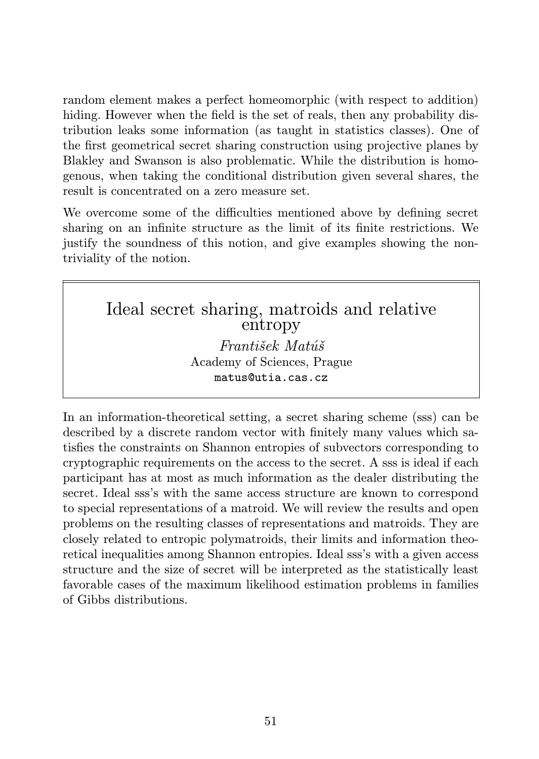random element makes a perfect homeomorphic (with respect to addition) hiding. However when the field is the set of reals, then any probability distribution leaks some information (as taught in statistics classes). One of the first geometrical secret sharing construction using projective planes by Blakley and Swanson is also problematic. While the distribution is homogenous, when taking the conditional distribution given several shares, the result is concentrated on a zero measure set.

We overcome some of the difficulties mentioned above by defining secret sharing on an infinite structure as the limit of its finite restrictions. We justify the soundness of this notion, and give examples showing the non-triviality of the notion.

## Ideal secret sharing, matroids and relative entropy

*František Matúš*
Academy of Sciences, Prague
matus@utia.cas.cz

In an information-theoretical setting, a secret sharing scheme (sss) can be described by a discrete random vector with finitely many values which satisfies the constraints on Shannon entropies of subvectors corresponding to cryptographic requirements on the access to the secret. A sss is ideal if each participant has at most as much information as the dealer distributing the secret. Ideal sss's with the same access structure are known to correspond to special representations of a matroid. We will review the results and open problems on the resulting classes of representations and matroids. They are closely related to entropic polymatroids, their limits and information theoretical inequalities among Shannon entropies. Ideal sss's with a given access structure and the size of secret will be interpreted as the statistically least favorable cases of the maximum likelihood estimation problems in families of Gibbs distributions.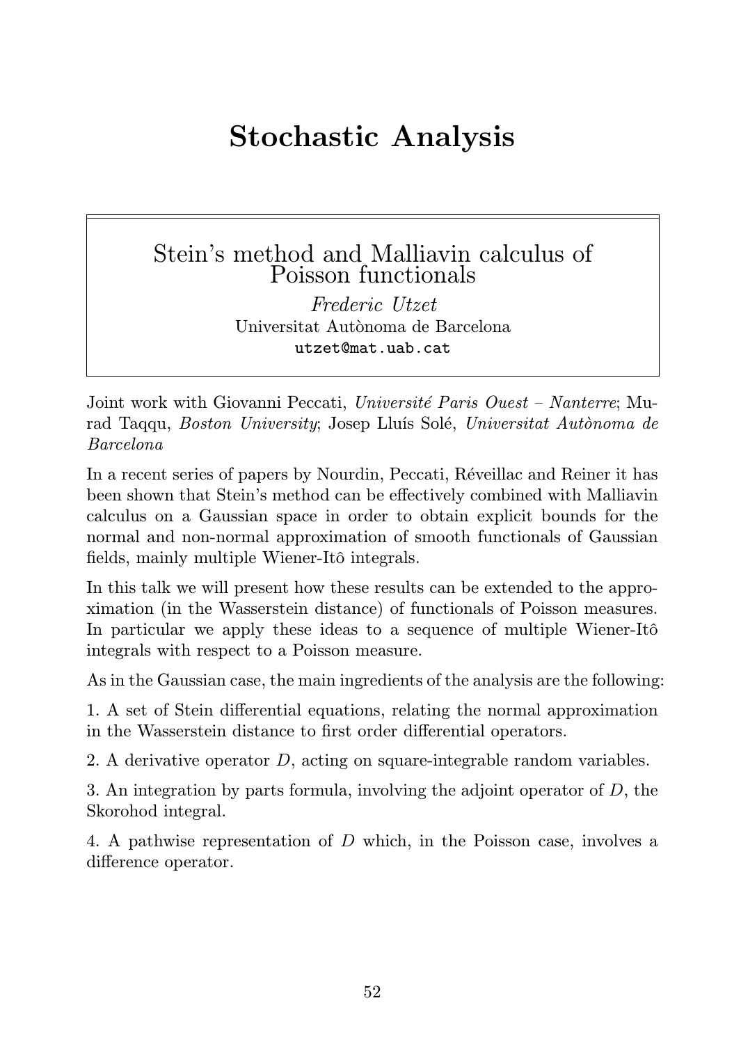# Stochastic Analysis

## Stein's method and Malliavin calculus of Poisson functionals

*Frederic Utzet*
Universitat Autònoma de Barcelona
utzet@mat.uab.cat

Joint work with Giovanni Peccati, *Université Paris Ouest – Nanterre*; Murad Taqqu, *Boston University*; Josep Lluís Solé, *Universitat Autònoma de Barcelona*

In a recent series of papers by Nourdin, Peccati, Réveillac and Reiner it has been shown that Stein's method can be effectively combined with Malliavin calculus on a Gaussian space in order to obtain explicit bounds for the normal and non-normal approximation of smooth functionals of Gaussian fields, mainly multiple Wiener-Itô integrals.

In this talk we will present how these results can be extended to the approximation (in the Wasserstein distance) of functionals of Poisson measures. In particular we apply these ideas to a sequence of multiple Wiener-Itô integrals with respect to a Poisson measure.

As in the Gaussian case, the main ingredients of the analysis are the following:

1. A set of Stein differential equations, relating the normal approximation in the Wasserstein distance to first order differential operators.

2. A derivative operator $D$, acting on square-integrable random variables.

3. An integration by parts formula, involving the adjoint operator of $D$, the Skorohod integral.

4. A pathwise representation of $D$ which, in the Poisson case, involves a difference operator.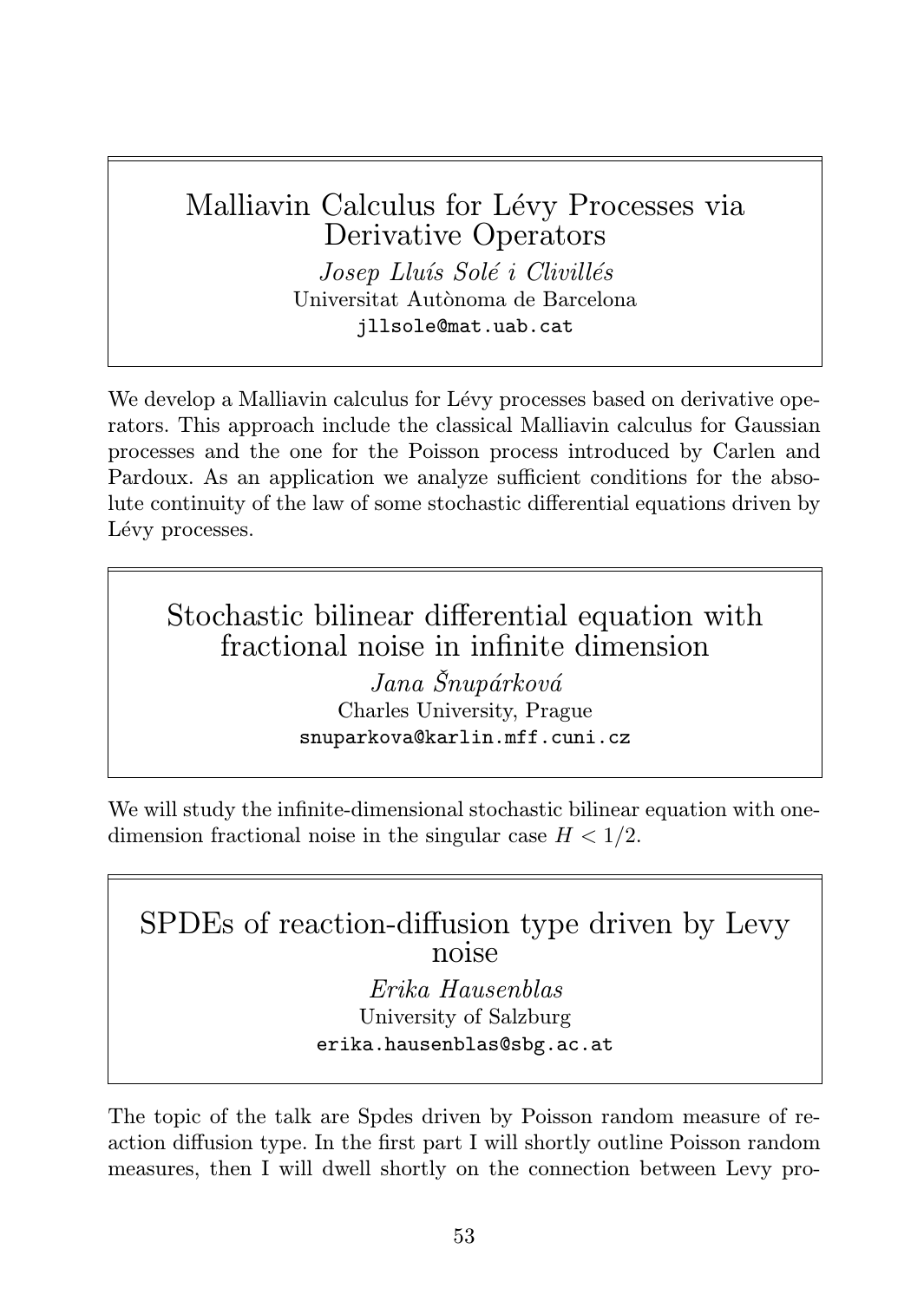## Malliavin Calculus for Lévy Processes via Derivative Operators

*Josep Lluís Solé i Clivillés*
Universitat Autònoma de Barcelona
jllsole@mat.uab.cat

We develop a Malliavin calculus for Lévy processes based on derivative operators. This approach include the classical Malliavin calculus for Gaussian processes and the one for the Poisson process introduced by Carlen and Pardoux. As an application we analyze sufficient conditions for the absolute continuity of the law of some stochastic differential equations driven by Lévy processes.

## Stochastic bilinear differential equation with fractional noise in infinite dimension

*Jana Šnupárková*
Charles University, Prague
snuparkova@karlin.mff.cuni.cz

We will study the infinite-dimensional stochastic bilinear equation with one-dimension fractional noise in the singular case $H < 1/2$.

## SPDEs of reaction-diffusion type driven by Levy noise

*Erika Hausenblas*
University of Salzburg
erika.hausenblas@sbg.ac.at

The topic of the talk are Spdes driven by Poisson random measure of reaction diffusion type. In the first part I will shortly outline Poisson random measures, then I will dwell shortly on the connection between Levy pro-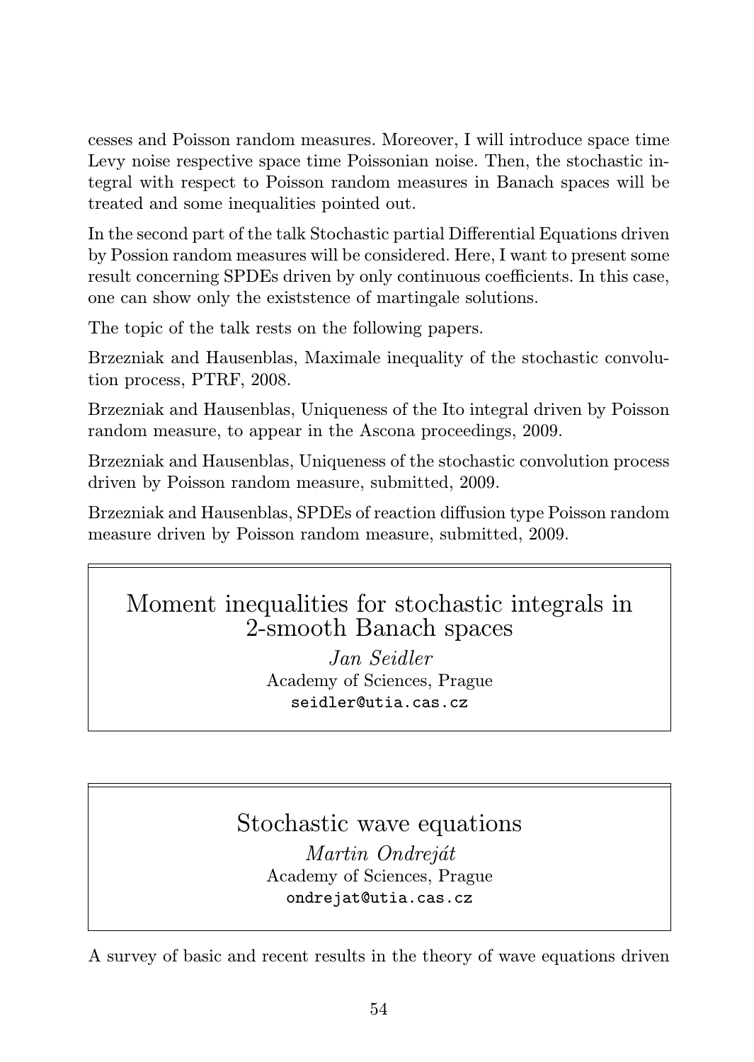cesses and Poisson random measures. Moreover, I will introduce space time Levy noise respective space time Poissonian noise. Then, the stochastic integral with respect to Poisson random measures in Banach spaces will be treated and some inequalities pointed out.

In the second part of the talk Stochastic partial Differential Equations driven by Possion random measures will be considered. Here, I want to present some result concerning SPDEs driven by only continuous coefficients. In this case, one can show only the existstence of martingale solutions.

The topic of the talk rests on the following papers.

Brzezniak and Hausenblas, Maximale inequality of the stochastic convolution process, PTRF, 2008.

Brzezniak and Hausenblas, Uniqueness of the Ito integral driven by Poisson random measure, to appear in the Ascona proceedings, 2009.

Brzezniak and Hausenblas, Uniqueness of the stochastic convolution process driven by Poisson random measure, submitted, 2009.

Brzezniak and Hausenblas, SPDEs of reaction diffusion type Poisson random measure driven by Poisson random measure, submitted, 2009.

## Moment inequalities for stochastic integrals in 2-smooth Banach spaces

*Jan Seidler*
Academy of Sciences, Prague
seidler@utia.cas.cz

## Stochastic wave equations

*Martin Ondreját*
Academy of Sciences, Prague
ondrejat@utia.cas.cz

A survey of basic and recent results in the theory of wave equations driven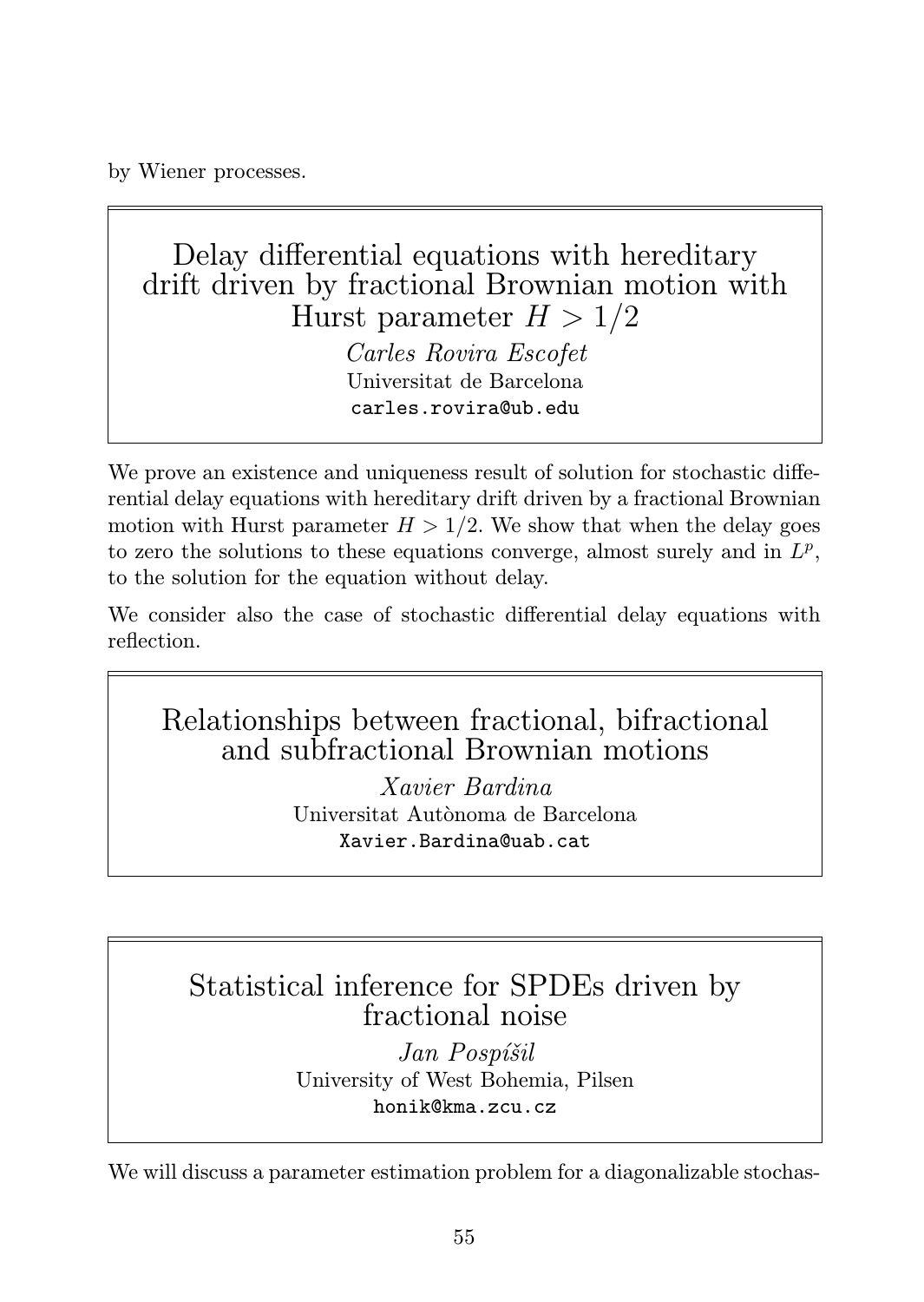by Wiener processes.

## Delay differential equations with hereditary drift driven by fractional Brownian motion with Hurst parameter $H > 1/2$

*Carles Rovira Escofet*
Universitat de Barcelona
carles.rovira@ub.edu

We prove an existence and uniqueness result of solution for stochastic differential delay equations with hereditary drift driven by a fractional Brownian motion with Hurst parameter $H > 1/2$. We show that when the delay goes to zero the solutions to these equations converge, almost surely and in $L^p$, to the solution for the equation without delay.

We consider also the case of stochastic differential delay equations with reflection.

## Relationships between fractional, bifractional and subfractional Brownian motions

*Xavier Bardina*
Universitat Autònoma de Barcelona
Xavier.Bardina@uab.cat

## Statistical inference for SPDEs driven by fractional noise

*Jan Pospíšil*
University of West Bohemia, Pilsen
honik@kma.zcu.cz

We will discuss a parameter estimation problem for a diagonalizable stochas-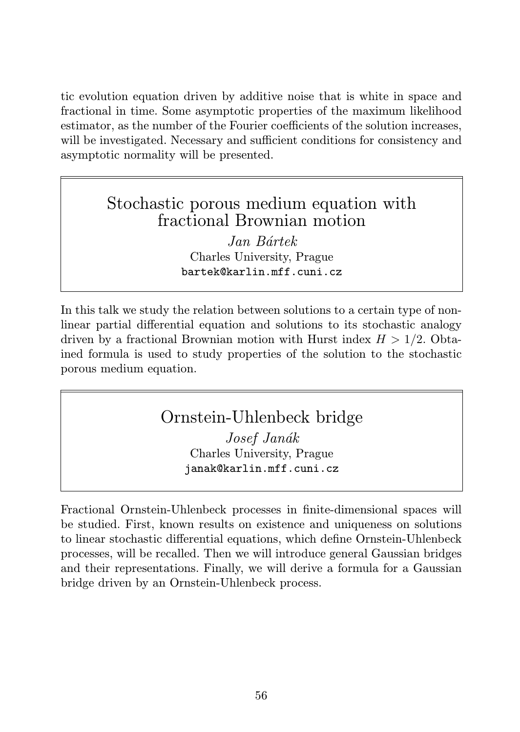tic evolution equation driven by additive noise that is white in space and fractional in time. Some asymptotic properties of the maximum likelihood estimator, as the number of the Fourier coefficients of the solution increases, will be investigated. Necessary and sufficient conditions for consistency and asymptotic normality will be presented.

## Stochastic porous medium equation with fractional Brownian motion

*Jan Bártek*
Charles University, Prague
bartek@karlin.mff.cuni.cz

In this talk we study the relation between solutions to a certain type of nonlinear partial differential equation and solutions to its stochastic analogy driven by a fractional Brownian motion with Hurst index $H > 1/2$. Obtained formula is used to study properties of the solution to the stochastic porous medium equation.

## Ornstein-Uhlenbeck bridge

*Josef Janák*
Charles University, Prague
janak@karlin.mff.cuni.cz

Fractional Ornstein-Uhlenbeck processes in finite-dimensional spaces will be studied. First, known results on existence and uniqueness on solutions to linear stochastic differential equations, which define Ornstein-Uhlenbeck processes, will be recalled. Then we will introduce general Gaussian bridges and their representations. Finally, we will derive a formula for a Gaussian bridge driven by an Ornstein-Uhlenbeck process.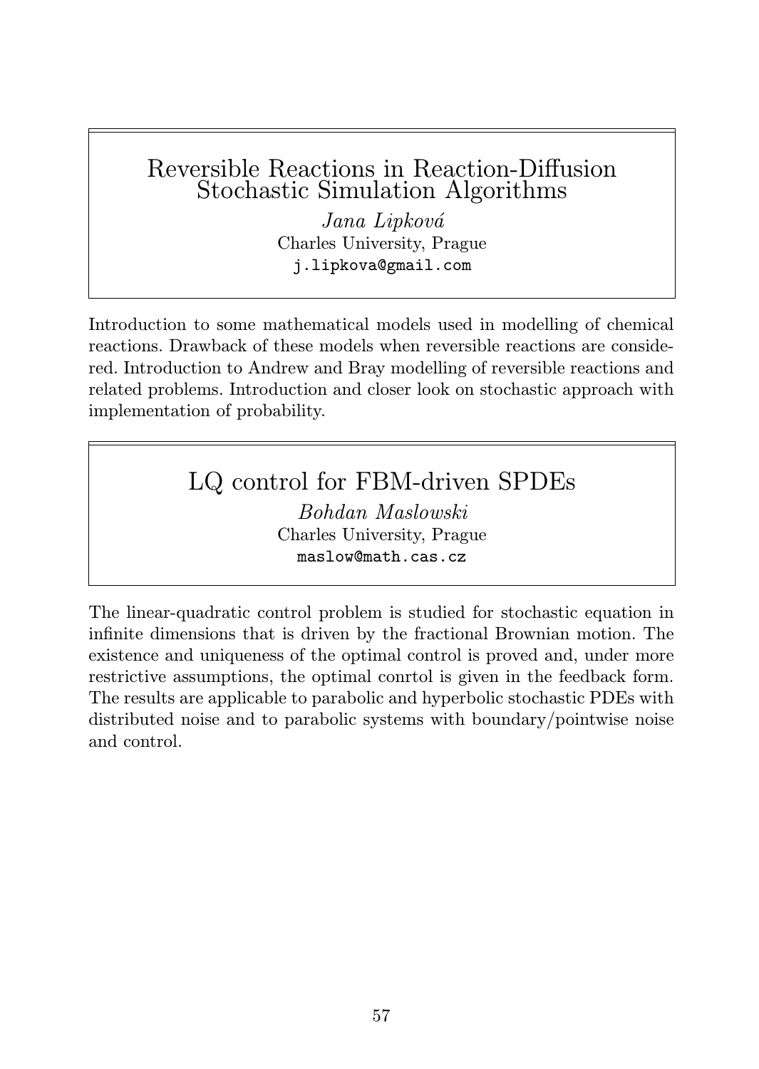## Reversible Reactions in Reaction-Diffusion Stochastic Simulation Algorithms

*Jana Lipková*
Charles University, Prague
j.lipkova@gmail.com

Introduction to some mathematical models used in modelling of chemical reactions. Drawback of these models when reversible reactions are considered. Introduction to Andrew and Bray modelling of reversible reactions and related problems. Introduction and closer look on stochastic approach with implementation of probability.

## LQ control for FBM-driven SPDEs

*Bohdan Maslowski*
Charles University, Prague
maslow@math.cas.cz

The linear-quadratic control problem is studied for stochastic equation in infinite dimensions that is driven by the fractional Brownian motion. The existence and uniqueness of the optimal control is proved and, under more restrictive assumptions, the optimal conrtol is given in the feedback form. The results are applicable to parabolic and hyperbolic stochastic PDEs with distributed noise and to parabolic systems with boundary/pointwise noise and control.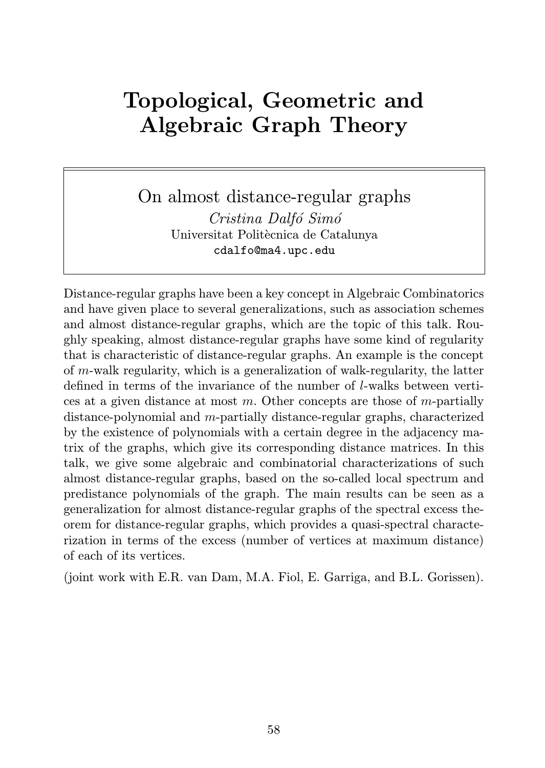# Topological, Geometric and Algebraic Graph Theory

## On almost distance-regular graphs

*Cristina Dalfó Simó*
Universitat Politècnica de Catalunya
cdalfo@ma4.upc.edu

Distance-regular graphs have been a key concept in Algebraic Combinatorics and have given place to several generalizations, such as association schemes and almost distance-regular graphs, which are the topic of this talk. Roughly speaking, almost distance-regular graphs have some kind of regularity that is characteristic of distance-regular graphs. An example is the concept of $m$-walk regularity, which is a generalization of walk-regularity, the latter defined in terms of the invariance of the number of $l$-walks between vertices at a given distance at most $m$. Other concepts are those of $m$-partially distance-polynomial and $m$-partially distance-regular graphs, characterized by the existence of polynomials with a certain degree in the adjacency matrix of the graphs, which give its corresponding distance matrices. In this talk, we give some algebraic and combinatorial characterizations of such almost distance-regular graphs, based on the so-called local spectrum and predistance polynomials of the graph. The main results can be seen as a generalization for almost distance-regular graphs of the spectral excess theorem for distance-regular graphs, which provides a quasi-spectral characterization in terms of the excess (number of vertices at maximum distance) of each of its vertices.

(joint work with E.R. van Dam, M.A. Fiol, E. Garriga, and B.L. Gorissen).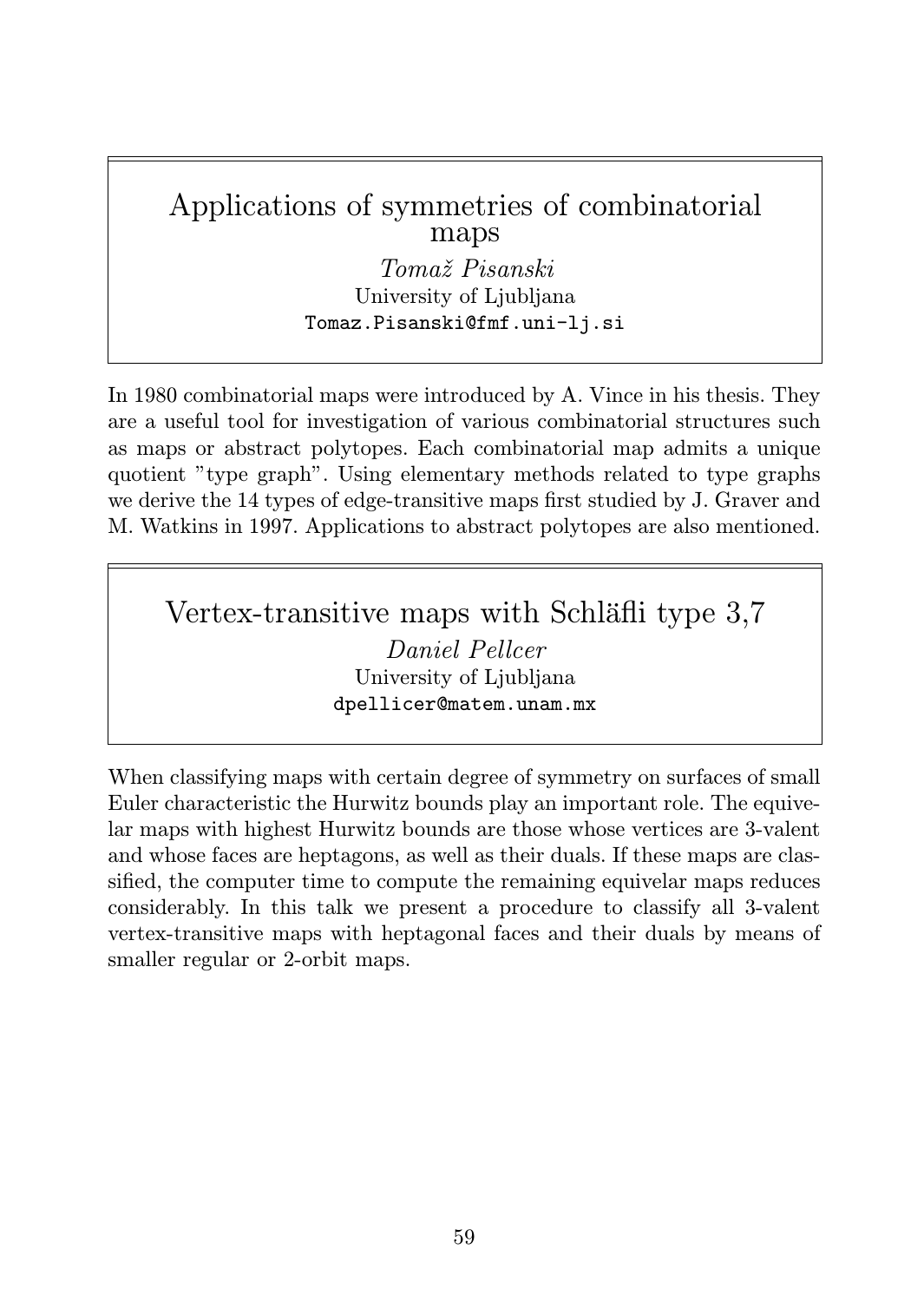## Applications of symmetries of combinatorial maps

*Tomaž Pisanski*
University of Ljubljana
Tomaz.Pisanski@fmf.uni-lj.si

In 1980 combinatorial maps were introduced by A. Vince in his thesis. They are a useful tool for investigation of various combinatorial structures such as maps or abstract polytopes. Each combinatorial map admits a unique quotient "type graph". Using elementary methods related to type graphs we derive the 14 types of edge-transitive maps first studied by J. Graver and M. Watkins in 1997. Applications to abstract polytopes are also mentioned.

## Vertex-transitive maps with Schläfli type 3,7

*Daniel Pellcer*
University of Ljubljana
dpellicer@matem.unam.mx

When classifying maps with certain degree of symmetry on surfaces of small Euler characteristic the Hurwitz bounds play an important role. The equivelar maps with highest Hurwitz bounds are those whose vertices are 3-valent and whose faces are heptagons, as well as their duals. If these maps are classified, the computer time to compute the remaining equivelar maps reduces considerably. In this talk we present a procedure to classify all 3-valent vertex-transitive maps with heptagonal faces and their duals by means of smaller regular or 2-orbit maps.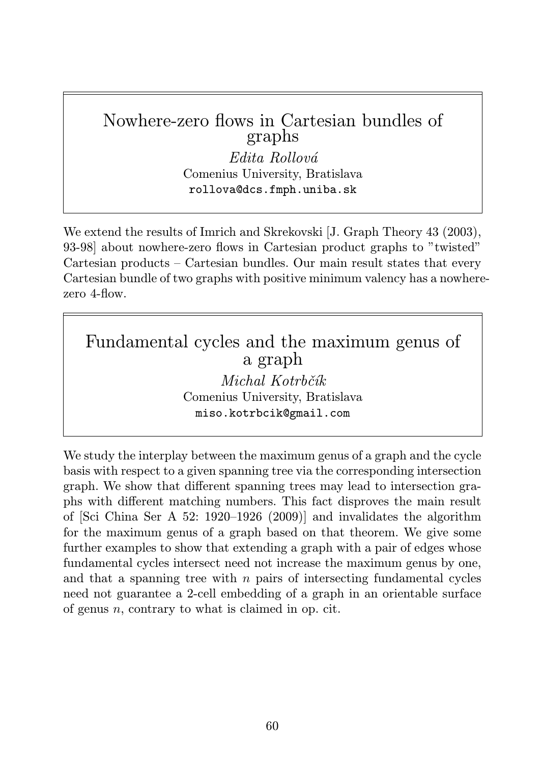## Nowhere-zero flows in Cartesian bundles of graphs

*Edita Rollová*
Comenius University, Bratislava
`rollova@dcs.fmph.uniba.sk`

We extend the results of Imrich and Skrekovski [J. Graph Theory 43 (2003), 93-98] about nowhere-zero flows in Cartesian product graphs to "twisted" Cartesian products – Cartesian bundles. Our main result states that every Cartesian bundle of two graphs with positive minimum valency has a nowhere-zero 4-flow.

## Fundamental cycles and the maximum genus of a graph

*Michal Kotrbčík*
Comenius University, Bratislava
`miso.kotrbcik@gmail.com`

We study the interplay between the maximum genus of a graph and the cycle basis with respect to a given spanning tree via the corresponding intersection graph. We show that different spanning trees may lead to intersection graphs with different matching numbers. This fact disproves the main result of [Sci China Ser A 52: 1920–1926 (2009)] and invalidates the algorithm for the maximum genus of a graph based on that theorem. We give some further examples to show that extending a graph with a pair of edges whose fundamental cycles intersect need not increase the maximum genus by one, and that a spanning tree with $n$ pairs of intersecting fundamental cycles need not guarantee a 2-cell embedding of a graph in an orientable surface of genus $n$, contrary to what is claimed in op. cit.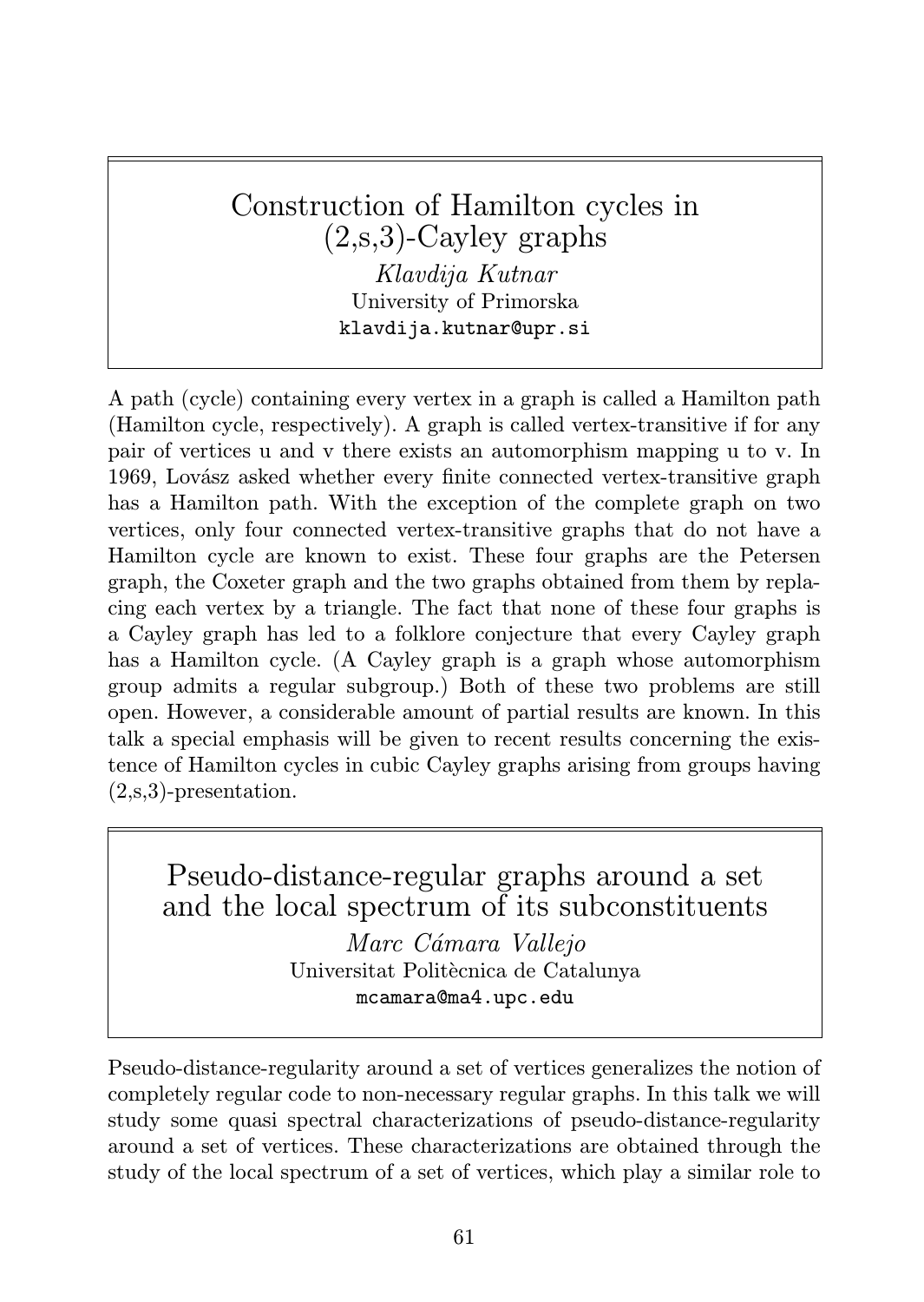## Construction of Hamilton cycles in (2,s,3)-Cayley graphs

*Klavdija Kutnar*
University of Primorska
klavdija.kutnar@upr.si

A path (cycle) containing every vertex in a graph is called a Hamilton path (Hamilton cycle, respectively). A graph is called vertex-transitive if for any pair of vertices u and v there exists an automorphism mapping u to v. In 1969, Lovász asked whether every finite connected vertex-transitive graph has a Hamilton path. With the exception of the complete graph on two vertices, only four connected vertex-transitive graphs that do not have a Hamilton cycle are known to exist. These four graphs are the Petersen graph, the Coxeter graph and the two graphs obtained from them by replacing each vertex by a triangle. The fact that none of these four graphs is a Cayley graph has led to a folklore conjecture that every Cayley graph has a Hamilton cycle. (A Cayley graph is a graph whose automorphism group admits a regular subgroup.) Both of these two problems are still open. However, a considerable amount of partial results are known. In this talk a special emphasis will be given to recent results concerning the existence of Hamilton cycles in cubic Cayley graphs arising from groups having (2,s,3)-presentation.

## Pseudo-distance-regular graphs around a set and the local spectrum of its subconstituents

*Marc Cámara Vallejo*
Universitat Politècnica de Catalunya
mcamara@ma4.upc.edu

Pseudo-distance-regularity around a set of vertices generalizes the notion of completely regular code to non-necessary regular graphs. In this talk we will study some quasi spectral characterizations of pseudo-distance-regularity around a set of vertices. These characterizations are obtained through the study of the local spectrum of a set of vertices, which play a similar role to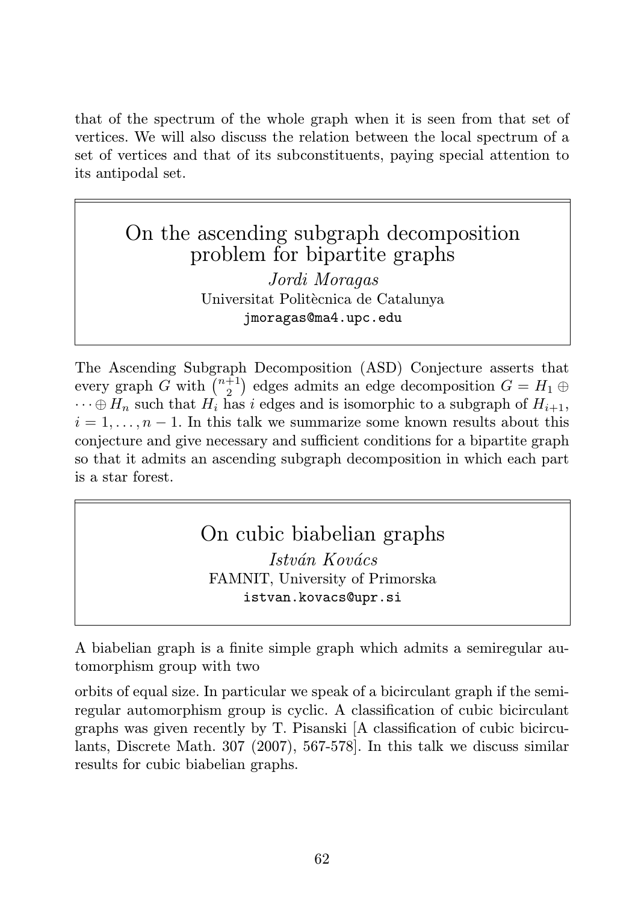that of the spectrum of the whole graph when it is seen from that set of vertices. We will also discuss the relation between the local spectrum of a set of vertices and that of its subconstituents, paying special attention to its antipodal set.

## On the ascending subgraph decomposition problem for bipartite graphs

*Jordi Moragas*
Universitat Politècnica de Catalunya
jmoragas@ma4.upc.edu

The Ascending Subgraph Decomposition (ASD) Conjecture asserts that every graph $G$ with $\binom{n+1}{2}$ edges admits an edge decomposition $G = H_1 \oplus \cdots \oplus H_n$ such that $H_i$ has $i$ edges and is isomorphic to a subgraph of $H_{i+1}$, $i = 1, \ldots, n-1$. In this talk we summarize some known results about this conjecture and give necessary and sufficient conditions for a bipartite graph so that it admits an ascending subgraph decomposition in which each part is a star forest.

## On cubic biabelian graphs

*István Kovács*
FAMNIT, University of Primorska
istvan.kovacs@upr.si

A biabelian graph is a finite simple graph which admits a semiregular automorphism group with two

orbits of equal size. In particular we speak of a bicirculant graph if the semiregular automorphism group is cyclic. A classification of cubic bicirculant graphs was given recently by T. Pisanski [A classification of cubic bicirculants, Discrete Math. 307 (2007), 567-578]. In this talk we discuss similar results for cubic biabelian graphs.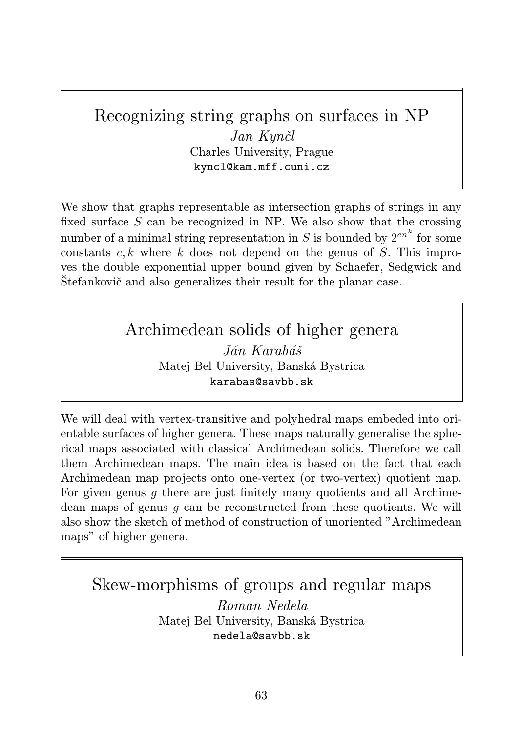## Recognizing string graphs on surfaces in NP

*Jan Kynčl*
Charles University, Prague
kyncl@kam.mff.cuni.cz

We show that graphs representable as intersection graphs of strings in any fixed surface $S$ can be recognized in NP. We also show that the crossing number of a minimal string representation in $S$ is bounded by $2^{cn^k}$ for some constants $c, k$ where $k$ does not depend on the genus of $S$. This improves the double exponential upper bound given by Schaefer, Sedgwick and Štefankovič and also generalizes their result for the planar case.

## Archimedean solids of higher genera

*Ján Karabáš*
Matej Bel University, Banská Bystrica
karabas@savbb.sk

We will deal with vertex-transitive and polyhedral maps embeded into orientable surfaces of higher genera. These maps naturally generalise the spherical maps associated with classical Archimedean solids. Therefore we call them Archimedean maps. The main idea is based on the fact that each Archimedean map projects onto one-vertex (or two-vertex) quotient map. For given genus $g$ there are just finitely many quotients and all Archimedean maps of genus $g$ can be reconstructed from these quotients. We will also show the sketch of method of construction of unoriented "Archimedean maps" of higher genera.

## Skew-morphisms of groups and regular maps

*Roman Nedela*
Matej Bel University, Banská Bystrica
nedela@savbb.sk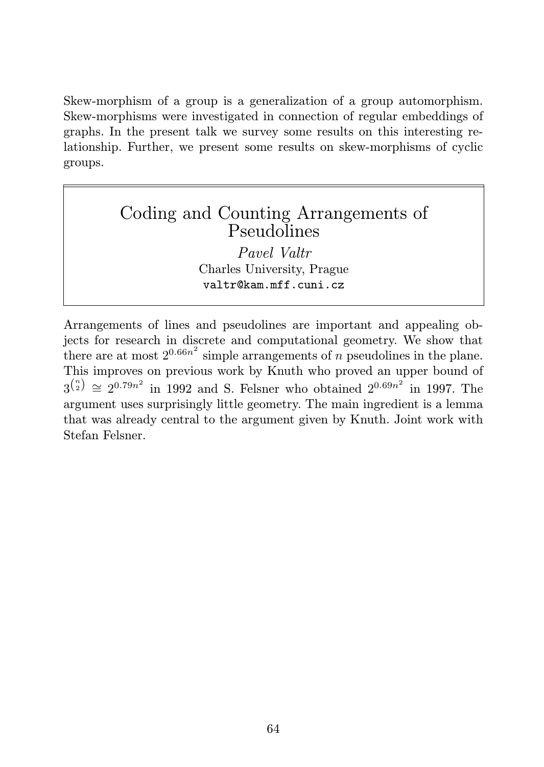Skew-morphism of a group is a generalization of a group automorphism. Skew-morphisms were investigated in connection of regular embeddings of graphs. In the present talk we survey some results on this interesting relationship. Further, we present some results on skew-morphisms of cyclic groups.

## Coding and Counting Arrangements of Pseudolines

*Pavel Valtr*
Charles University, Prague
`valtr@kam.mff.cuni.cz`

Arrangements of lines and pseudolines are important and appealing objects for research in discrete and computational geometry. We show that there are at most $2^{0.66n^2}$ simple arrangements of $n$ pseudolines in the plane. This improves on previous work by Knuth who proved an upper bound of $3^{\binom{n}{2}} \cong 2^{0.79n^2}$ in 1992 and S. Felsner who obtained $2^{0.69n^2}$ in 1997. The argument uses surprisingly little geometry. The main ingredient is a lemma that was already central to the argument given by Knuth. Joint work with Stefan Felsner.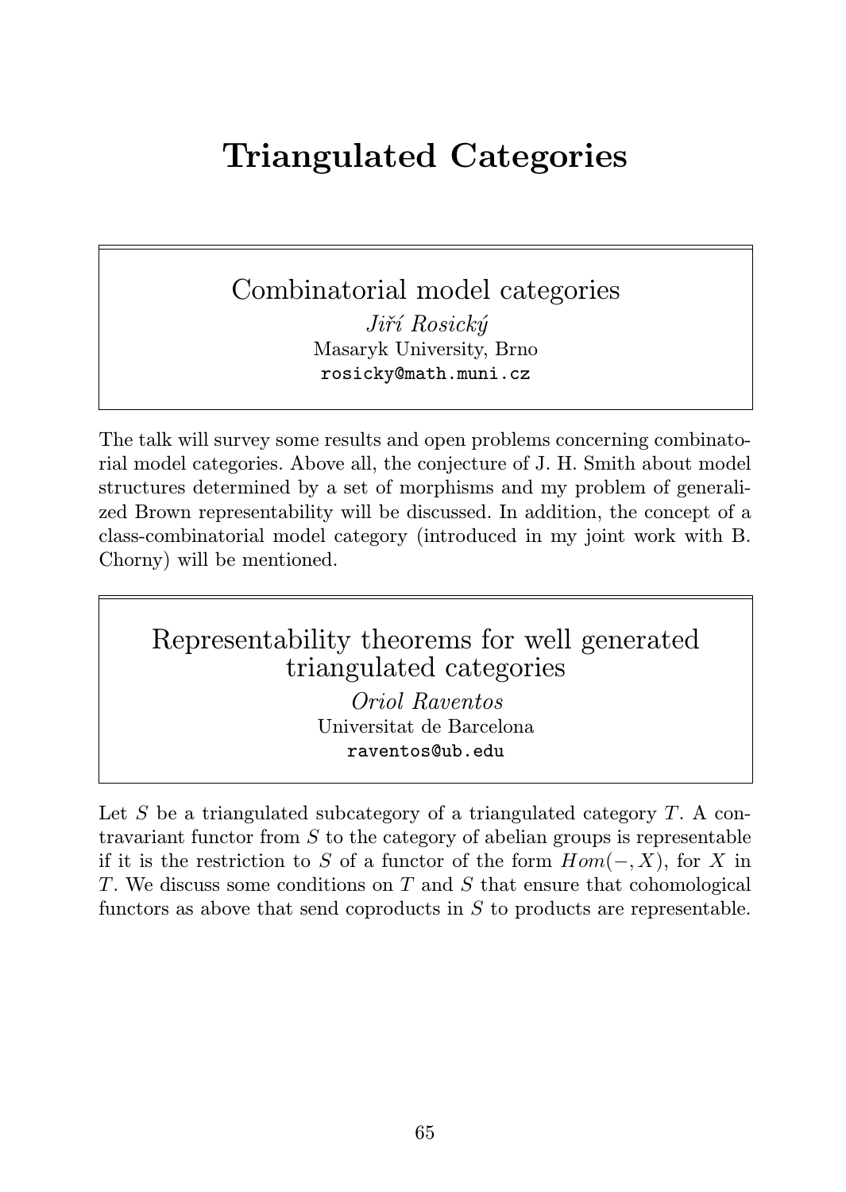# Triangulated Categories

## Combinatorial model categories

*Jiří Rosický*
Masaryk University, Brno
rosicky@math.muni.cz

The talk will survey some results and open problems concerning combinatorial model categories. Above all, the conjecture of J. H. Smith about model structures determined by a set of morphisms and my problem of generalized Brown representability will be discussed. In addition, the concept of a class-combinatorial model category (introduced in my joint work with B. Chorny) will be mentioned.

## Representability theorems for well generated triangulated categories

*Oriol Raventos*
Universitat de Barcelona
raventos@ub.edu

Let $S$ be a triangulated subcategory of a triangulated category $T$. A contravariant functor from $S$ to the category of abelian groups is representable if it is the restriction to $S$ of a functor of the form $Hom(-, X)$, for $X$ in $T$. We discuss some conditions on $T$ and $S$ that ensure that cohomological functors as above that send coproducts in $S$ to products are representable.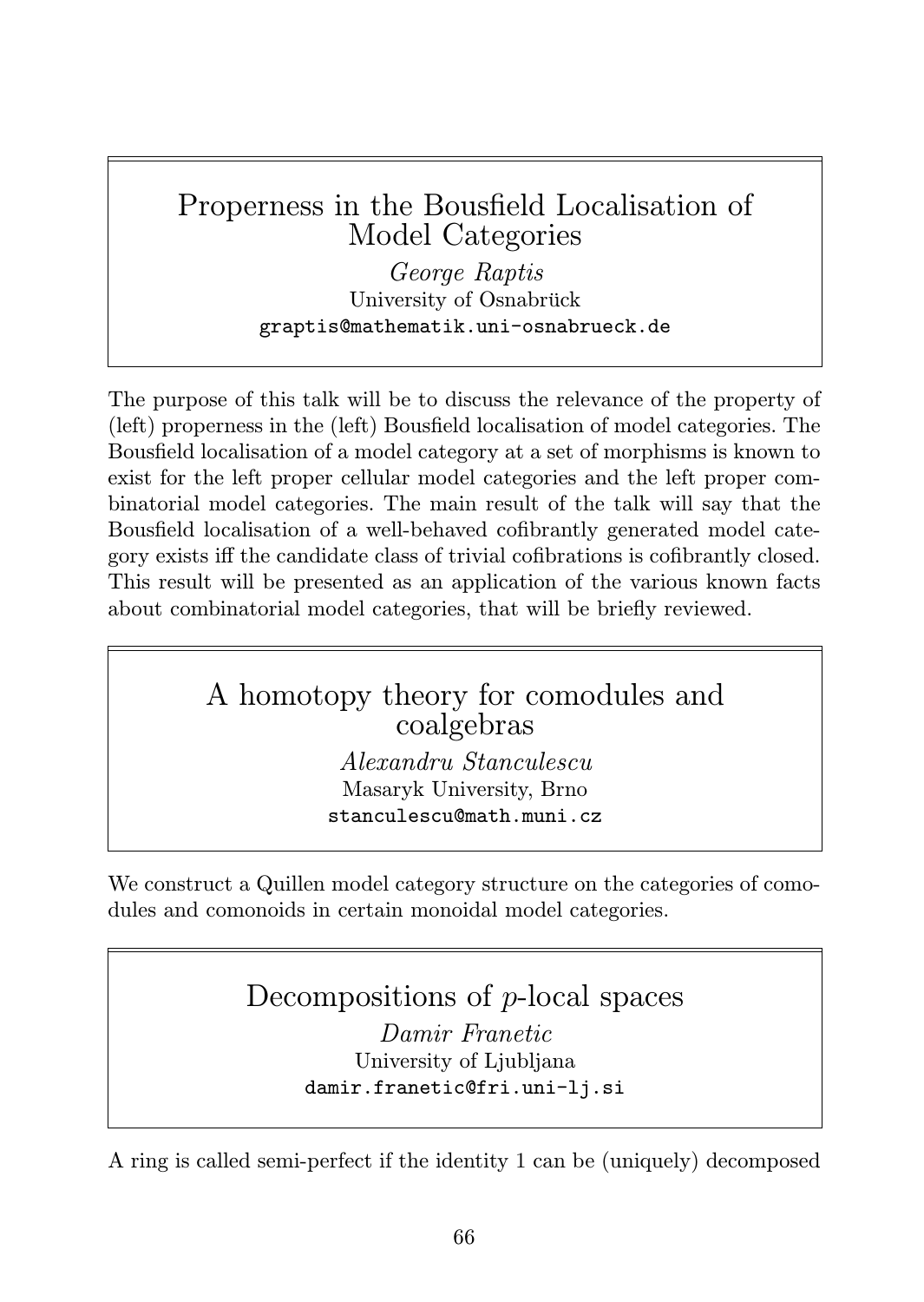## Properness in the Bousfield Localisation of Model Categories

*George Raptis*
University of Osnabrück
graptis@mathematik.uni-osnabrueck.de

The purpose of this talk will be to discuss the relevance of the property of (left) properness in the (left) Bousfield localisation of model categories. The Bousfield localisation of a model category at a set of morphisms is known to exist for the left proper cellular model categories and the left proper combinatorial model categories. The main result of the talk will say that the Bousfield localisation of a well-behaved cofibrantly generated model category exists iff the candidate class of trivial cofibrations is cofibrantly closed. This result will be presented as an application of the various known facts about combinatorial model categories, that will be briefly reviewed.

## A homotopy theory for comodules and coalgebras

*Alexandru Stanculescu*
Masaryk University, Brno
stanculescu@math.muni.cz

We construct a Quillen model category structure on the categories of comodules and comonoids in certain monoidal model categories.

## Decompositions of $p$-local spaces

*Damir Franetic*
University of Ljubljana
damir.franetic@fri.uni-lj.si

A ring is called semi-perfect if the identity 1 can be (uniquely) decomposed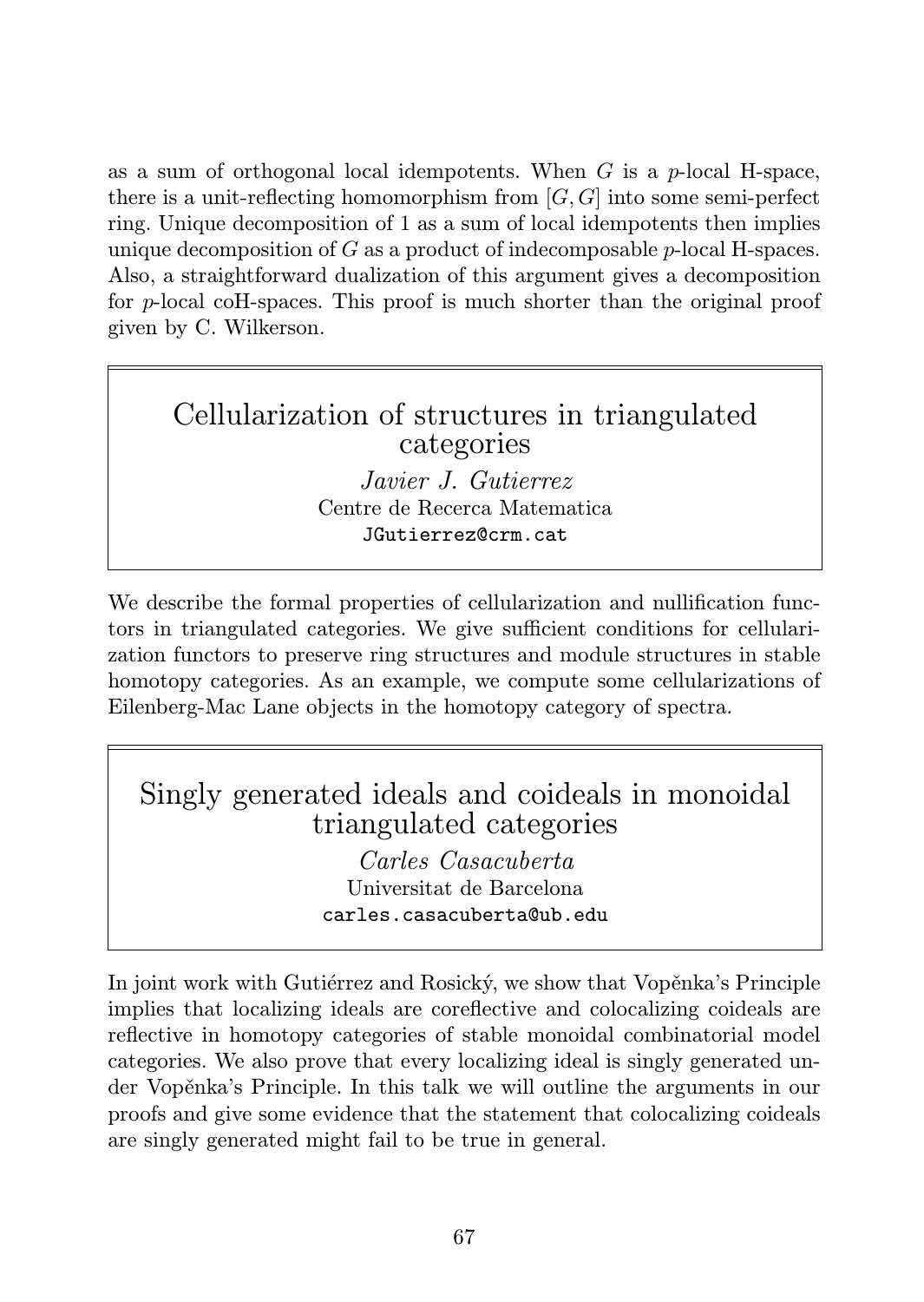as a sum of orthogonal local idempotents. When $G$ is a $p$-local H-space, there is a unit-reflecting homomorphism from $[G, G]$ into some semi-perfect ring. Unique decomposition of 1 as a sum of local idempotents then implies unique decomposition of $G$ as a product of indecomposable $p$-local H-spaces. Also, a straightforward dualization of this argument gives a decomposition for $p$-local coH-spaces. This proof is much shorter than the original proof given by C. Wilkerson.

## Cellularization of structures in triangulated categories

*Javier J. Gutierrez*
Centre de Recerca Matematica
`JGutierrez@crm.cat`

We describe the formal properties of cellularization and nullification functors in triangulated categories. We give sufficient conditions for cellularization functors to preserve ring structures and module structures in stable homotopy categories. As an example, we compute some cellularizations of Eilenberg-Mac Lane objects in the homotopy category of spectra.

## Singly generated ideals and coideals in monoidal triangulated categories

*Carles Casacuberta*
Universitat de Barcelona
`carles.casacuberta@ub.edu`

In joint work with Gutiérrez and Rosický, we show that Vopěnka's Principle implies that localizing ideals are coreflective and colocalizing coideals are reflective in homotopy categories of stable monoidal combinatorial model categories. We also prove that every localizing ideal is singly generated under Vopěnka's Principle. In this talk we will outline the arguments in our proofs and give some evidence that the statement that colocalizing coideals are singly generated might fail to be true in general.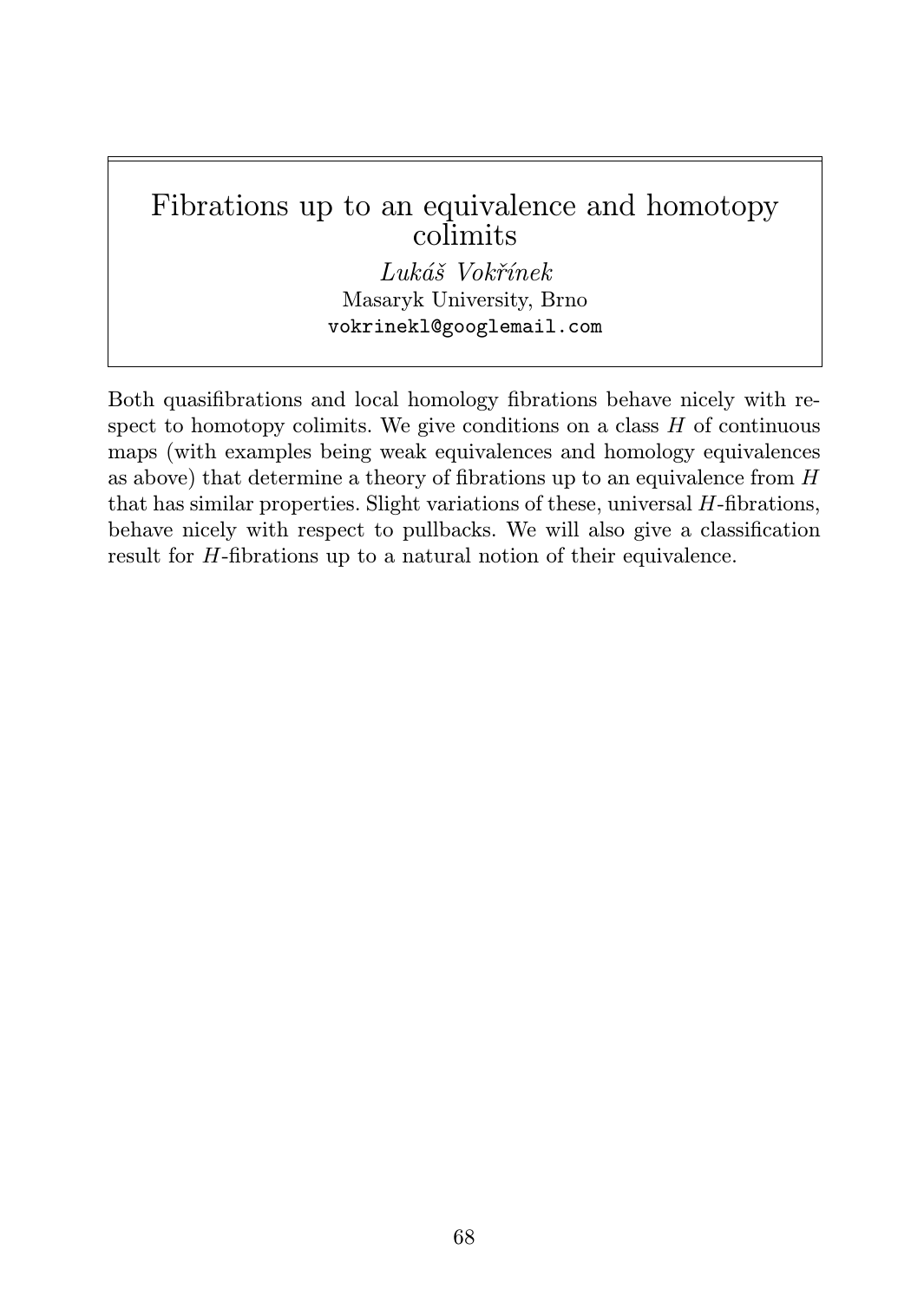# Fibrations up to an equivalence and homotopy colimits

*Lukáš Vokřínek*
Masaryk University, Brno
vokrinekl@googlemail.com

Both quasifibrations and local homology fibrations behave nicely with respect to homotopy colimits. We give conditions on a class $H$ of continuous maps (with examples being weak equivalences and homology equivalences as above) that determine a theory of fibrations up to an equivalence from $H$ that has similar properties. Slight variations of these, universal $H$-fibrations, behave nicely with respect to pullbacks. We will also give a classification result for $H$-fibrations up to a natural notion of their equivalence.